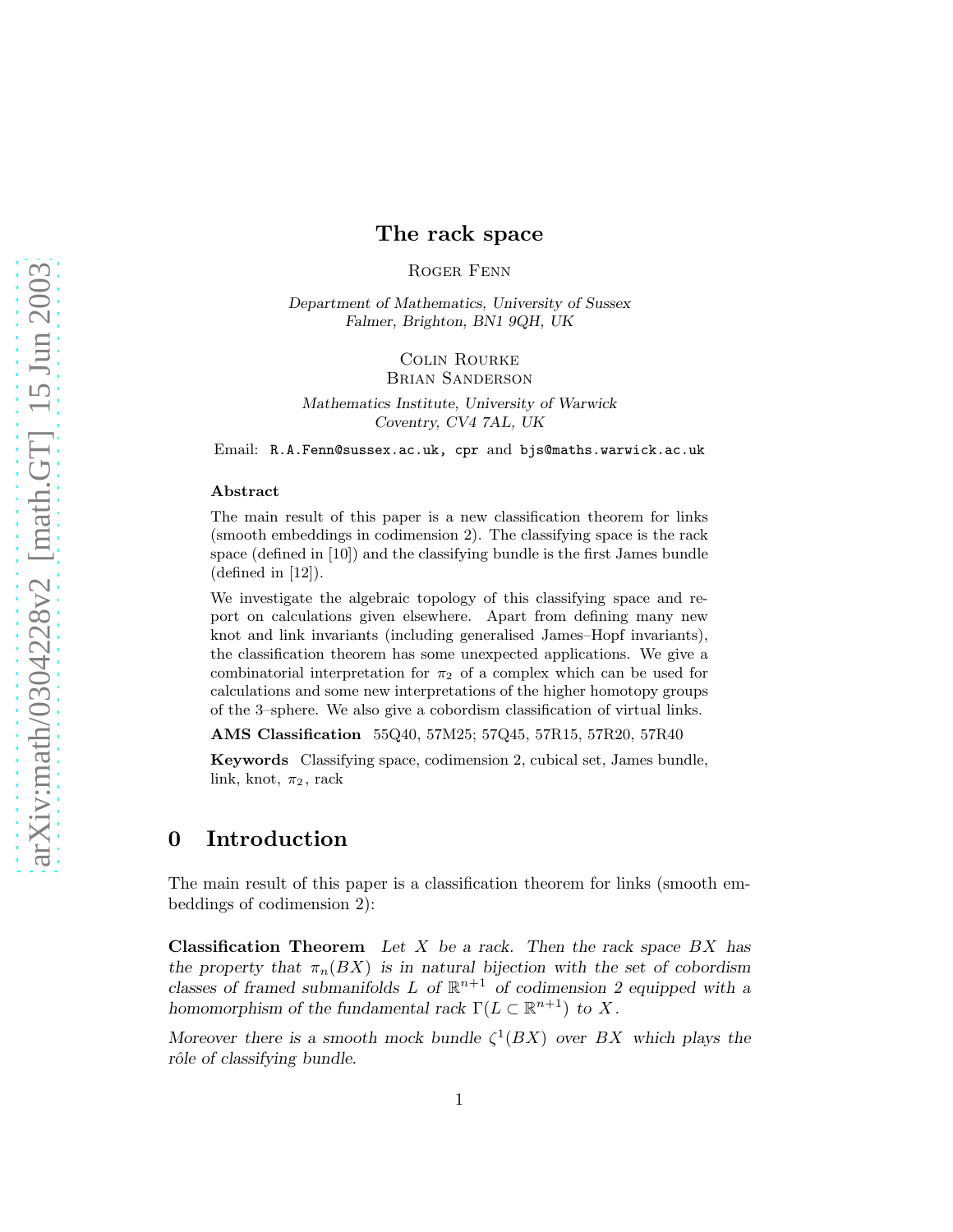# The rack space

Roger Fenn

*Department of Mathematics, University of Sussex*
*Falmer, Brighton, BN1 9QH, UK*

Colin Rourke
Brian Sanderson

*Mathematics Institute, University of Warwick*
*Coventry, CV4 7AL, UK*

Email: R.A.Fenn@sussex.ac.uk, cpr and bjs@maths.warwick.ac.uk

**Abstract**

The main result of this paper is a new classification theorem for links (smooth embeddings in codimension 2). The classifying space is the rack space (defined in [10]) and the classifying bundle is the first James bundle (defined in [12]).

We investigate the algebraic topology of this classifying space and report on calculations given elsewhere. Apart from defining many new knot and link invariants (including generalised James–Hopf invariants), the classification theorem has some unexpected applications. We give a combinatorial interpretation for $\pi_2$ of a complex which can be used for calculations and some new interpretations of the higher homotopy groups of the 3–sphere. We also give a cobordism classification of virtual links.

**AMS Classification** 55Q40, 57M25; 57Q45, 57R15, 57R20, 57R40

**Keywords** Classifying space, codimension 2, cubical set, James bundle, link, knot, $\pi_2$, rack

## 0 Introduction

The main result of this paper is a classification theorem for links (smooth embeddings of codimension 2):

**Classification Theorem** *Let $X$ be a rack. Then the rack space $BX$ has the property that $\pi_n(BX)$ is in natural bijection with the set of cobordism classes of framed submanifolds $L$ of $\mathbb{R}^{n+1}$ of codimension 2 equipped with a homomorphism of the fundamental rack $\Gamma(L \subset \mathbb{R}^{n+1})$ to $X$.*

*Moreover there is a smooth mock bundle $\zeta^1(BX)$ over $BX$ which plays the rôle of classifying bundle.*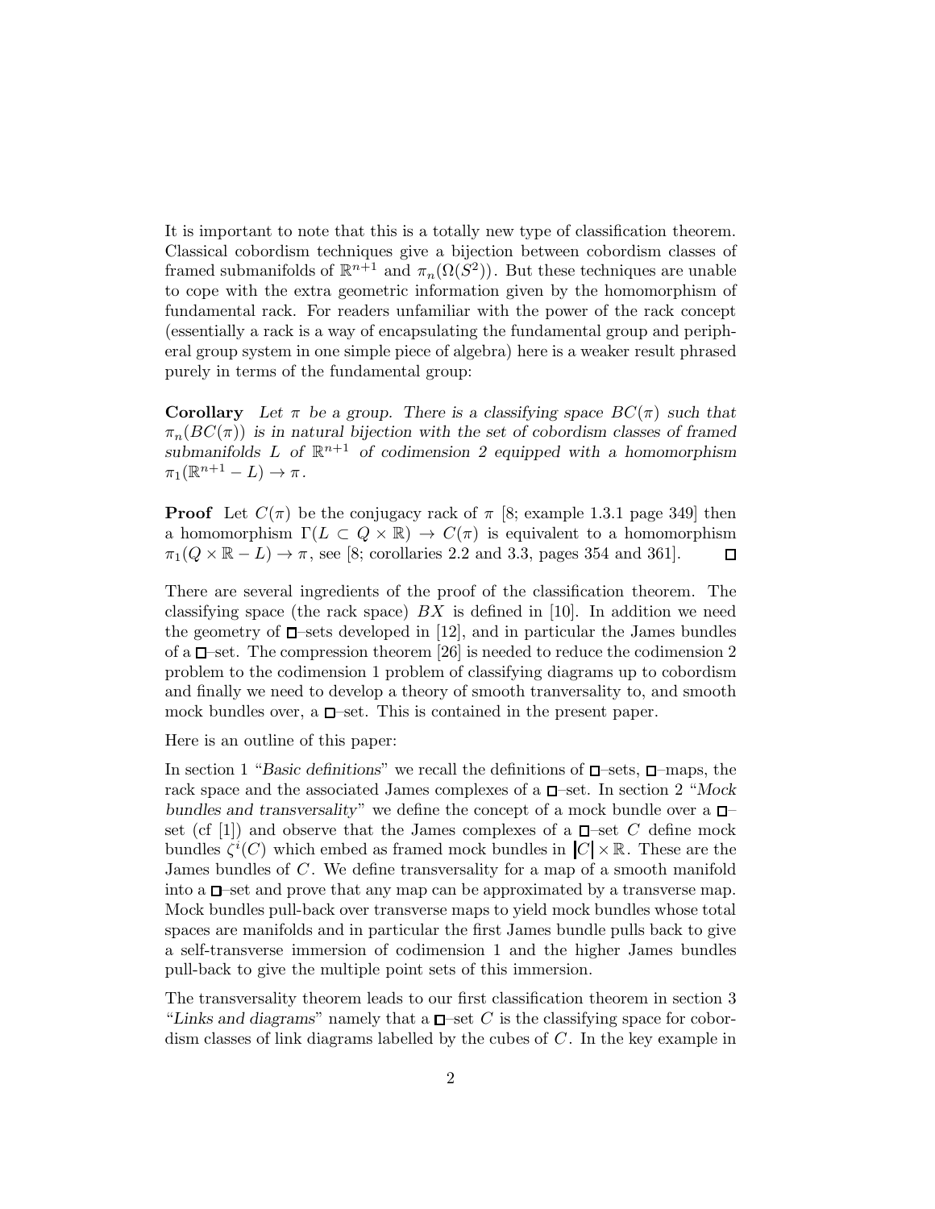It is important to note that this is a totally new type of classification theorem. Classical cobordism techniques give a bijection between cobordism classes of framed submanifolds of $\mathbb{R}^{n+1}$ and $\pi_n(\Omega(S^2))$. But these techniques are unable to cope with the extra geometric information given by the homomorphism of fundamental rack. For readers unfamiliar with the power of the rack concept (essentially a rack is a way of encapsulating the fundamental group and peripheral group system in one simple piece of algebra) here is a weaker result phrased purely in terms of the fundamental group:

**Corollary** *Let $\pi$ be a group. There is a classifying space $BC(\pi)$ such that $\pi_n(BC(\pi))$ is in natural bijection with the set of cobordism classes of framed submanifolds $L$ of $\mathbb{R}^{n+1}$ of codimension 2 equipped with a homomorphism $\pi_1(\mathbb{R}^{n+1} - L) \to \pi$.*

**Proof** Let $C(\pi)$ be the conjugacy rack of $\pi$ [8; example 1.3.1 page 349] then a homomorphism $\Gamma(L \subset Q \times \mathbb{R}) \to C(\pi)$ is equivalent to a homomorphism $\pi_1(Q \times \mathbb{R} - L) \to \pi$, see [8; corollaries 2.2 and 3.3, pages 354 and 361]. □

There are several ingredients of the proof of the classification theorem. The classifying space (the rack space) $BX$ is defined in [10]. In addition we need the geometry of □–sets developed in [12], and in particular the James bundles of a □–set. The compression theorem [26] is needed to reduce the codimension 2 problem to the codimension 1 problem of classifying diagrams up to cobordism and finally we need to develop a theory of smooth tranversality to, and smooth mock bundles over, a □–set. This is contained in the present paper.

Here is an outline of this paper:

In section 1 "*Basic definitions*" we recall the definitions of □–sets, □–maps, the rack space and the associated James complexes of a □–set. In section 2 "*Mock bundles and transversality*" we define the concept of a mock bundle over a □–set (cf [1]) and observe that the James complexes of a □–set $C$ define mock bundles $\zeta^i(C)$ which embed as framed mock bundles in $|C| \times \mathbb{R}$. These are the James bundles of $C$. We define transversality for a map of a smooth manifold into a □–set and prove that any map can be approximated by a transverse map. Mock bundles pull-back over transverse maps to yield mock bundles whose total spaces are manifolds and in particular the first James bundle pulls back to give a self-transverse immersion of codimension 1 and the higher James bundles pull-back to give the multiple point sets of this immersion.

The transversality theorem leads to our first classification theorem in section 3 "*Links and diagrams*" namely that a □–set $C$ is the classifying space for cobordism classes of link diagrams labelled by the cubes of $C$. In the key example in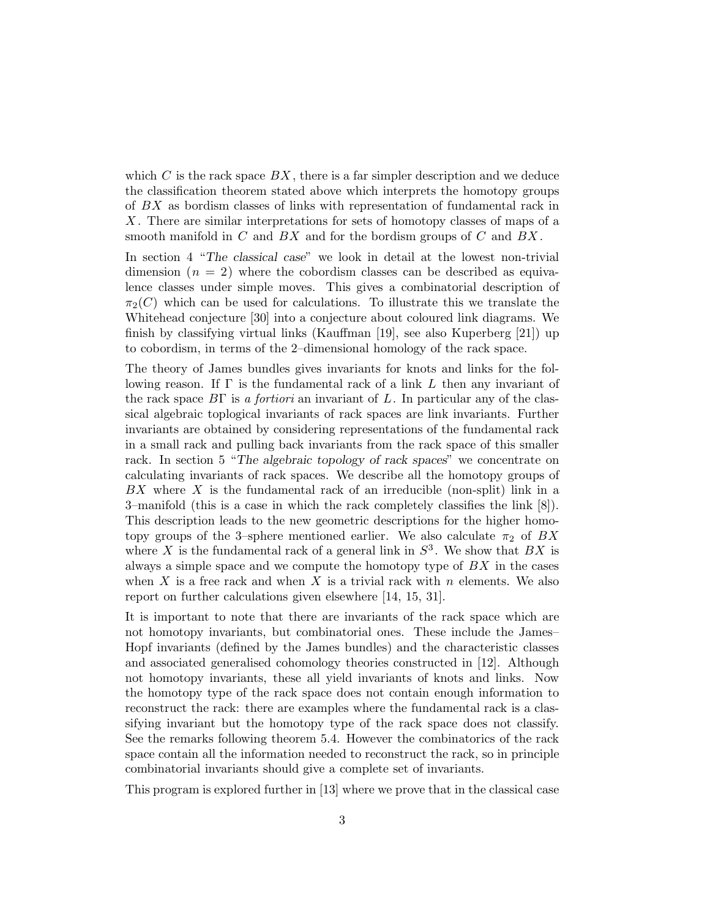which $C$ is the rack space $BX$, there is a far simpler description and we deduce the classification theorem stated above which interprets the homotopy groups of $BX$ as bordism classes of links with representation of fundamental rack in $X$. There are similar interpretations for sets of homotopy classes of maps of a smooth manifold in $C$ and $BX$ and for the bordism groups of $C$ and $BX$.

In section 4 "*The classical case*" we look in detail at the lowest non-trivial dimension ($n = 2$) where the cobordism classes can be described as equivalence classes under simple moves. This gives a combinatorial description of $\pi_2(C)$ which can be used for calculations. To illustrate this we translate the Whitehead conjecture [30] into a conjecture about coloured link diagrams. We finish by classifying virtual links (Kauffman [19], see also Kuperberg [21]) up to cobordism, in terms of the 2–dimensional homology of the rack space.

The theory of James bundles gives invariants for knots and links for the following reason. If $\Gamma$ is the fundamental rack of a link $L$ then any invariant of the rack space $B\Gamma$ is *a fortiori* an invariant of $L$. In particular any of the classical algebraic topological invariants of rack spaces are link invariants. Further invariants are obtained by considering representations of the fundamental rack in a small rack and pulling back invariants from the rack space of this smaller rack. In section 5 "*The algebraic topology of rack spaces*" we concentrate on calculating invariants of rack spaces. We describe all the homotopy groups of $BX$ where $X$ is the fundamental rack of an irreducible (non-split) link in a 3–manifold (this is a case in which the rack completely classifies the link [8]). This description leads to the new geometric descriptions for the higher homotopy groups of the 3–sphere mentioned earlier. We also calculate $\pi_2$ of $BX$ where $X$ is the fundamental rack of a general link in $S^3$. We show that $BX$ is always a simple space and we compute the homotopy type of $BX$ in the cases when $X$ is a free rack and when $X$ is a trivial rack with $n$ elements. We also report on further calculations given elsewhere [14, 15, 31].

It is important to note that there are invariants of the rack space which are not homotopy invariants, but combinatorial ones. These include the James–Hopf invariants (defined by the James bundles) and the characteristic classes and associated generalised cohomology theories constructed in [12]. Although not homotopy invariants, these all yield invariants of knots and links. Now the homotopy type of the rack space does not contain enough information to reconstruct the rack: there are examples where the fundamental rack is a classifying invariant but the homotopy type of the rack space does not classify. See the remarks following theorem 5.4. However the combinatorics of the rack space contain all the information needed to reconstruct the rack, so in principle combinatorial invariants should give a complete set of invariants.

This program is explored further in [13] where we prove that in the classical case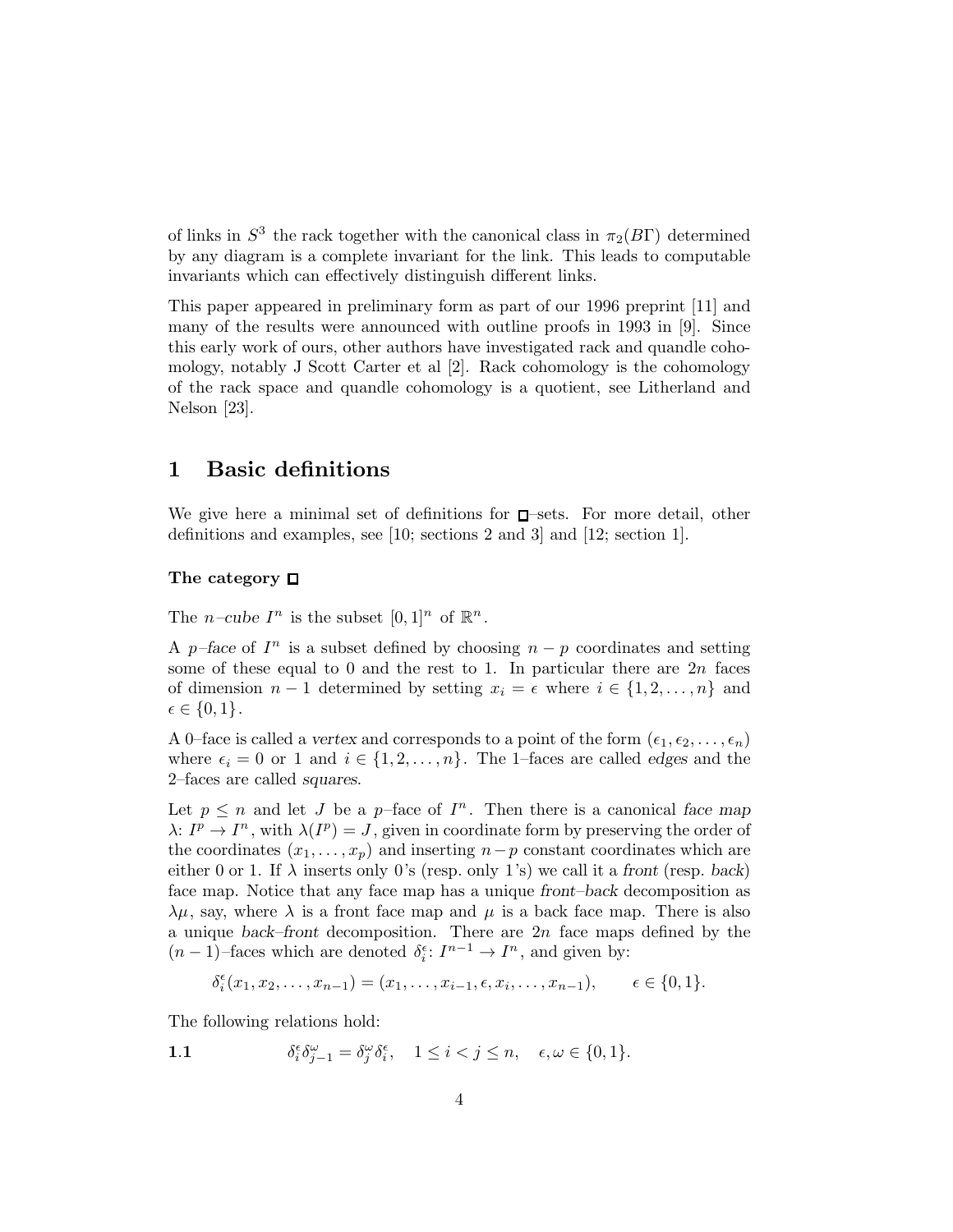of links in $S^3$ the rack together with the canonical class in $\pi_2(B\Gamma)$ determined by any diagram is a complete invariant for the link. This leads to computable invariants which can effectively distinguish different links.

This paper appeared in preliminary form as part of our 1996 preprint [11] and many of the results were announced with outline proofs in 1993 in [9]. Since this early work of ours, other authors have investigated rack and quandle cohomology, notably J Scott Carter et al [2]. Rack cohomology is the cohomology of the rack space and quandle cohomology is a quotient, see Litherland and Nelson [23].

# 1 Basic definitions

We give here a minimal set of definitions for $\square$–sets. For more detail, other definitions and examples, see [10; sections 2 and 3] and [12; section 1].

### The category $\square$

The *n–cube* $I^n$ is the subset $[0,1]^n$ of $\mathbb{R}^n$.

A *p–face* of $I^n$ is a subset defined by choosing $n-p$ coordinates and setting some of these equal to 0 and the rest to 1. In particular there are $2n$ faces of dimension $n-1$ determined by setting $x_i = \epsilon$ where $i \in \{1, 2, \ldots, n\}$ and $\epsilon \in \{0, 1\}$.

A 0–face is called a *vertex* and corresponds to a point of the form $(\epsilon_1, \epsilon_2, \ldots, \epsilon_n)$ where $\epsilon_i = 0$ or 1 and $i \in \{1, 2, \ldots, n\}$. The 1–faces are called *edges* and the 2–faces are called *squares*.

Let $p \leq n$ and let $J$ be a $p$–face of $I^n$. Then there is a canonical *face map* $\lambda\colon I^p \to I^n$, with $\lambda(I^p) = J$, given in coordinate form by preserving the order of the coordinates $(x_1, \ldots, x_p)$ and inserting $n-p$ constant coordinates which are either 0 or 1. If $\lambda$ inserts only 0's (resp. only 1's) we call it a *front* (resp. *back*) face map. Notice that any face map has a unique *front–back* decomposition as $\lambda\mu$, say, where $\lambda$ is a front face map and $\mu$ is a back face map. There is also a unique *back–front* decomposition. There are $2n$ face maps defined by the $(n-1)$–faces which are denoted $\delta_i^\epsilon\colon I^{n-1} \to I^n$, and given by:

$$\delta_i^\epsilon(x_1, x_2, \ldots, x_{n-1}) = (x_1, \ldots, x_{i-1}, \epsilon, x_i, \ldots, x_{n-1}), \qquad \epsilon \in \{0, 1\}.$$

The following relations hold:

**1.1** $$\delta_i^\epsilon \delta_{j-1}^\omega = \delta_j^\omega \delta_i^\epsilon, \quad 1 \leq i < j \leq n, \quad \epsilon, \omega \in \{0, 1\}.$$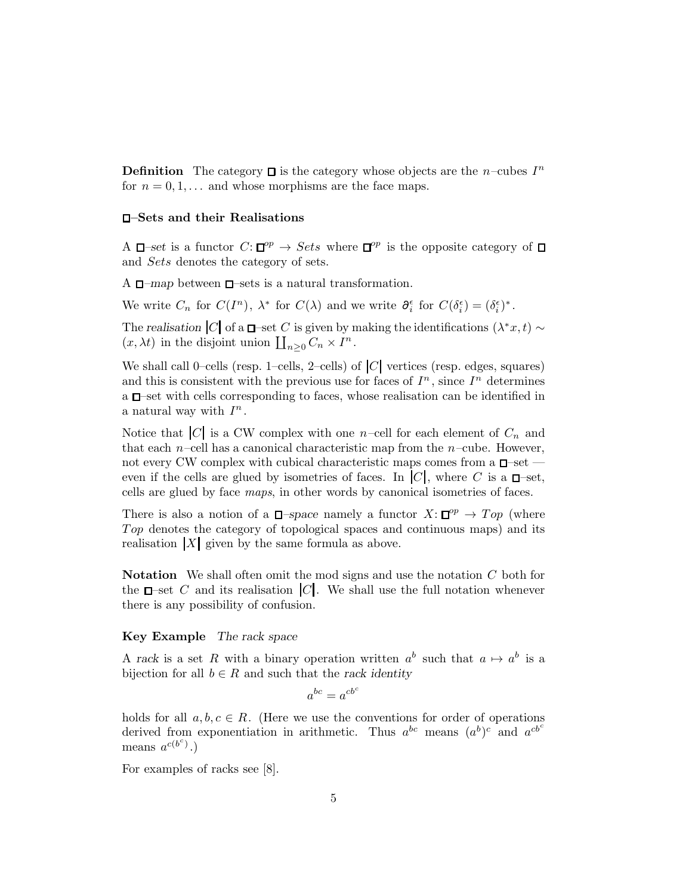**Definition** The category $\square$ is the category whose objects are the $n$–cubes $I^n$ for $n = 0, 1, \dots$ and whose morphisms are the face maps.

### $\square$–Sets and their Realisations

A *$\square$–set* is a functor $C\colon \square^{op} \to Sets$ where $\square^{op}$ is the opposite category of $\square$ and $Sets$ denotes the category of sets.

A *$\square$–map* between $\square$–sets is a natural transformation.

We write $C_n$ for $C(I^n)$, $\lambda^*$ for $C(\lambda)$ and we write $\partial_i^\epsilon$ for $C(\delta_i^\epsilon) = (\delta_i^\epsilon)^*$.

The *realisation* $|C|$ of a $\square$–set $C$ is given by making the identifications $(\lambda^* x, t) \sim (x, \lambda t)$ in the disjoint union $\coprod_{n \geq 0} C_n \times I^n$.

We shall call 0–cells (resp. 1–cells, 2–cells) of $|C|$ vertices (resp. edges, squares) and this is consistent with the previous use for faces of $I^n$, since $I^n$ determines a $\square$–set with cells corresponding to faces, whose realisation can be identified in a natural way with $I^n$.

Notice that $|C|$ is a CW complex with one $n$–cell for each element of $C_n$ and that each $n$–cell has a canonical characteristic map from the $n$–cube. However, not every CW complex with cubical characteristic maps comes from a $\square$–set — even if the cells are glued by isometries of faces. In $|C|$, where $C$ is a $\square$–set, cells are glued by face *maps*, in other words by canonical isometries of faces.

There is also a notion of a *$\square$–space* namely a functor $X\colon \square^{op} \to Top$ (where $Top$ denotes the category of topological spaces and continuous maps) and its realisation $|X|$ given by the same formula as above.

**Notation** We shall often omit the mod signs and use the notation $C$ both for the $\square$–set $C$ and its realisation $|C|$. We shall use the full notation whenever there is any possibility of confusion.

**Key Example** *The rack space*

A *rack* is a set $R$ with a binary operation written $a^b$ such that $a \mapsto a^b$ is a bijection for all $b \in R$ and such that the *rack identity*

$$a^{bc} = a^{cb^c}$$

holds for all $a, b, c \in R$. (Here we use the conventions for order of operations derived from exponentiation in arithmetic. Thus $a^{bc}$ means $(a^b)^c$ and $a^{cb^c}$ means $a^{c(b^c)}$.)

For examples of racks see [8].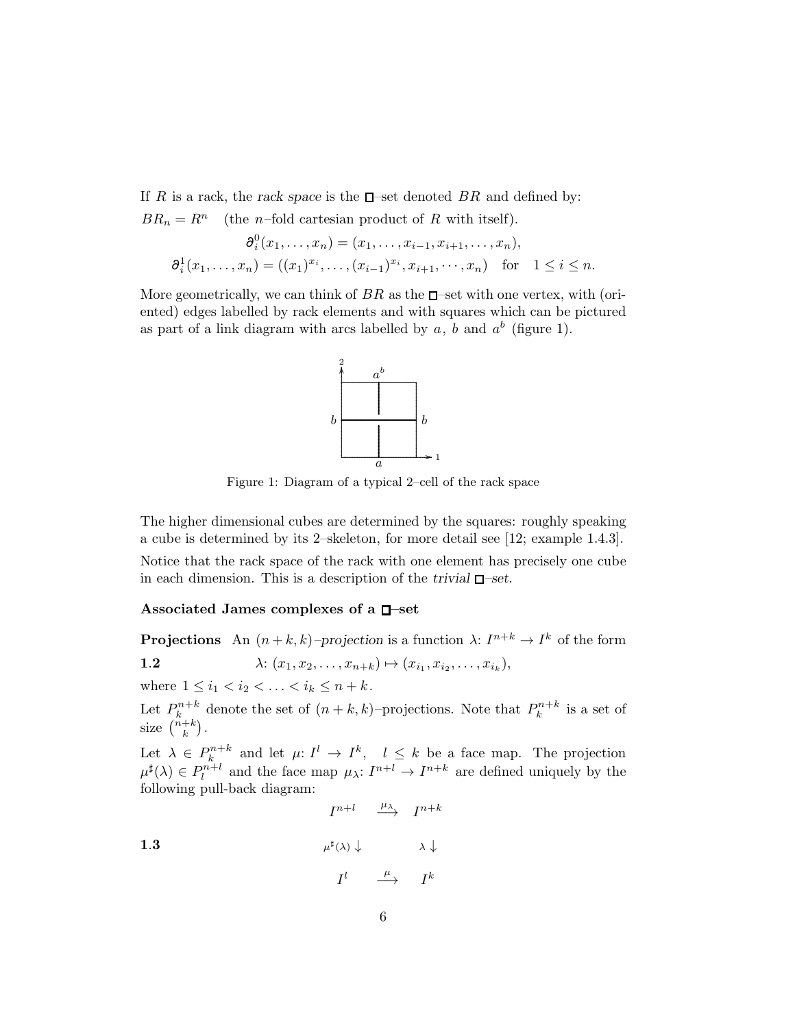If $R$ is a rack, the *rack space* is the $\square$–set denoted $BR$ and defined by:

$BR_n = R^n$ (the $n$–fold cartesian product of $R$ with itself).

$$\partial_i^0(x_1, \ldots, x_n) = (x_1, \ldots, x_{i-1}, x_{i+1}, \ldots, x_n),$$

$$\partial_i^1(x_1, \ldots, x_n) = ((x_1)^{x_i}, \ldots, (x_{i-1})^{x_i}, x_{i+1}, \cdots, x_n) \quad \text{for} \quad 1 \le i \le n.$$

More geometrically, we can think of $BR$ as the $\square$–set with one vertex, with (oriented) edges labelled by rack elements and with squares which can be pictured as part of a link diagram with arcs labelled by $a$, $b$ and $a^b$ (figure 1).

Figure 1: Diagram of a typical 2–cell of the rack space

The higher dimensional cubes are determined by the squares: roughly speaking a cube is determined by its 2–skeleton, for more detail see [12; example 1.4.3].

Notice that the rack space of the rack with one element has precisely one cube in each dimension. This is a description of the *trivial* $\square$*–set*.

**Associated James complexes of a $\square$–set**

**Projections** An $(n+k, k)$–*projection* is a function $\lambda$: $I^{n+k} \to I^k$ of the form

**1.2**
$$\lambda\colon (x_1, x_2, \ldots, x_{n+k}) \mapsto (x_{i_1}, x_{i_2}, \ldots, x_{i_k}),$$

where $1 \le i_1 < i_2 < \ldots < i_k \le n+k$.

Let $P_k^{n+k}$ denote the set of $(n+k, k)$–projections. Note that $P_k^{n+k}$ is a set of size $\binom{n+k}{k}$.

Let $\lambda \in P_k^{n+k}$ and let $\mu$: $I^l \to I^k$, $l \le k$ be a face map. The projection $\mu^\sharp(\lambda) \in P_l^{n+l}$ and the face map $\mu_\lambda$: $I^{n+l} \to I^{n+k}$ are defined uniquely by the following pull-back diagram:

**1.3**
$$\begin{array}{ccc} I^{n+l} & \xrightarrow{\mu_\lambda} & I^{n+k} \\ {\scriptstyle \mu^\sharp(\lambda)} \downarrow & & {\scriptstyle \lambda} \downarrow \\ I^l & \xrightarrow{\mu} & I^k \end{array}$$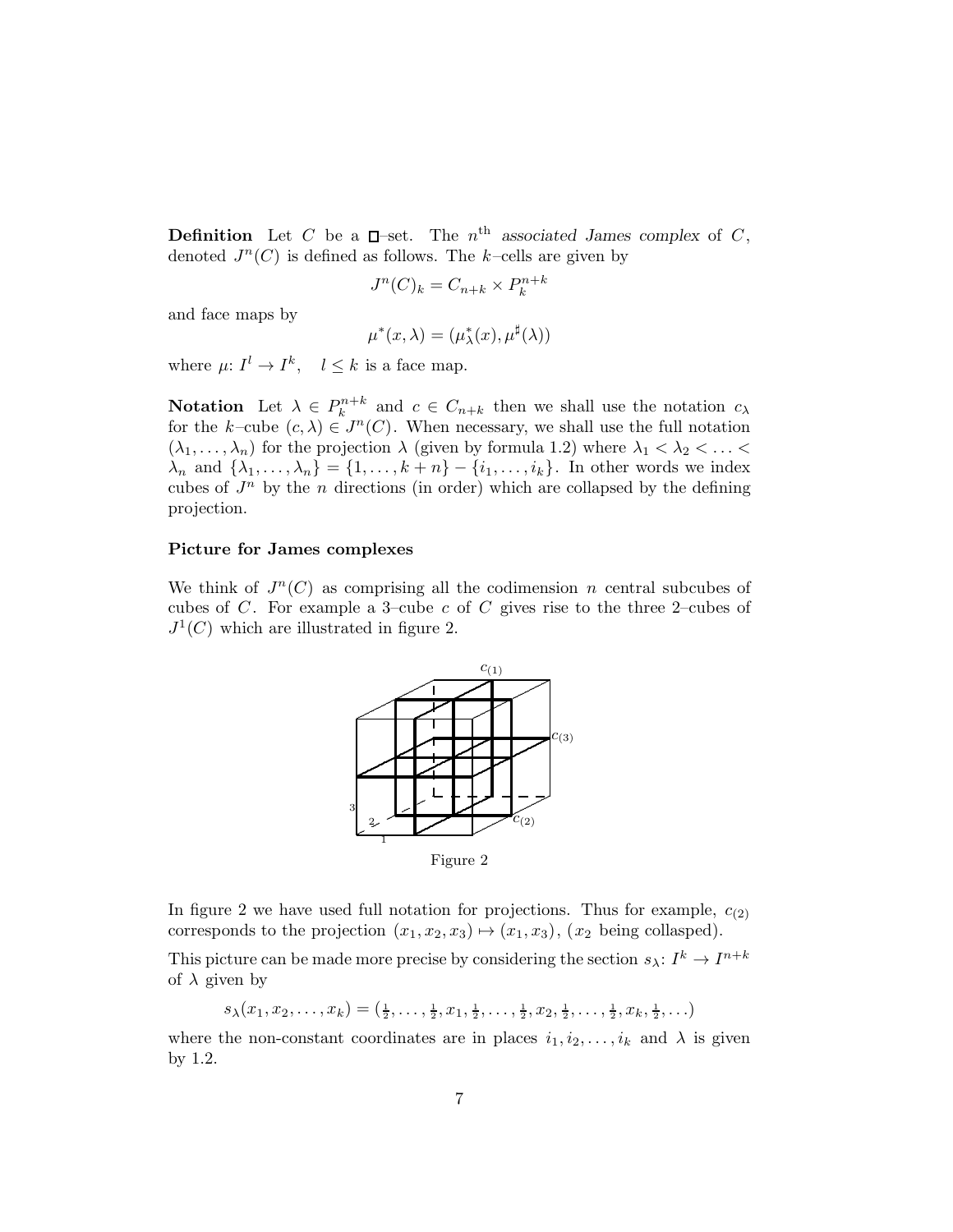**Definition** Let $C$ be a $\square$–set. The $n^{\text{th}}$ *associated James complex* of $C$, denoted $J^n(C)$ is defined as follows. The $k$–cells are given by

$$J^n(C)_k = C_{n+k} \times P_k^{n+k}$$

and face maps by

$$\mu^*(x, \lambda) = (\mu_\lambda^*(x), \mu^\sharp(\lambda))$$

where $\mu\colon I^l \to I^k$, $\quad l \leq k$ is a face map.

**Notation** Let $\lambda \in P_k^{n+k}$ and $c \in C_{n+k}$ then we shall use the notation $c_\lambda$ for the $k$–cube $(c, \lambda) \in J^n(C)$. When necessary, we shall use the full notation $(\lambda_1, \ldots, \lambda_n)$ for the projection $\lambda$ (given by formula 1.2) where $\lambda_1 < \lambda_2 < \ldots < \lambda_n$ and $\{\lambda_1, \ldots, \lambda_n\} = \{1, \ldots, k+n\} - \{i_1, \ldots, i_k\}$. In other words we index cubes of $J^n$ by the $n$ directions (in order) which are collapsed by the defining projection.

### Picture for James complexes

We think of $J^n(C)$ as comprising all the codimension $n$ central subcubes of cubes of $C$. For example a 3–cube $c$ of $C$ gives rise to the three 2–cubes of $J^1(C)$ which are illustrated in figure 2.

Figure 2

In figure 2 we have used full notation for projections. Thus for example, $c_{(2)}$ corresponds to the projection $(x_1, x_2, x_3) \mapsto (x_1, x_3)$, ($x_2$ being collasped).

This picture can be made more precise by considering the section $s_\lambda\colon I^k \to I^{n+k}$ of $\lambda$ given by

$$s_\lambda(x_1, x_2, \ldots, x_k) = (\tfrac{1}{2}, \ldots, \tfrac{1}{2}, x_1, \tfrac{1}{2}, \ldots, \tfrac{1}{2}, x_2, \tfrac{1}{2}, \ldots, \tfrac{1}{2}, x_k, \tfrac{1}{2}, \ldots)$$

where the non-constant coordinates are in places $i_1, i_2, \ldots, i_k$ and $\lambda$ is given by 1.2.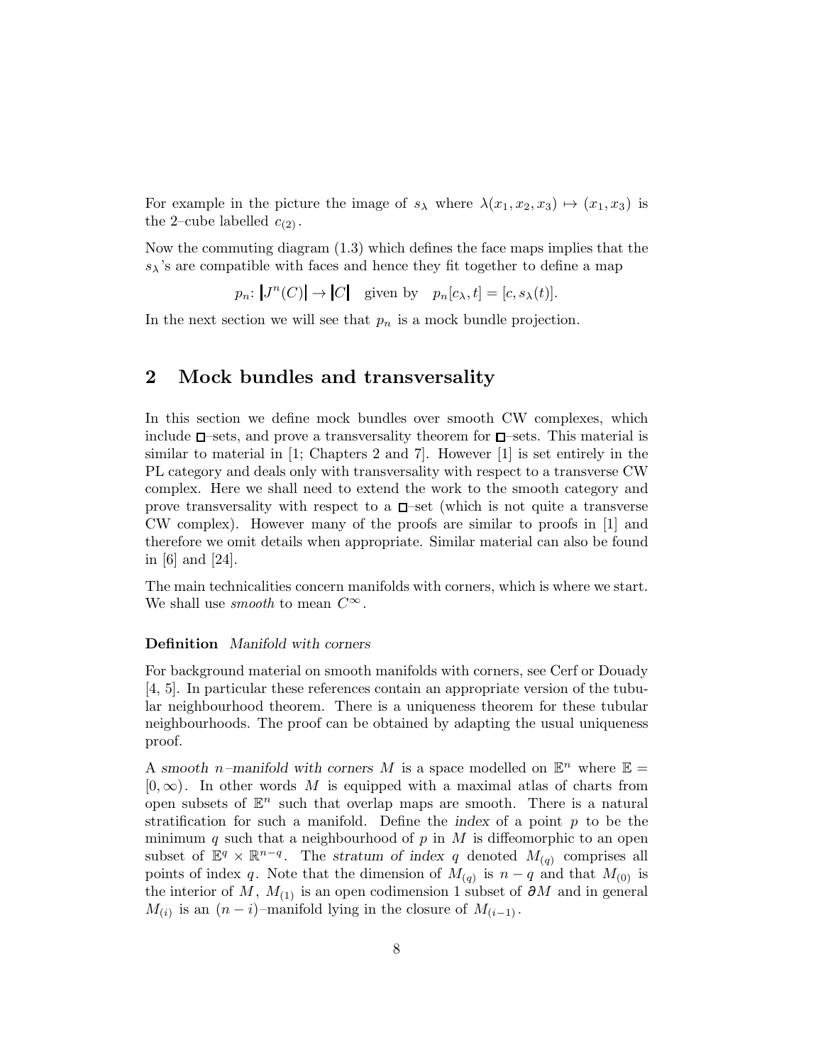For example in the picture the image of $s_\lambda$ where $\lambda(x_1, x_2, x_3) \mapsto (x_1, x_3)$ is the 2–cube labelled $c_{(2)}$.

Now the commuting diagram (1.3) which defines the face maps implies that the $s_\lambda$'s are compatible with faces and hence they fit together to define a map

$$p_n\colon |J^n(C)| \to |C| \quad \text{given by} \quad p_n[c_\lambda, t] = [c, s_\lambda(t)].$$

In the next section we will see that $p_n$ is a mock bundle projection.

## 2 Mock bundles and transversality

In this section we define mock bundles over smooth CW complexes, which include $\square$–sets, and prove a transversality theorem for $\square$–sets. This material is similar to material in [1; Chapters 2 and 7]. However [1] is set entirely in the PL category and deals only with transversality with respect to a transverse CW complex. Here we shall need to extend the work to the smooth category and prove transversality with respect to a $\square$–set (which is not quite a transverse CW complex). However many of the proofs are similar to proofs in [1] and therefore we omit details when appropriate. Similar material can also be found in [6] and [24].

The main technicalities concern manifolds with corners, which is where we start. We shall use *smooth* to mean $C^\infty$.

**Definition** *Manifold with corners*

For background material on smooth manifolds with corners, see Cerf or Douady [4, 5]. In particular these references contain an appropriate version of the tubular neighbourhood theorem. There is a uniqueness theorem for these tubular neighbourhoods. The proof can be obtained by adapting the usual uniqueness proof.

A *smooth $n$–manifold with corners* $M$ is a space modelled on $\mathbb{E}^n$ where $\mathbb{E} = [0, \infty)$. In other words $M$ is equipped with a maximal atlas of charts from open subsets of $\mathbb{E}^n$ such that overlap maps are smooth. There is a natural stratification for such a manifold. Define the *index* of a point $p$ to be the minimum $q$ such that a neighbourhood of $p$ in $M$ is diffeomorphic to an open subset of $\mathbb{E}^q \times \mathbb{R}^{n-q}$. The *stratum of index $q$* denoted $M_{(q)}$ comprises all points of index $q$. Note that the dimension of $M_{(q)}$ is $n - q$ and that $M_{(0)}$ is the interior of $M$, $M_{(1)}$ is an open codimension 1 subset of $\partial M$ and in general $M_{(i)}$ is an $(n-i)$–manifold lying in the closure of $M_{(i-1)}$.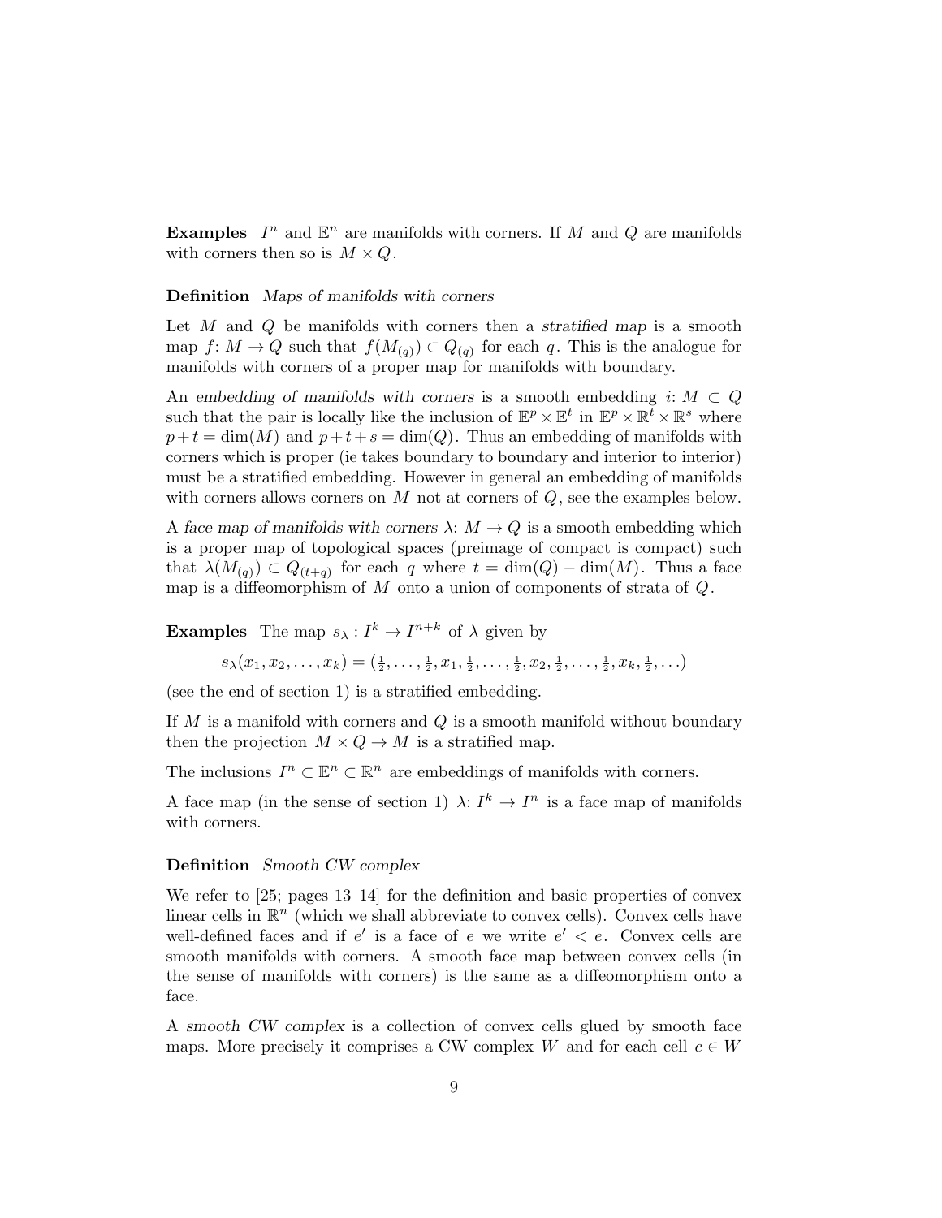**Examples** $I^n$ and $\mathbb{E}^n$ are manifolds with corners. If $M$ and $Q$ are manifolds with corners then so is $M \times Q$.

**Definition** *Maps of manifolds with corners*

Let $M$ and $Q$ be manifolds with corners then a *stratified map* is a smooth map $f\colon M \to Q$ such that $f(M_{(q)}) \subset Q_{(q)}$ for each $q$. This is the analogue for manifolds with corners of a proper map for manifolds with boundary.

An *embedding of manifolds with corners* is a smooth embedding $i\colon M \subset Q$ such that the pair is locally like the inclusion of $\mathbb{E}^p \times \mathbb{E}^t$ in $\mathbb{E}^p \times \mathbb{R}^t \times \mathbb{R}^s$ where $p+t = \dim(M)$ and $p+t+s = \dim(Q)$. Thus an embedding of manifolds with corners which is proper (ie takes boundary to boundary and interior to interior) must be a stratified embedding. However in general an embedding of manifolds with corners allows corners on $M$ not at corners of $Q$, see the examples below.

A *face map of manifolds with corners* $\lambda\colon M \to Q$ is a smooth embedding which is a proper map of topological spaces (preimage of compact is compact) such that $\lambda(M_{(q)}) \subset Q_{(t+q)}$ for each $q$ where $t = \dim(Q) - \dim(M)$. Thus a face map is a diffeomorphism of $M$ onto a union of components of strata of $Q$.

**Examples** The map $s_\lambda : I^k \to I^{n+k}$ of $\lambda$ given by

$$s_\lambda(x_1, x_2, \ldots, x_k) = (\tfrac{1}{2}, \ldots, \tfrac{1}{2}, x_1, \tfrac{1}{2}, \ldots, \tfrac{1}{2}, x_2, \tfrac{1}{2}, \ldots, \tfrac{1}{2}, x_k, \tfrac{1}{2}, \ldots)$$

(see the end of section 1) is a stratified embedding.

If $M$ is a manifold with corners and $Q$ is a smooth manifold without boundary then the projection $M \times Q \to M$ is a stratified map.

The inclusions $I^n \subset \mathbb{E}^n \subset \mathbb{R}^n$ are embeddings of manifolds with corners.

A face map (in the sense of section 1) $\lambda\colon I^k \to I^n$ is a face map of manifolds with corners.

**Definition** *Smooth CW complex*

We refer to [25; pages 13–14] for the definition and basic properties of convex linear cells in $\mathbb{R}^n$ (which we shall abbreviate to convex cells). Convex cells have well-defined faces and if $e'$ is a face of $e$ we write $e' < e$. Convex cells are smooth manifolds with corners. A smooth face map between convex cells (in the sense of manifolds with corners) is the same as a diffeomorphism onto a face.

A *smooth CW complex* is a collection of convex cells glued by smooth face maps. More precisely it comprises a CW complex $W$ and for each cell $c \in W$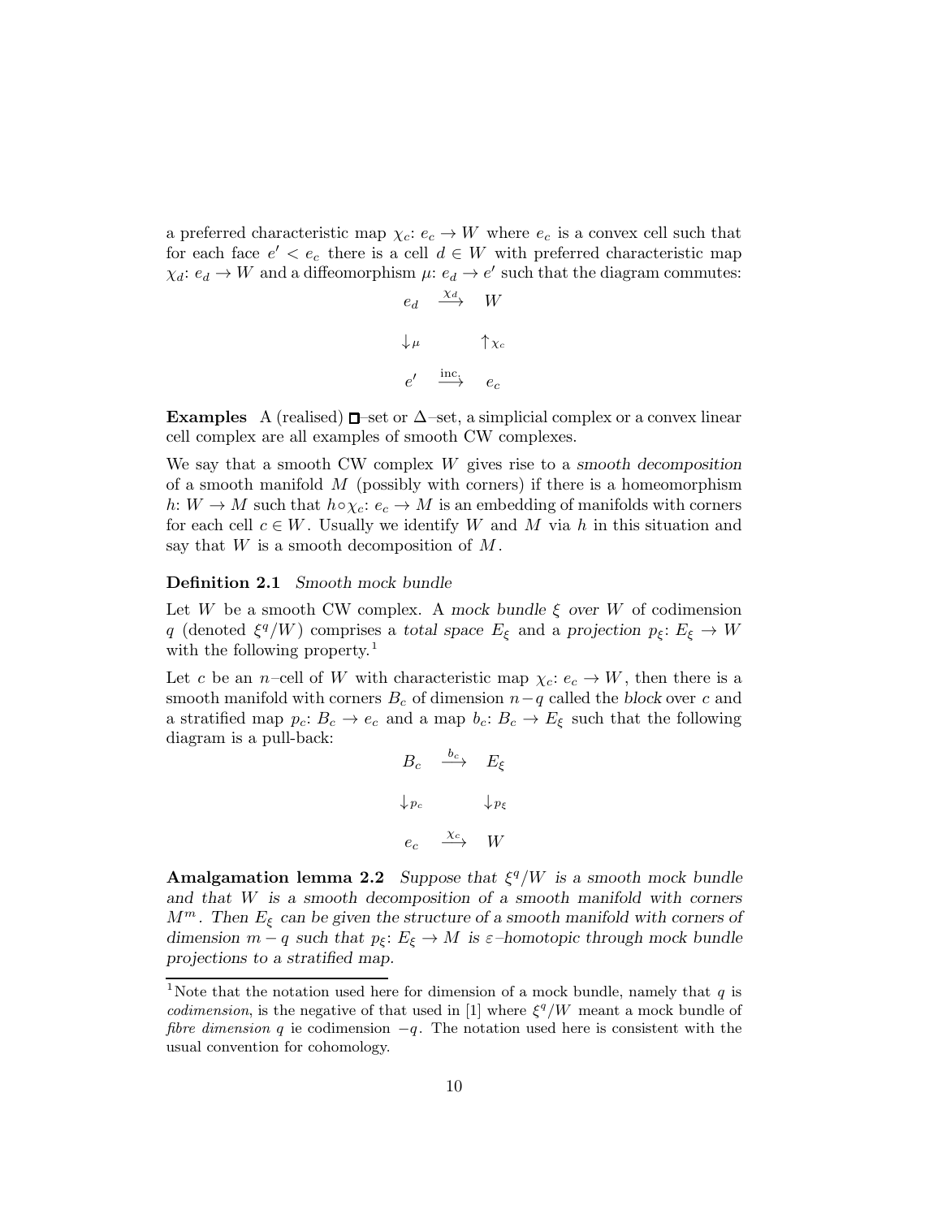a preferred characteristic map $\chi_c\colon e_c \to W$ where $e_c$ is a convex cell such that for each face $e' < e_c$ there is a cell $d \in W$ with preferred characteristic map $\chi_d\colon e_d \to W$ and a diffeomorphism $\mu\colon e_d \to e'$ such that the diagram commutes:

$$\begin{array}{ccc} e_d & \xrightarrow{\chi_d} & W \\ \downarrow \mu & & \uparrow \chi_c \\ e' & \xrightarrow{\text{inc.}} & e_c \end{array}$$

**Examples** A (realised) $\square$–set or $\Delta$–set, a simplicial complex or a convex linear cell complex are all examples of smooth CW complexes.

We say that a smooth CW complex $W$ gives rise to a *smooth decomposition* of a smooth manifold $M$ (possibly with corners) if there is a homeomorphism $h\colon W \to M$ such that $h \circ \chi_c\colon e_c \to M$ is an embedding of manifolds with corners for each cell $c \in W$. Usually we identify $W$ and $M$ via $h$ in this situation and say that $W$ is a smooth decomposition of $M$.

**Definition 2.1** *Smooth mock bundle*

Let $W$ be a smooth CW complex. A *mock bundle $\xi$ over $W$* of codimension $q$ (denoted $\xi^q/W$) comprises a *total space* $E_\xi$ and a *projection* $p_\xi\colon E_\xi \to W$ with the following property.[1]

Let $c$ be an $n$–cell of $W$ with characteristic map $\chi_c\colon e_c \to W$, then there is a smooth manifold with corners $B_c$ of dimension $n-q$ called the *block* over $c$ and a stratified map $p_c\colon B_c \to e_c$ and a map $b_c\colon B_c \to E_\xi$ such that the following diagram is a pull-back:

$$\begin{array}{ccc} B_c & \xrightarrow{b_c} & E_\xi \\ \downarrow p_c & & \downarrow p_\xi \\ e_c & \xrightarrow{\chi_c} & W \end{array}$$

**Amalgamation lemma 2.2** *Suppose that $\xi^q/W$ is a smooth mock bundle and that $W$ is a smooth decomposition of a smooth manifold with corners $M^m$. Then $E_\xi$ can be given the structure of a smooth manifold with corners of dimension $m-q$ such that $p_\xi\colon E_\xi \to M$ is $\varepsilon$–homotopic through mock bundle projections to a stratified map.*

[1] Note that the notation used here for dimension of a mock bundle, namely that $q$ is *codimension*, is the negative of that used in [1] where $\xi^q/W$ meant a mock bundle of *fibre dimension* $q$ ie codimension $-q$. The notation used here is consistent with the usual convention for cohomology.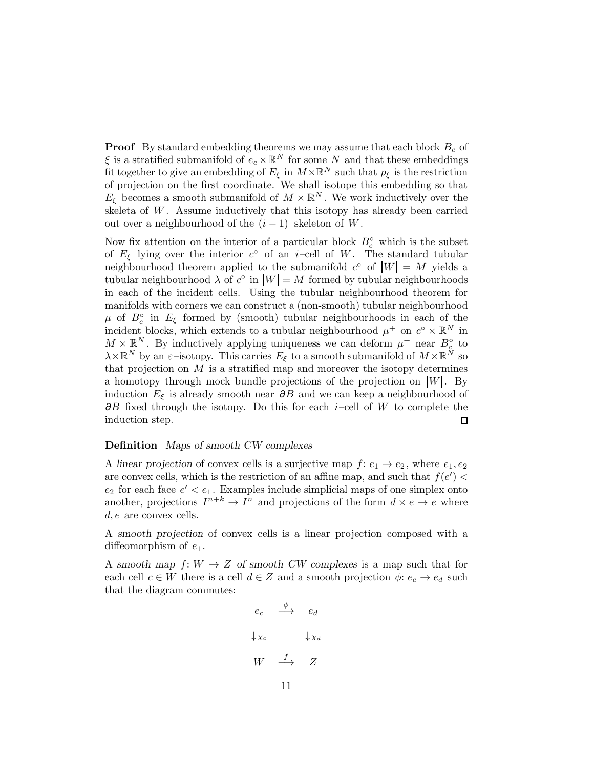**Proof** By standard embedding theorems we may assume that each block $B_c$ of $\xi$ is a stratified submanifold of $e_c \times \mathbb{R}^N$ for some $N$ and that these embeddings fit together to give an embedding of $E_\xi$ in $M \times \mathbb{R}^N$ such that $p_\xi$ is the restriction of projection on the first coordinate. We shall isotope this embedding so that $E_\xi$ becomes a smooth submanifold of $M \times \mathbb{R}^N$. We work inductively over the skeleta of $W$. Assume inductively that this isotopy has already been carried out over a neighbourhood of the $(i-1)$–skeleton of $W$.

Now fix attention on the interior of a particular block $B_c^\circ$ which is the subset of $E_\xi$ lying over the interior $c^\circ$ of an $i$–cell of $W$. The standard tubular neighbourhood theorem applied to the submanifold $c^\circ$ of $|W| = M$ yields a tubular neighbourhood $\lambda$ of $c^\circ$ in $|W| = M$ formed by tubular neighbourhoods in each of the incident cells. Using the tubular neighbourhood theorem for manifolds with corners we can construct a (non-smooth) tubular neighbourhood $\mu$ of $B_c^\circ$ in $E_\xi$ formed by (smooth) tubular neighbourhoods in each of the incident blocks, which extends to a tubular neighbourhood $\mu^+$ on $c^\circ \times \mathbb{R}^N$ in $M \times \mathbb{R}^N$. By inductively applying uniqueness we can deform $\mu^+$ near $B_c^\circ$ to $\lambda \times \mathbb{R}^N$ by an $\varepsilon$–isotopy. This carries $E_\xi$ to a smooth submanifold of $M \times \mathbb{R}^N$ so that projection on $M$ is a stratified map and moreover the isotopy determines a homotopy through mock bundle projections of the projection on $|W|$. By induction $E_\xi$ is already smooth near $\partial B$ and we can keep a neighbourhood of $\partial B$ fixed through the isotopy. Do this for each $i$–cell of $W$ to complete the induction step. $\square$

**Definition** *Maps of smooth CW complexes*

A *linear projection* of convex cells is a surjective map $f\colon e_1 \to e_2$, where $e_1, e_2$ are convex cells, which is the restriction of an affine map, and such that $f(e') < e_2$ for each face $e' < e_1$. Examples include simplicial maps of one simplex onto another, projections $I^{n+k} \to I^n$ and projections of the form $d \times e \to e$ where $d, e$ are convex cells.

A *smooth projection* of convex cells is a linear projection composed with a diffeomorphism of $e_1$.

A *smooth map $f\colon W \to Z$ of smooth CW complexes* is a map such that for each cell $c \in W$ there is a cell $d \in Z$ and a smooth projection $\phi\colon e_c \to e_d$ such that the diagram commutes:

$$\begin{array}{ccc} e_c & \xrightarrow{\phi} & e_d \\ \downarrow \chi_c & & \downarrow \chi_d \\ W & \xrightarrow{f} & Z \end{array}$$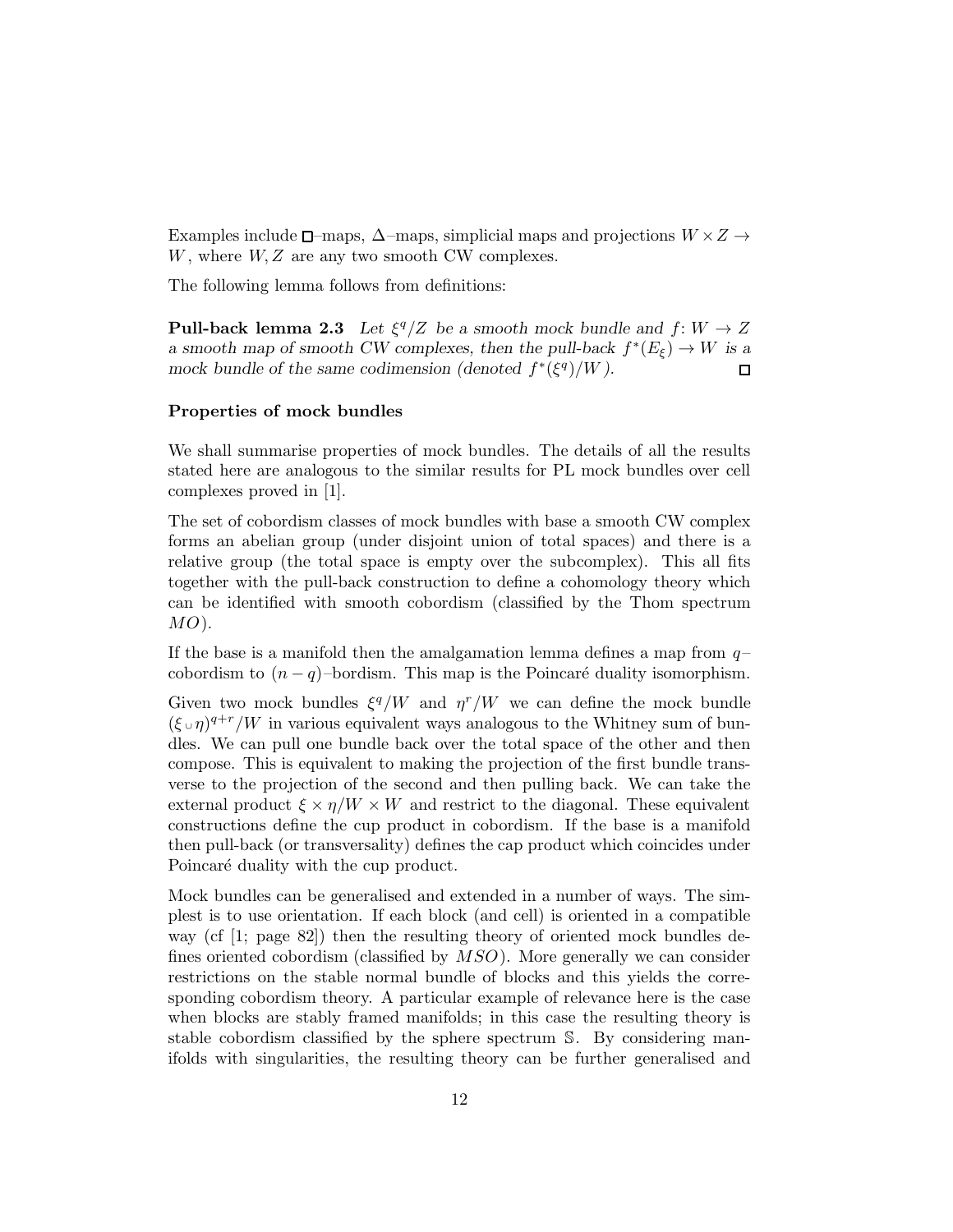Examples include $\square$–maps, $\Delta$–maps, simplicial maps and projections $W \times Z \to W$, where $W, Z$ are any two smooth CW complexes.

The following lemma follows from definitions:

**Pull-back lemma 2.3** *Let $\xi^q/Z$ be a smooth mock bundle and $f\colon W \to Z$ a smooth map of smooth CW complexes, then the pull-back $f^*(E_\xi) \to W$ is a mock bundle of the same codimension (denoted $f^*(\xi^q)/W$).* $\square$

### Properties of mock bundles

We shall summarise properties of mock bundles. The details of all the results stated here are analogous to the similar results for PL mock bundles over cell complexes proved in [1].

The set of cobordism classes of mock bundles with base a smooth CW complex forms an abelian group (under disjoint union of total spaces) and there is a relative group (the total space is empty over the subcomplex). This all fits together with the pull-back construction to define a cohomology theory which can be identified with smooth cobordism (classified by the Thom spectrum $MO$).

If the base is a manifold then the amalgamation lemma defines a map from $q$–cobordism to $(n-q)$–bordism. This map is the Poincaré duality isomorphism.

Given two mock bundles $\xi^q/W$ and $\eta^r/W$ we can define the mock bundle $(\xi \cup \eta)^{q+r}/W$ in various equivalent ways analogous to the Whitney sum of bundles. We can pull one bundle back over the total space of the other and then compose. This is equivalent to making the projection of the first bundle transverse to the projection of the second and then pulling back. We can take the external product $\xi \times \eta/W \times W$ and restrict to the diagonal. These equivalent constructions define the cup product in cobordism. If the base is a manifold then pull-back (or transversality) defines the cap product which coincides under Poincaré duality with the cup product.

Mock bundles can be generalised and extended in a number of ways. The simplest is to use orientation. If each block (and cell) is oriented in a compatible way (cf [1; page 82]) then the resulting theory of oriented mock bundles defines oriented cobordism (classified by $MSO$). More generally we can consider restrictions on the stable normal bundle of blocks and this yields the corresponding cobordism theory. A particular example of relevance here is the case when blocks are stably framed manifolds; in this case the resulting theory is stable cobordism classified by the sphere spectrum $\mathbb{S}$. By considering manifolds with singularities, the resulting theory can be further generalised and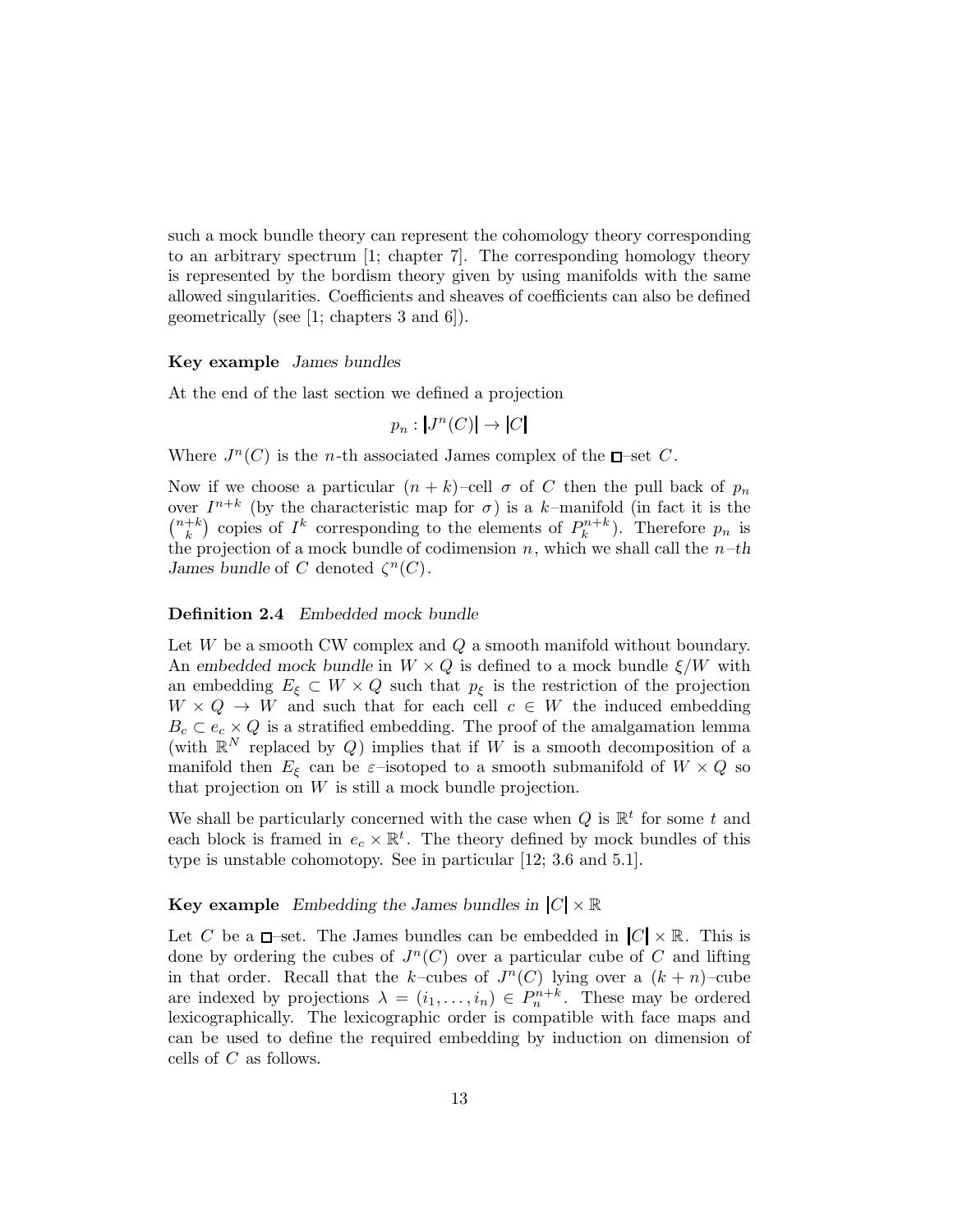such a mock bundle theory can represent the cohomology theory corresponding to an arbitrary spectrum [1; chapter 7]. The corresponding homology theory is represented by the bordism theory given by using manifolds with the same allowed singularities. Coefficients and sheaves of coefficients can also be defined geometrically (see [1; chapters 3 and 6]).

**Key example** *James bundles*

At the end of the last section we defined a projection

$$p_n : |J^n(C)| \to |C|$$

Where $J^n(C)$ is the $n$-th associated James complex of the $\square$–set $C$.

Now if we choose a particular $(n+k)$–cell $\sigma$ of $C$ then the pull back of $p_n$ over $I^{n+k}$ (by the characteristic map for $\sigma$) is a $k$–manifold (in fact it is the $\binom{n+k}{k}$ copies of $I^k$ corresponding to the elements of $P_k^{n+k}$). Therefore $p_n$ is the projection of a mock bundle of codimension $n$, which we shall call the *$n$–th James bundle* of $C$ denoted $\zeta^n(C)$.

**Definition 2.4** *Embedded mock bundle*

Let $W$ be a smooth CW complex and $Q$ a smooth manifold without boundary. An *embedded mock bundle* in $W \times Q$ is defined to a mock bundle $\xi/W$ with an embedding $E_\xi \subset W \times Q$ such that $p_\xi$ is the restriction of the projection $W \times Q \to W$ and such that for each cell $c \in W$ the induced embedding $B_c \subset e_c \times Q$ is a stratified embedding. The proof of the amalgamation lemma (with $\mathbb{R}^N$ replaced by $Q$) implies that if $W$ is a smooth decomposition of a manifold then $E_\xi$ can be $\varepsilon$–isotoped to a smooth submanifold of $W \times Q$ so that projection on $W$ is still a mock bundle projection.

We shall be particularly concerned with the case when $Q$ is $\mathbb{R}^t$ for some $t$ and each block is framed in $e_c \times \mathbb{R}^t$. The theory defined by mock bundles of this type is unstable cohomotopy. See in particular [12; 3.6 and 5.1].

**Key example** *Embedding the James bundles in $|C| \times \mathbb{R}$*

Let $C$ be a $\square$–set. The James bundles can be embedded in $|C| \times \mathbb{R}$. This is done by ordering the cubes of $J^n(C)$ over a particular cube of $C$ and lifting in that order. Recall that the $k$–cubes of $J^n(C)$ lying over a $(k+n)$–cube are indexed by projections $\lambda = (i_1, \ldots, i_n) \in P_n^{n+k}$. These may be ordered lexicographically. The lexicographic order is compatible with face maps and can be used to define the required embedding by induction on dimension of cells of $C$ as follows.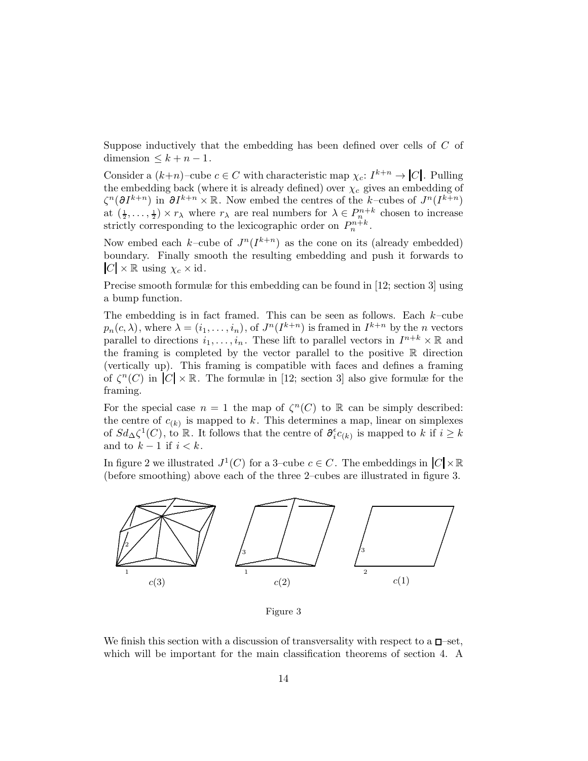Suppose inductively that the embedding has been defined over cells of $C$ of dimension $\leq k+n-1$.

Consider a $(k+n)$–cube $c \in C$ with characteristic map $\chi_c\colon I^{k+n} \to |C|$. Pulling the embedding back (where it is already defined) over $\chi_c$ gives an embedding of $\zeta^n(\partial I^{k+n})$ in $\partial I^{k+n} \times \mathbb{R}$. Now embed the centres of the $k$–cubes of $J^n(I^{k+n})$ at $(\frac{1}{2}, \ldots, \frac{1}{2}) \times r_\lambda$ where $r_\lambda$ are real numbers for $\lambda \in P_n^{n+k}$ chosen to increase strictly corresponding to the lexicographic order on $P_n^{n+k}$.

Now embed each $k$–cube of $J^n(I^{k+n})$ as the cone on its (already embedded) boundary. Finally smooth the resulting embedding and push it forwards to $|C| \times \mathbb{R}$ using $\chi_c \times \mathrm{id}$.

Precise smooth formulæ for this embedding can be found in [12; section 3] using a bump function.

The embedding is in fact framed. This can be seen as follows. Each $k$–cube $p_n(c, \lambda)$, where $\lambda = (i_1, \ldots, i_n)$, of $J^n(I^{k+n})$ is framed in $I^{k+n}$ by the $n$ vectors parallel to directions $i_1, \ldots, i_n$. These lift to parallel vectors in $I^{n+k} \times \mathbb{R}$ and the framing is completed by the vector parallel to the positive $\mathbb{R}$ direction (vertically up). This framing is compatible with faces and defines a framing of $\zeta^n(C)$ in $|C| \times \mathbb{R}$. The formulæ in [12; section 3] also give formulæ for the framing.

For the special case $n = 1$ the map of $\zeta^n(C)$ to $\mathbb{R}$ can be simply described: the centre of $c_{(k)}$ is mapped to $k$. This determines a map, linear on simplexes of $Sd_\Delta \zeta^1(C)$, to $\mathbb{R}$. It follows that the centre of $\partial_i^\epsilon c_{(k)}$ is mapped to $k$ if $i \geq k$ and to $k-1$ if $i < k$.

In figure 2 we illustrated $J^1(C)$ for a 3–cube $c \in C$. The embeddings in $|C| \times \mathbb{R}$ (before smoothing) above each of the three 2–cubes are illustrated in figure 3.

Figure 3

We finish this section with a discussion of transversality with respect to a $\square$–set, which will be important for the main classification theorems of section 4. A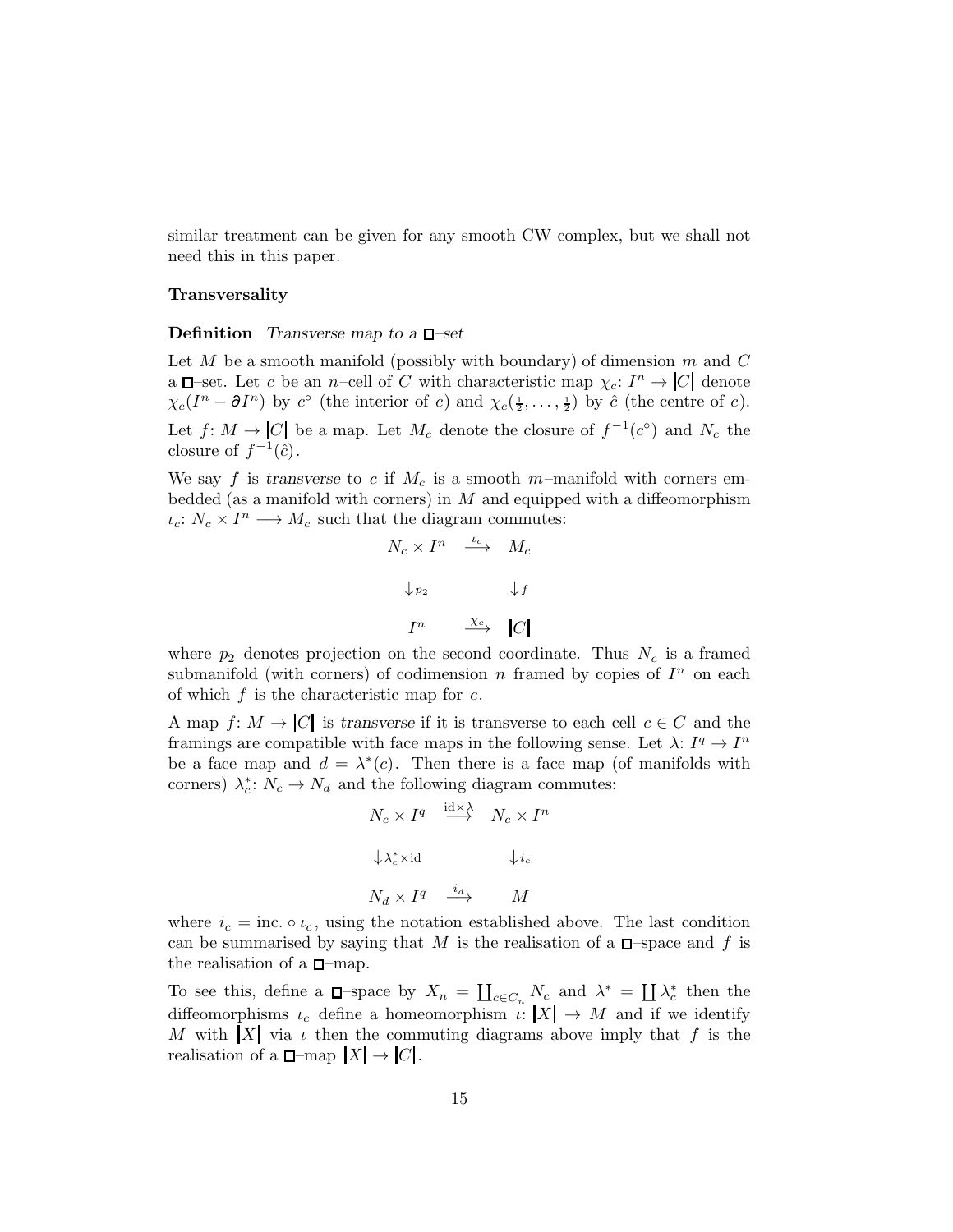similar treatment can be given for any smooth CW complex, but we shall not need this in this paper.

### Transversality

**Definition** *Transverse map to a $\square$–set*

Let $M$ be a smooth manifold (possibly with boundary) of dimension $m$ and $C$ a $\square$–set. Let $c$ be an $n$–cell of $C$ with characteristic map $\chi_c\colon I^n \to |C|$ denote $\chi_c(I^n - \partial I^n)$ by $c^\circ$ (the interior of $c$) and $\chi_c(\frac{1}{2}, \dots, \frac{1}{2})$ by $\hat{c}$ (the centre of $c$).

Let $f\colon M \to |C|$ be a map. Let $M_c$ denote the closure of $f^{-1}(c^\circ)$ and $N_c$ the closure of $f^{-1}(\hat{c})$.

We say $f$ is *transverse* to $c$ if $M_c$ is a smooth $m$–manifold with corners embedded (as a manifold with corners) in $M$ and equipped with a diffeomorphism $\iota_c\colon N_c \times I^n \longrightarrow M_c$ such that the diagram commutes:

$$\begin{array}{ccc} N_c \times I^n & \xrightarrow{\iota_c} & M_c \\ \downarrow{p_2} & & \downarrow{f} \\ I^n & \xrightarrow{\chi_c} & |C| \end{array}$$

where $p_2$ denotes projection on the second coordinate. Thus $N_c$ is a framed submanifold (with corners) of codimension $n$ framed by copies of $I^n$ on each of which $f$ is the characteristic map for $c$.

A map $f\colon M \to |C|$ is *transverse* if it is transverse to each cell $c \in C$ and the framings are compatible with face maps in the following sense. Let $\lambda\colon I^q \to I^n$ be a face map and $d = \lambda^*(c)$. Then there is a face map (of manifolds with corners) $\lambda_c^*\colon N_c \to N_d$ and the following diagram commutes:

$$\begin{array}{ccc} N_c \times I^q & \xrightarrow{\mathrm{id}\times\lambda} & N_c \times I^n \\ \downarrow{\lambda_c^* \times \mathrm{id}} & & \downarrow{i_c} \\ N_d \times I^q & \xrightarrow{i_d} & M \end{array}$$

where $i_c = \text{inc.} \circ \iota_c$, using the notation established above. The last condition can be summarised by saying that $M$ is the realisation of a $\square$–space and $f$ is the realisation of a $\square$–map.

To see this, define a $\square$–space by $X_n = \coprod_{c \in C_n} N_c$ and $\lambda^* = \coprod \lambda_c^*$ then the diffeomorphisms $\iota_c$ define a homeomorphism $\iota\colon |X| \to M$ and if we identify $M$ with $|X|$ via $\iota$ then the commuting diagrams above imply that $f$ is the realisation of a $\square$–map $|X| \to |C|$.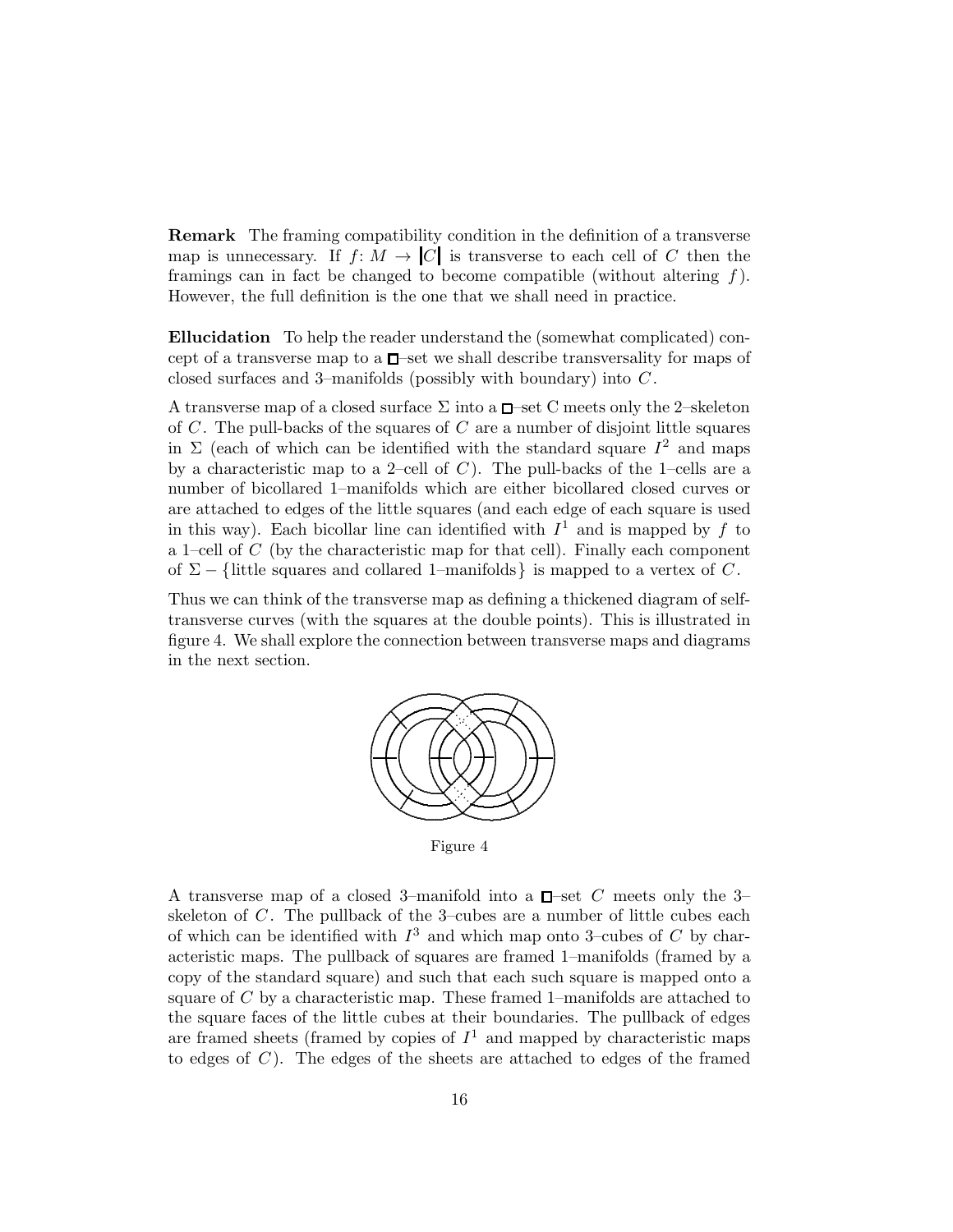**Remark** The framing compatibility condition in the definition of a transverse map is unnecessary. If $f\colon M \to |C|$ is transverse to each cell of $C$ then the framings can in fact be changed to become compatible (without altering $f$). However, the full definition is the one that we shall need in practice.

**Ellucidation** To help the reader understand the (somewhat complicated) concept of a transverse map to a $\square$–set we shall describe transversality for maps of closed surfaces and 3–manifolds (possibly with boundary) into $C$.

A transverse map of a closed surface $\Sigma$ into a $\square$–set C meets only the 2–skeleton of $C$. The pull-backs of the squares of $C$ are a number of disjoint little squares in $\Sigma$ (each of which can be identified with the standard square $I^2$ and maps by a characteristic map to a 2–cell of $C$). The pull-backs of the 1–cells are a number of bicollared 1–manifolds which are either bicollared closed curves or are attached to edges of the little squares (and each edge of each square is used in this way). Each bicollar line can identified with $I^1$ and is mapped by $f$ to a 1–cell of $C$ (by the characteristic map for that cell). Finally each component of $\Sigma - \{$little squares and collared 1–manifolds$\}$ is mapped to a vertex of $C$.

Thus we can think of the transverse map as defining a thickened diagram of self-transverse curves (with the squares at the double points). This is illustrated in figure 4. We shall explore the connection between transverse maps and diagrams in the next section.

Figure 4

A transverse map of a closed 3–manifold into a $\square$–set $C$ meets only the 3–skeleton of $C$. The pullback of the 3–cubes are a number of little cubes each of which can be identified with $I^3$ and which map onto 3–cubes of $C$ by characteristic maps. The pullback of squares are framed 1–manifolds (framed by a copy of the standard square) and such that each such square is mapped onto a square of $C$ by a characteristic map. These framed 1–manifolds are attached to the square faces of the little cubes at their boundaries. The pullback of edges are framed sheets (framed by copies of $I^1$ and mapped by characteristic maps to edges of $C$). The edges of the sheets are attached to edges of the framed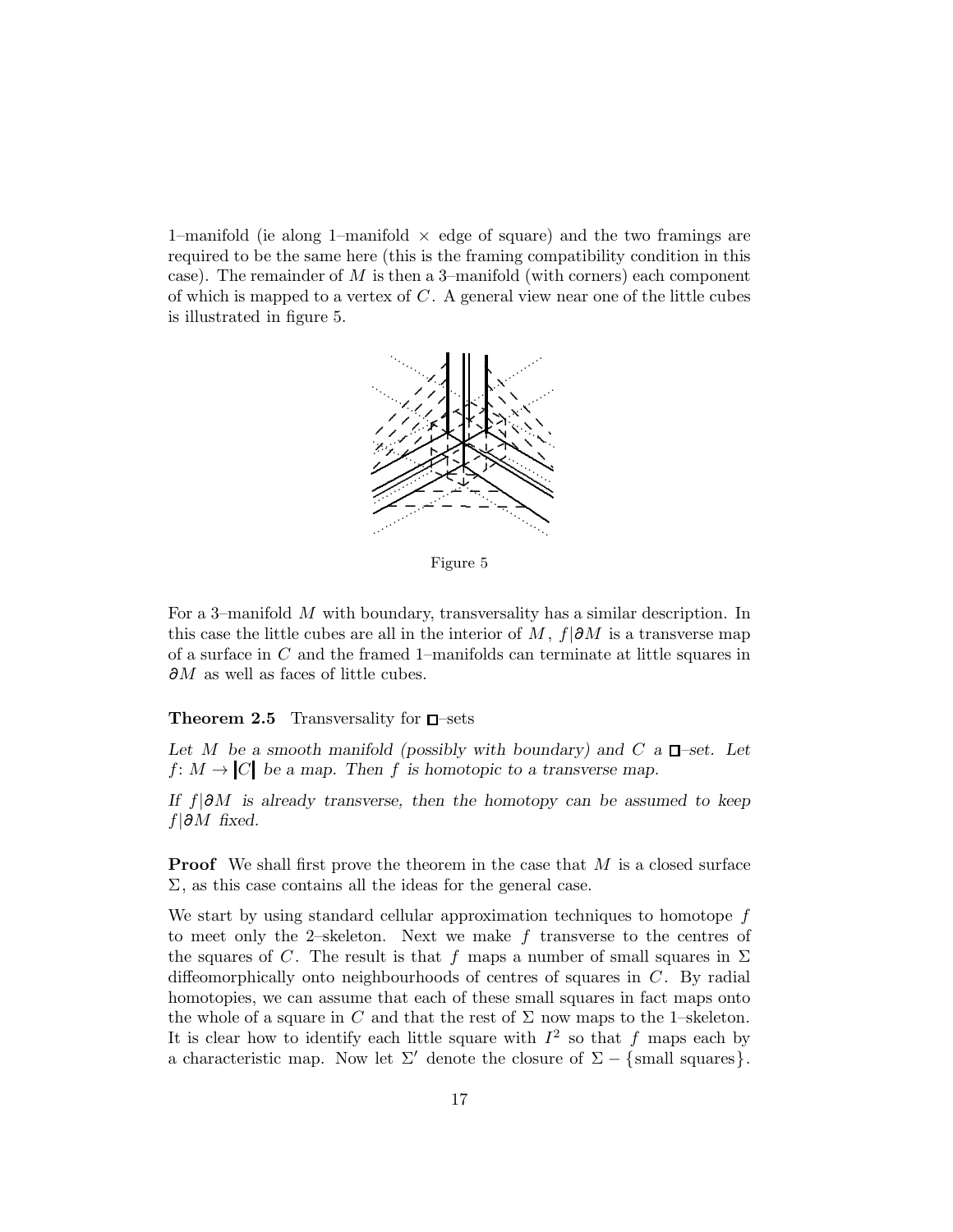1–manifold (ie along 1–manifold $\times$ edge of square) and the two framings are required to be the same here (this is the framing compatibility condition in this case). The remainder of $M$ is then a 3–manifold (with corners) each component of which is mapped to a vertex of $C$. A general view near one of the little cubes is illustrated in figure 5.

Figure 5

For a 3–manifold $M$ with boundary, transversality has a similar description. In this case the little cubes are all in the interior of $M$, $f|\partial M$ is a transverse map of a surface in $C$ and the framed 1–manifolds can terminate at little squares in $\partial M$ as well as faces of little cubes.

**Theorem 2.5** Transversality for $\square$–sets

*Let $M$ be a smooth manifold (possibly with boundary) and $C$ a $\square$–set. Let $f\colon M \to |C|$ be a map. Then $f$ is homotopic to a transverse map.*

*If $f|\partial M$ is already transverse, then the homotopy can be assumed to keep $f|\partial M$ fixed.*

**Proof** We shall first prove the theorem in the case that $M$ is a closed surface $\Sigma$, as this case contains all the ideas for the general case.

We start by using standard cellular approximation techniques to homotope $f$ to meet only the 2–skeleton. Next we make $f$ transverse to the centres of the squares of $C$. The result is that $f$ maps a number of small squares in $\Sigma$ diffeomorphically onto neighbourhoods of centres of squares in $C$. By radial homotopies, we can assume that each of these small squares in fact maps onto the whole of a square in $C$ and that the rest of $\Sigma$ now maps to the 1–skeleton. It is clear how to identify each little square with $I^2$ so that $f$ maps each by a characteristic map. Now let $\Sigma'$ denote the closure of $\Sigma - \{\text{small squares}\}$.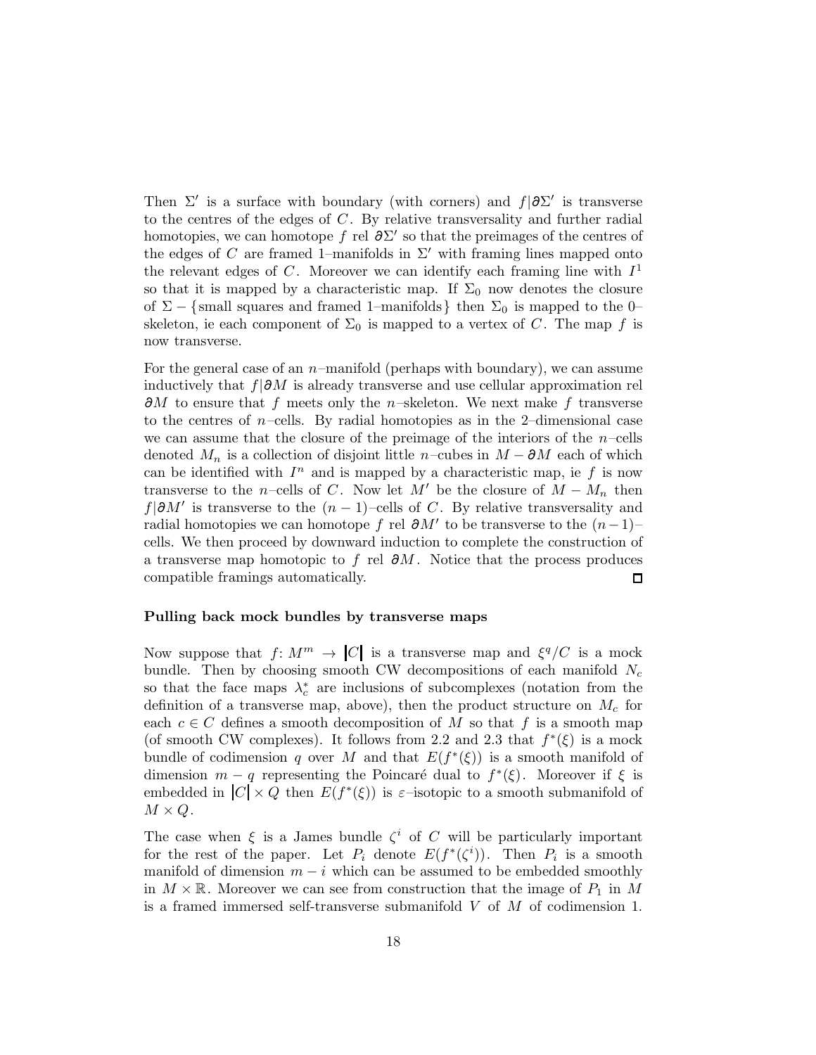Then $\Sigma'$ is a surface with boundary (with corners) and $f|\partial\Sigma'$ is transverse to the centres of the edges of $C$. By relative transversality and further radial homotopies, we can homotope $f$ rel $\partial\Sigma'$ so that the preimages of the centres of the edges of $C$ are framed 1–manifolds in $\Sigma'$ with framing lines mapped onto the relevant edges of $C$. Moreover we can identify each framing line with $I^1$ so that it is mapped by a characteristic map. If $\Sigma_0$ now denotes the closure of $\Sigma - \{\text{small squares and framed 1–manifolds}\}$ then $\Sigma_0$ is mapped to the 0–skeleton, ie each component of $\Sigma_0$ is mapped to a vertex of $C$. The map $f$ is now transverse.

For the general case of an $n$–manifold (perhaps with boundary), we can assume inductively that $f|\partial M$ is already transverse and use cellular approximation rel $\partial M$ to ensure that $f$ meets only the $n$–skeleton. We next make $f$ transverse to the centres of $n$–cells. By radial homotopies as in the 2–dimensional case we can assume that the closure of the preimage of the interiors of the $n$–cells denoted $M_n$ is a collection of disjoint little $n$–cubes in $M - \partial M$ each of which can be identified with $I^n$ and is mapped by a characteristic map, ie $f$ is now transverse to the $n$–cells of $C$. Now let $M'$ be the closure of $M - M_n$ then $f|\partial M'$ is transverse to the $(n-1)$–cells of $C$. By relative transversality and radial homotopies we can homotope $f$ rel $\partial M'$ to be transverse to the $(n-1)$–cells. We then proceed by downward induction to complete the construction of a transverse map homotopic to $f$ rel $\partial M$. Notice that the process produces compatible framings automatically. □

**Pulling back mock bundles by transverse maps**

Now suppose that $f\colon M^m \to |C|$ is a transverse map and $\xi^q/C$ is a mock bundle. Then by choosing smooth CW decompositions of each manifold $N_c$ so that the face maps $\lambda_c^*$ are inclusions of subcomplexes (notation from the definition of a transverse map, above), then the product structure on $M_c$ for each $c \in C$ defines a smooth decomposition of $M$ so that $f$ is a smooth map (of smooth CW complexes). It follows from 2.2 and 2.3 that $f^*(\xi)$ is a mock bundle of codimension $q$ over $M$ and that $E(f^*(\xi))$ is a smooth manifold of dimension $m - q$ representing the Poincaré dual to $f^*(\xi)$. Moreover if $\xi$ is embedded in $|C| \times Q$ then $E(f^*(\xi))$ is $\varepsilon$–isotopic to a smooth submanifold of $M \times Q$.

The case when $\xi$ is a James bundle $\zeta^i$ of $C$ will be particularly important for the rest of the paper. Let $P_i$ denote $E(f^*(\zeta^i))$. Then $P_i$ is a smooth manifold of dimension $m - i$ which can be assumed to be embedded smoothly in $M \times \mathbb{R}$. Moreover we can see from construction that the image of $P_1$ in $M$ is a framed immersed self-transverse submanifold $V$ of $M$ of codimension 1.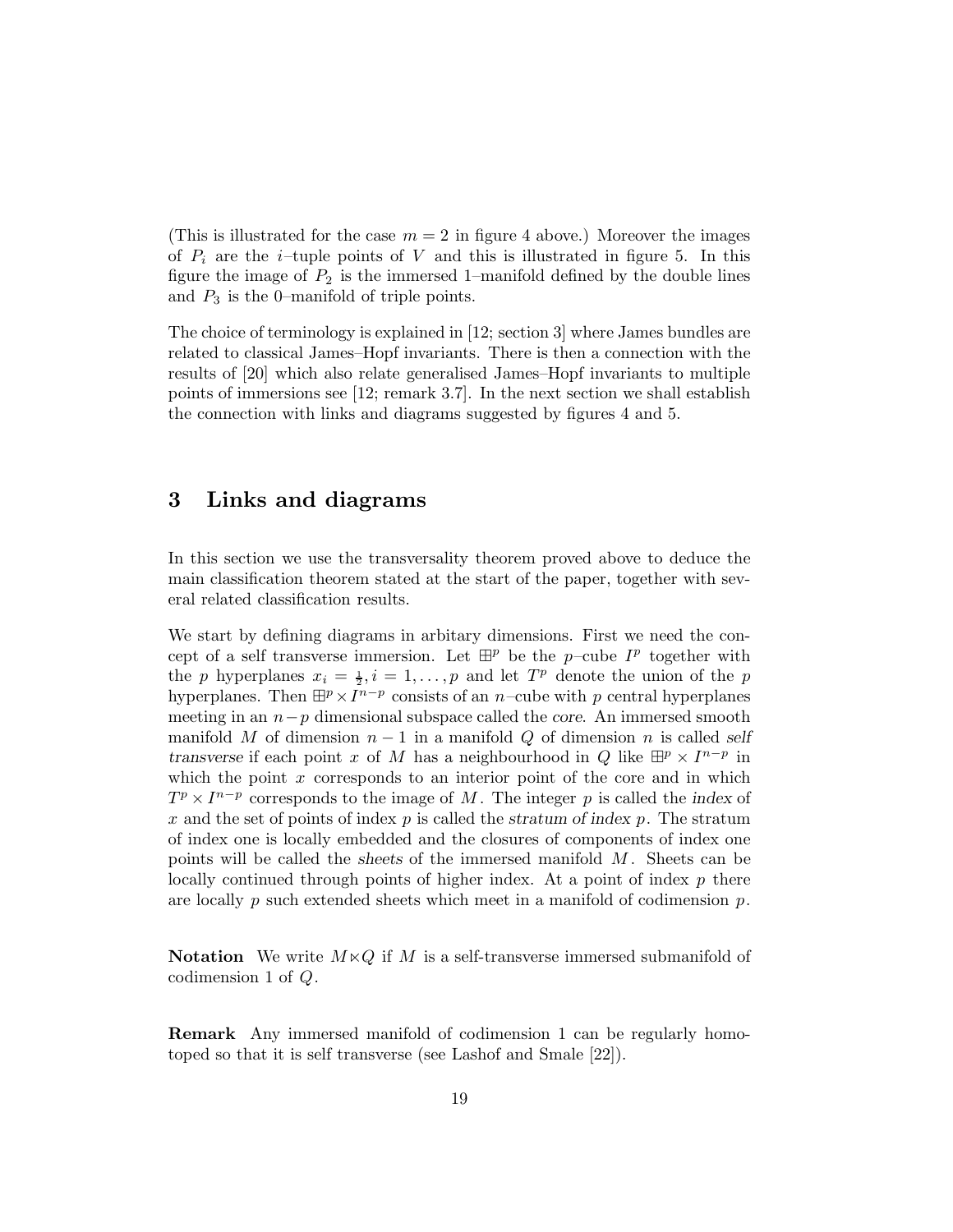(This is illustrated for the case $m = 2$ in figure 4 above.) Moreover the images of $P_i$ are the $i$–tuple points of $V$ and this is illustrated in figure 5. In this figure the image of $P_2$ is the immersed 1–manifold defined by the double lines and $P_3$ is the 0–manifold of triple points.

The choice of terminology is explained in [12; section 3] where James bundles are related to classical James–Hopf invariants. There is then a connection with the results of [20] which also relate generalised James–Hopf invariants to multiple points of immersions see [12; remark 3.7]. In the next section we shall establish the connection with links and diagrams suggested by figures 4 and 5.

## 3 Links and diagrams

In this section we use the transversality theorem proved above to deduce the main classification theorem stated at the start of the paper, together with several related classification results.

We start by defining diagrams in arbitary dimensions. First we need the concept of a self transverse immersion. Let $\boxplus^p$ be the $p$–cube $I^p$ together with the $p$ hyperplanes $x_i = \frac{1}{2}, i = 1, \ldots, p$ and let $T^p$ denote the union of the $p$ hyperplanes. Then $\boxplus^p \times I^{n-p}$ consists of an $n$–cube with $p$ central hyperplanes meeting in an $n-p$ dimensional subspace called the *core*. An immersed smooth manifold $M$ of dimension $n-1$ in a manifold $Q$ of dimension $n$ is called *self transverse* if each point $x$ of $M$ has a neighbourhood in $Q$ like $\boxplus^p \times I^{n-p}$ in which the point $x$ corresponds to an interior point of the core and in which $T^p \times I^{n-p}$ corresponds to the image of $M$. The integer $p$ is called the *index* of $x$ and the set of points of index $p$ is called the *stratum of index* $p$. The stratum of index one is locally embedded and the closures of components of index one points will be called the *sheets* of the immersed manifold $M$. Sheets can be locally continued through points of higher index. At a point of index $p$ there are locally $p$ such extended sheets which meet in a manifold of codimension $p$.

**Notation** We write $M \ltimes Q$ if $M$ is a self-transverse immersed submanifold of codimension 1 of $Q$.

**Remark** Any immersed manifold of codimension 1 can be regularly homotoped so that it is self transverse (see Lashof and Smale [22]).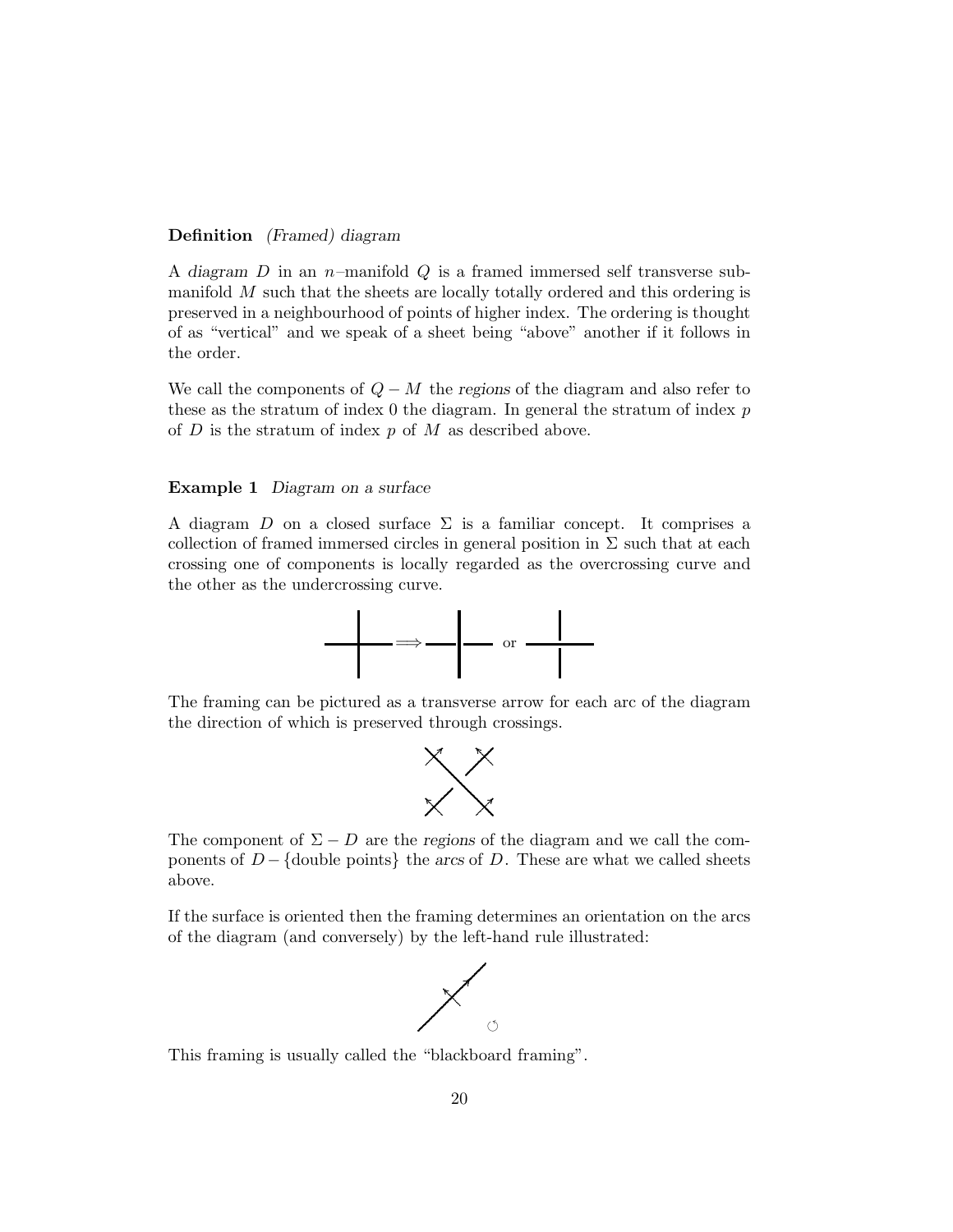**Definition** *(Framed) diagram*

A *diagram* $D$ in an $n$–manifold $Q$ is a framed immersed self transverse submanifold $M$ such that the sheets are locally totally ordered and this ordering is preserved in a neighbourhood of points of higher index. The ordering is thought of as "vertical" and we speak of a sheet being "above" another if it follows in the order.

We call the components of $Q - M$ the *regions* of the diagram and also refer to these as the stratum of index 0 the diagram. In general the stratum of index $p$ of $D$ is the stratum of index $p$ of $M$ as described above.

**Example 1** *Diagram on a surface*

A diagram $D$ on a closed surface $\Sigma$ is a familiar concept. It comprises a collection of framed immersed circles in general position in $\Sigma$ such that at each crossing one of components is locally regarded as the overcrossing curve and the other as the undercrossing curve.

$\Longrightarrow$ or

The framing can be pictured as a transverse arrow for each arc of the diagram the direction of which is preserved through crossings.

The component of $\Sigma - D$ are the *regions* of the diagram and we call the components of $D - \{\text{double points}\}$ the *arcs* of $D$. These are what we called sheets above.

If the surface is oriented then the framing determines an orientation on the arcs of the diagram (and conversely) by the left-hand rule illustrated:

This framing is usually called the "blackboard framing".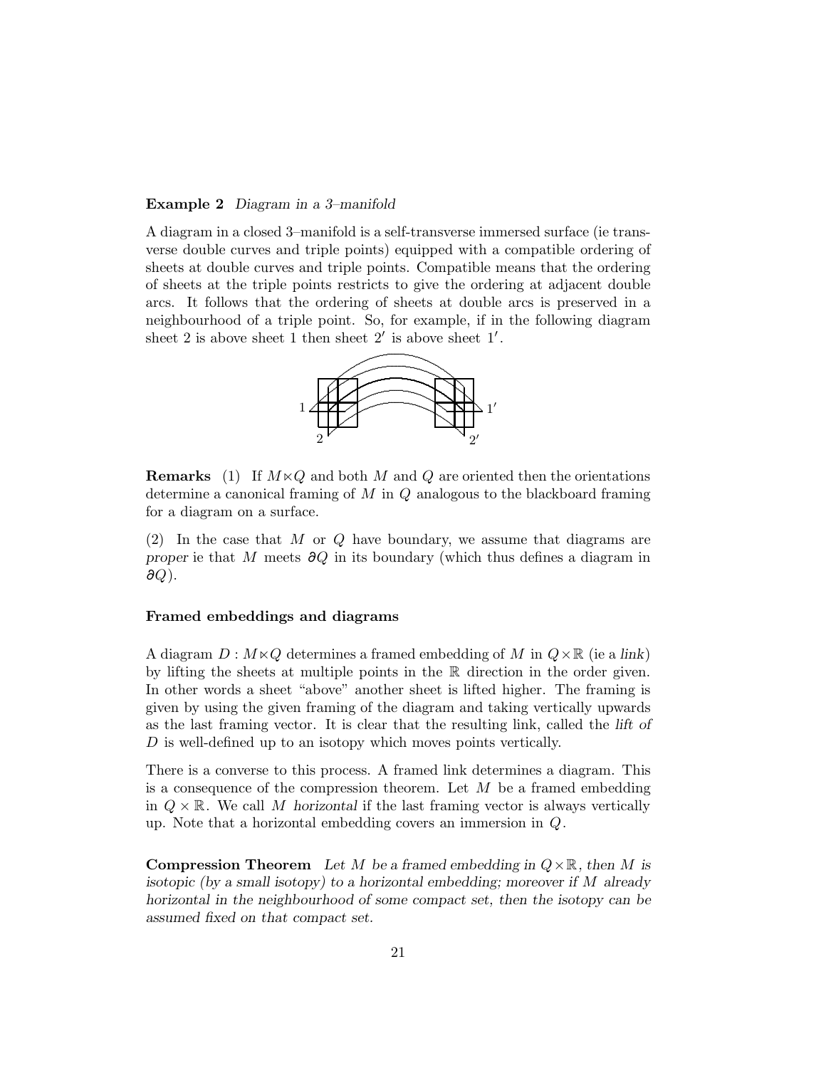**Example 2** *Diagram in a 3–manifold*

A diagram in a closed 3–manifold is a self-transverse immersed surface (ie transverse double curves and triple points) equipped with a compatible ordering of sheets at double curves and triple points. Compatible means that the ordering of sheets at the triple points restricts to give the ordering at adjacent double arcs. It follows that the ordering of sheets at double arcs is preserved in a neighbourhood of a triple point. So, for example, if in the following diagram sheet 2 is above sheet 1 then sheet $2'$ is above sheet $1'$.

**Remarks** (1) If $M \ltimes Q$ and both $M$ and $Q$ are oriented then the orientations determine a canonical framing of $M$ in $Q$ analogous to the blackboard framing for a diagram on a surface.

(2) In the case that $M$ or $Q$ have boundary, we assume that diagrams are *proper* ie that $M$ meets $\partial Q$ in its boundary (which thus defines a diagram in $\partial Q$).

### Framed embeddings and diagrams

A diagram $D : M \ltimes Q$ determines a framed embedding of $M$ in $Q \times \mathbb{R}$ (ie a *link*) by lifting the sheets at multiple points in the $\mathbb{R}$ direction in the order given. In other words a sheet "above" another sheet is lifted higher. The framing is given by using the given framing of the diagram and taking vertically upwards as the last framing vector. It is clear that the resulting link, called the *lift of* $D$ is well-defined up to an isotopy which moves points vertically.

There is a converse to this process. A framed link determines a diagram. This is a consequence of the compression theorem. Let $M$ be a framed embedding in $Q \times \mathbb{R}$. We call $M$ *horizontal* if the last framing vector is always vertically up. Note that a horizontal embedding covers an immersion in $Q$.

**Compression Theorem** *Let $M$ be a framed embedding in $Q \times \mathbb{R}$, then $M$ is isotopic (by a small isotopy) to a horizontal embedding; moreover if $M$ already horizontal in the neighbourhood of some compact set, then the isotopy can be assumed fixed on that compact set.*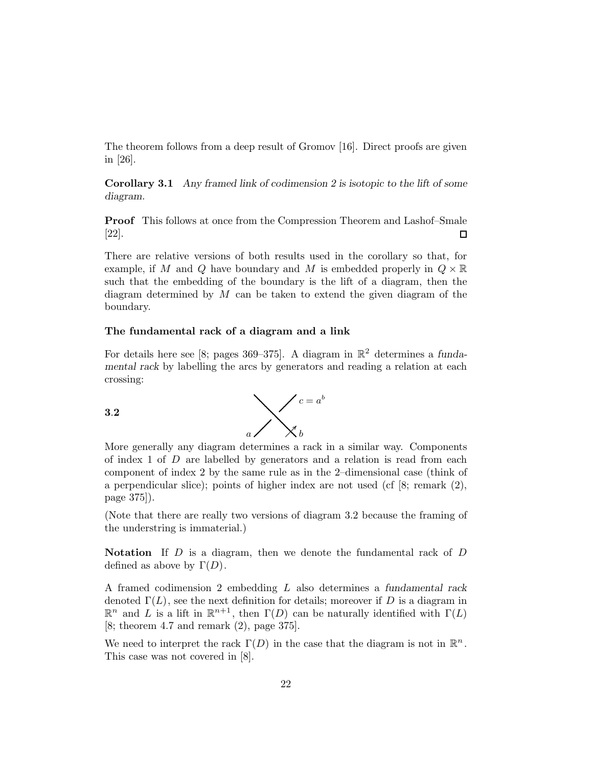The theorem follows from a deep result of Gromov [16]. Direct proofs are given in [26].

**Corollary 3.1** *Any framed link of codimension 2 is isotopic to the lift of some diagram.*

**Proof** This follows at once from the Compression Theorem and Lashof–Smale [22]. □

There are relative versions of both results used in the corollary so that, for example, if $M$ and $Q$ have boundary and $M$ is embedded properly in $Q \times \mathbb{R}$ such that the embedding of the boundary is the lift of a diagram, then the diagram determined by $M$ can be taken to extend the given diagram of the boundary.

### The fundamental rack of a diagram and a link

For details here see [8; pages 369–375]. A diagram in $\mathbb{R}^2$ determines a *fundamental rack* by labelling the arcs by generators and reading a relation at each crossing:

**3.2** $a$, $b$, $c = a^b$

More generally any diagram determines a rack in a similar way. Components of index 1 of $D$ are labelled by generators and a relation is read from each component of index 2 by the same rule as in the 2–dimensional case (think of a perpendicular slice); points of higher index are not used (cf [8; remark (2), page 375]).

(Note that there are really two versions of diagram 3.2 because the framing of the understring is immaterial.)

**Notation** If $D$ is a diagram, then we denote the fundamental rack of $D$ defined as above by $\Gamma(D)$.

A framed codimension 2 embedding $L$ also determines a *fundamental rack* denoted $\Gamma(L)$, see the next definition for details; moreover if $D$ is a diagram in $\mathbb{R}^n$ and $L$ is a lift in $\mathbb{R}^{n+1}$, then $\Gamma(D)$ can be naturally identified with $\Gamma(L)$ [8; theorem 4.7 and remark (2), page 375].

We need to interpret the rack $\Gamma(D)$ in the case that the diagram is not in $\mathbb{R}^n$. This case was not covered in [8].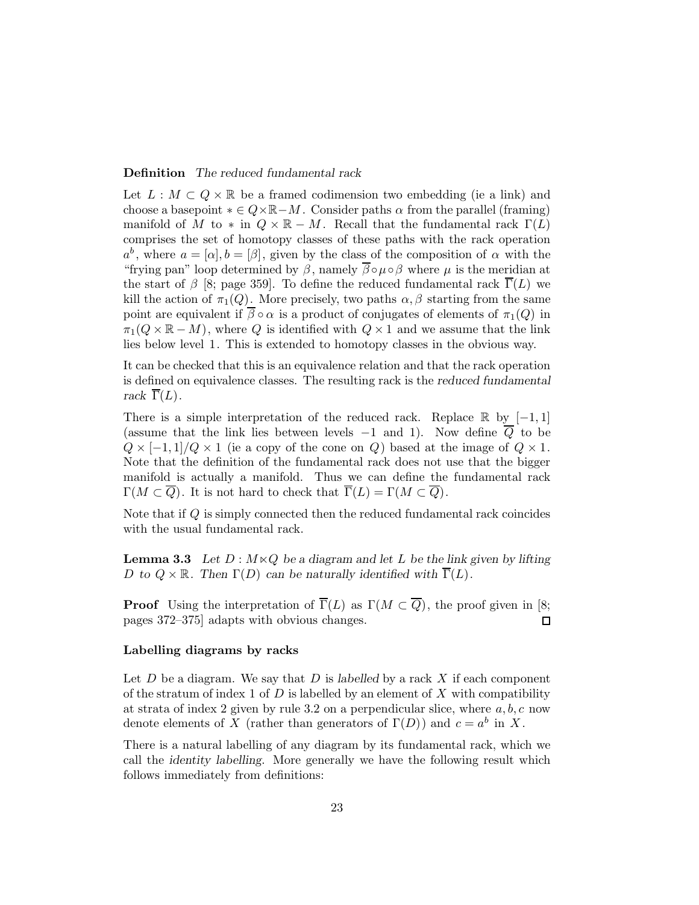**Definition** *The reduced fundamental rack*

Let $L : M \subset Q \times \mathbb{R}$ be a framed codimension two embedding (ie a link) and choose a basepoint $* \in Q \times \mathbb{R} - M$. Consider paths $\alpha$ from the parallel (framing) manifold of $M$ to $*$ in $Q \times \mathbb{R} - M$. Recall that the fundamental rack $\Gamma(L)$ comprises the set of homotopy classes of these paths with the rack operation $a^b$, where $a = [\alpha], b = [\beta]$, given by the class of the composition of $\alpha$ with the "frying pan" loop determined by $\beta$, namely $\overline{\beta} \circ \mu \circ \beta$ where $\mu$ is the meridian at the start of $\beta$ [8; page 359]. To define the reduced fundamental rack $\overline{\Gamma}(L)$ we kill the action of $\pi_1(Q)$. More precisely, two paths $\alpha, \beta$ starting from the same point are equivalent if $\overline{\beta} \circ \alpha$ is a product of conjugates of elements of $\pi_1(Q)$ in $\pi_1(Q \times \mathbb{R} - M)$, where $Q$ is identified with $Q \times 1$ and we assume that the link lies below level 1. This is extended to homotopy classes in the obvious way.

It can be checked that this is an equivalence relation and that the rack operation is defined on equivalence classes. The resulting rack is the *reduced fundamental rack* $\overline{\Gamma}(L)$.

There is a simple interpretation of the reduced rack. Replace $\mathbb{R}$ by $[-1, 1]$ (assume that the link lies between levels $-1$ and 1). Now define $\overline{Q}$ to be $Q \times [-1, 1]/Q \times 1$ (ie a copy of the cone on $Q$) based at the image of $Q \times 1$. Note that the definition of the fundamental rack does not use that the bigger manifold is actually a manifold. Thus we can define the fundamental rack $\Gamma(M \subset \overline{Q})$. It is not hard to check that $\overline{\Gamma}(L) = \Gamma(M \subset \overline{Q})$.

Note that if $Q$ is simply connected then the reduced fundamental rack coincides with the usual fundamental rack.

**Lemma 3.3** *Let $D : M \ltimes Q$ be a diagram and let $L$ be the link given by lifting $D$ to $Q \times \mathbb{R}$. Then $\Gamma(D)$ can be naturally identified with $\overline{\Gamma}(L)$.*

**Proof** Using the interpretation of $\overline{\Gamma}(L)$ as $\Gamma(M \subset \overline{Q})$, the proof given in [8; pages 372–375] adapts with obvious changes. ∎

**Labelling diagrams by racks**

Let $D$ be a diagram. We say that $D$ is *labelled* by a rack $X$ if each component of the stratum of index 1 of $D$ is labelled by an element of $X$ with compatibility at strata of index 2 given by rule 3.2 on a perpendicular slice, where $a, b, c$ now denote elements of $X$ (rather than generators of $\Gamma(D)$) and $c = a^b$ in $X$.

There is a natural labelling of any diagram by its fundamental rack, which we call the *identity labelling*. More generally we have the following result which follows immediately from definitions: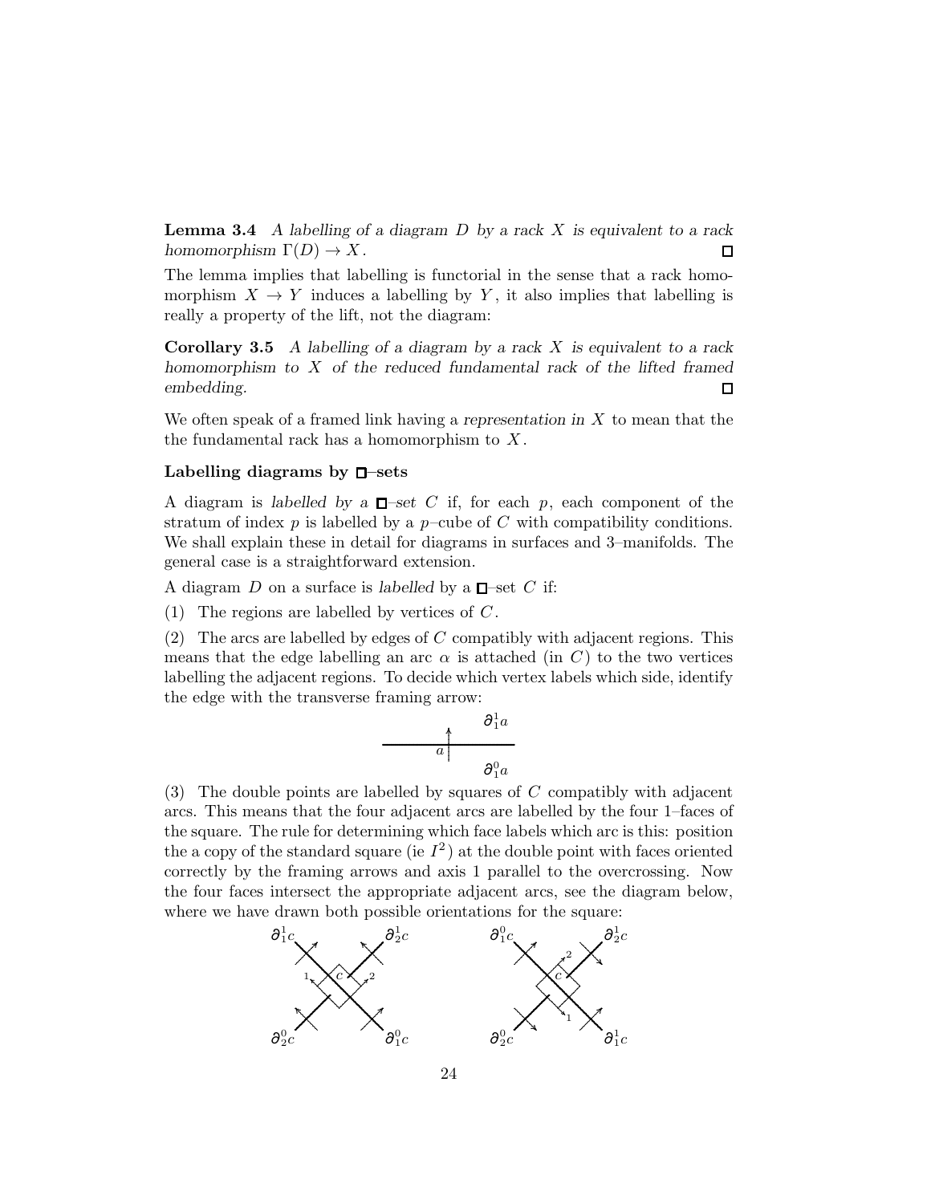**Lemma 3.4** *A labelling of a diagram $D$ by a rack $X$ is equivalent to a rack homomorphism $\Gamma(D) \to X$.* □

The lemma implies that labelling is functorial in the sense that a rack homomorphism $X \to Y$ induces a labelling by $Y$, it also implies that labelling is really a property of the lift, not the diagram:

**Corollary 3.5** *A labelling of a diagram by a rack $X$ is equivalent to a rack homomorphism to $X$ of the reduced fundamental rack of the lifted framed embedding.* □

We often speak of a framed link having a *representation in* $X$ to mean that the the fundamental rack has a homomorphism to $X$.

**Labelling diagrams by □–sets**

A diagram is *labelled by a □–set* $C$ if, for each $p$, each component of the stratum of index $p$ is labelled by a $p$–cube of $C$ with compatibility conditions. We shall explain these in detail for diagrams in surfaces and 3–manifolds. The general case is a straightforward extension.

A diagram $D$ on a surface is *labelled* by a □–set $C$ if:

(1) The regions are labelled by vertices of $C$.

(2) The arcs are labelled by edges of $C$ compatibly with adjacent regions. This means that the edge labelling an arc $\alpha$ is attached (in $C$) to the two vertices labelling the adjacent regions. To decide which vertex labels which side, identify the edge with the transverse framing arrow:

$\partial_1^1 a$

$a$

$\partial_1^0 a$

(3) The double points are labelled by squares of $C$ compatibly with adjacent arcs. This means that the four adjacent arcs are labelled by the four 1–faces of the square. The rule for determining which face labels which arc is this: position the a copy of the standard square (ie $I^2$) at the double point with faces oriented correctly by the framing arrows and axis 1 parallel to the overcrossing. Now the four faces intersect the appropriate adjacent arcs, see the diagram below, where we have drawn both possible orientations for the square:

$\partial_1^1 c$ $\quad \partial_2^1 c$ $\qquad\qquad$ $\partial_1^0 c$ $\quad \partial_2^1 c$

$c$ $\qquad\qquad$ $c$

$\partial_2^0 c$ $\quad \partial_1^0 c$ $\qquad\qquad$ $\partial_2^0 c$ $\quad \partial_1^1 c$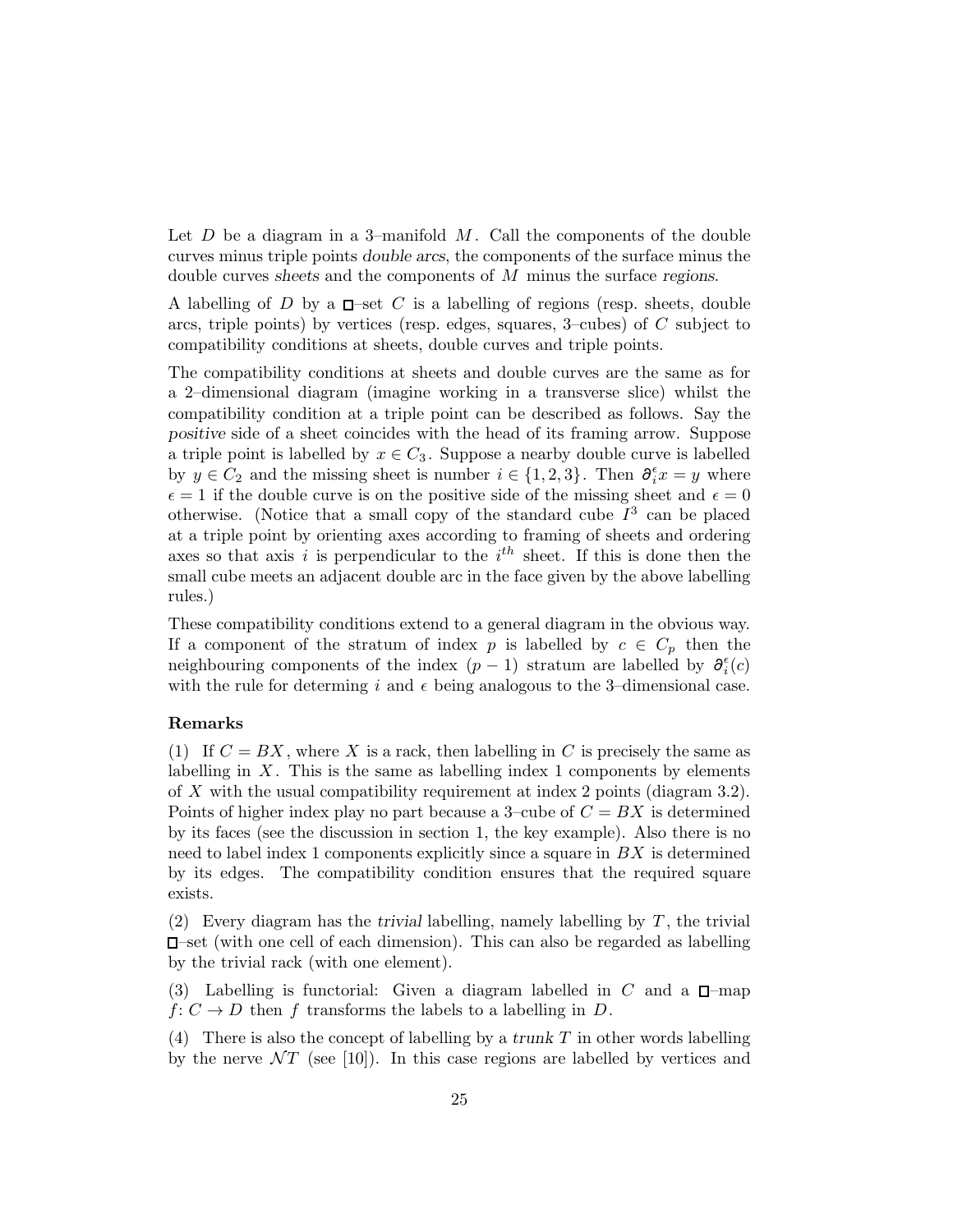Let $D$ be a diagram in a 3–manifold $M$. Call the components of the double curves minus triple points *double arcs*, the components of the surface minus the double curves *sheets* and the components of $M$ minus the surface *regions*.

A labelling of $D$ by a $\square$–set $C$ is a labelling of regions (resp. sheets, double arcs, triple points) by vertices (resp. edges, squares, 3–cubes) of $C$ subject to compatibility conditions at sheets, double curves and triple points.

The compatibility conditions at sheets and double curves are the same as for a 2–dimensional diagram (imagine working in a transverse slice) whilst the compatibility condition at a triple point can be described as follows. Say the *positive* side of a sheet coincides with the head of its framing arrow. Suppose a triple point is labelled by $x \in C_3$. Suppose a nearby double curve is labelled by $y \in C_2$ and the missing sheet is number $i \in \{1, 2, 3\}$. Then $\partial_i^\epsilon x = y$ where $\epsilon = 1$ if the double curve is on the positive side of the missing sheet and $\epsilon = 0$ otherwise. (Notice that a small copy of the standard cube $I^3$ can be placed at a triple point by orienting axes according to framing of sheets and ordering axes so that axis $i$ is perpendicular to the $i^{th}$ sheet. If this is done then the small cube meets an adjacent double arc in the face given by the above labelling rules.)

These compatibility conditions extend to a general diagram in the obvious way. If a component of the stratum of index $p$ is labelled by $c \in C_p$ then the neighbouring components of the index $(p-1)$ stratum are labelled by $\partial_i^\epsilon(c)$ with the rule for determing $i$ and $\epsilon$ being analogous to the 3–dimensional case.

**Remarks**

(1) If $C = BX$, where $X$ is a rack, then labelling in $C$ is precisely the same as labelling in $X$. This is the same as labelling index 1 components by elements of $X$ with the usual compatibility requirement at index 2 points (diagram 3.2). Points of higher index play no part because a 3–cube of $C = BX$ is determined by its faces (see the discussion in section 1, the key example). Also there is no need to label index 1 components explicitly since a square in $BX$ is determined by its edges. The compatibility condition ensures that the required square exists.

(2) Every diagram has the *trivial* labelling, namely labelling by $T$, the trivial $\square$–set (with one cell of each dimension). This can also be regarded as labelling by the trivial rack (with one element).

(3) Labelling is functorial: Given a diagram labelled in $C$ and a $\square$–map $f\colon C \to D$ then $f$ transforms the labels to a labelling in $D$.

(4) There is also the concept of labelling by a *trunk* $T$ in other words labelling by the nerve $\mathcal{N}T$ (see [10]). In this case regions are labelled by vertices and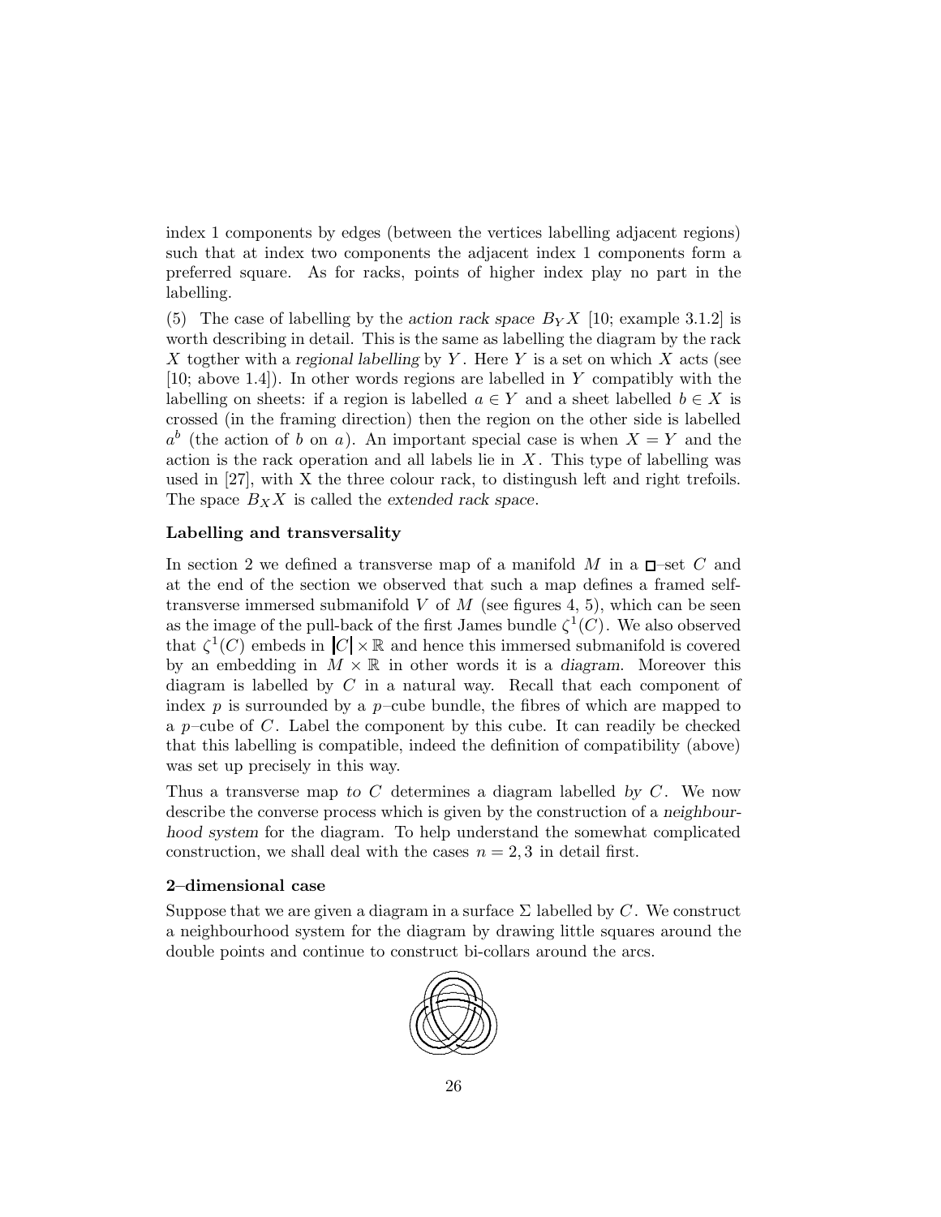index 1 components by edges (between the vertices labelling adjacent regions) such that at index two components the adjacent index 1 components form a preferred square. As for racks, points of higher index play no part in the labelling.

(5) The case of labelling by the *action rack space* $B_Y X$ [10; example 3.1.2] is worth describing in detail. This is the same as labelling the diagram by the rack $X$ togther with a *regional labelling* by $Y$. Here $Y$ is a set on which $X$ acts (see [10; above 1.4]). In other words regions are labelled in $Y$ compatibly with the labelling on sheets: if a region is labelled $a \in Y$ and a sheet labelled $b \in X$ is crossed (in the framing direction) then the region on the other side is labelled $a^b$ (the action of $b$ on $a$). An important special case is when $X = Y$ and the action is the rack operation and all labels lie in $X$. This type of labelling was used in [27], with X the three colour rack, to distingush left and right trefoils. The space $B_X X$ is called the *extended rack space*.

**Labelling and transversality**

In section 2 we defined a transverse map of a manifold $M$ in a $\square$–set $C$ and at the end of the section we observed that such a map defines a framed self-transverse immersed submanifold $V$ of $M$ (see figures 4, 5), which can be seen as the image of the pull-back of the first James bundle $\zeta^1(C)$. We also observed that $\zeta^1(C)$ embeds in $|C| \times \mathbb{R}$ and hence this immersed submanifold is covered by an embedding in $M \times \mathbb{R}$ in other words it is a *diagram*. Moreover this diagram is labelled by $C$ in a natural way. Recall that each component of index $p$ is surrounded by a $p$–cube bundle, the fibres of which are mapped to a $p$–cube of $C$. Label the component by this cube. It can readily be checked that this labelling is compatible, indeed the definition of compatibility (above) was set up precisely in this way.

Thus a transverse map *to* $C$ determines a diagram labelled *by* $C$. We now describe the converse process which is given by the construction of a *neighbourhood system* for the diagram. To help understand the somewhat complicated construction, we shall deal with the cases $n = 2, 3$ in detail first.

**2–dimensional case**

Suppose that we are given a diagram in a surface $\Sigma$ labelled by $C$. We construct a neighbourhood system for the diagram by drawing little squares around the double points and continue to construct bi-collars around the arcs.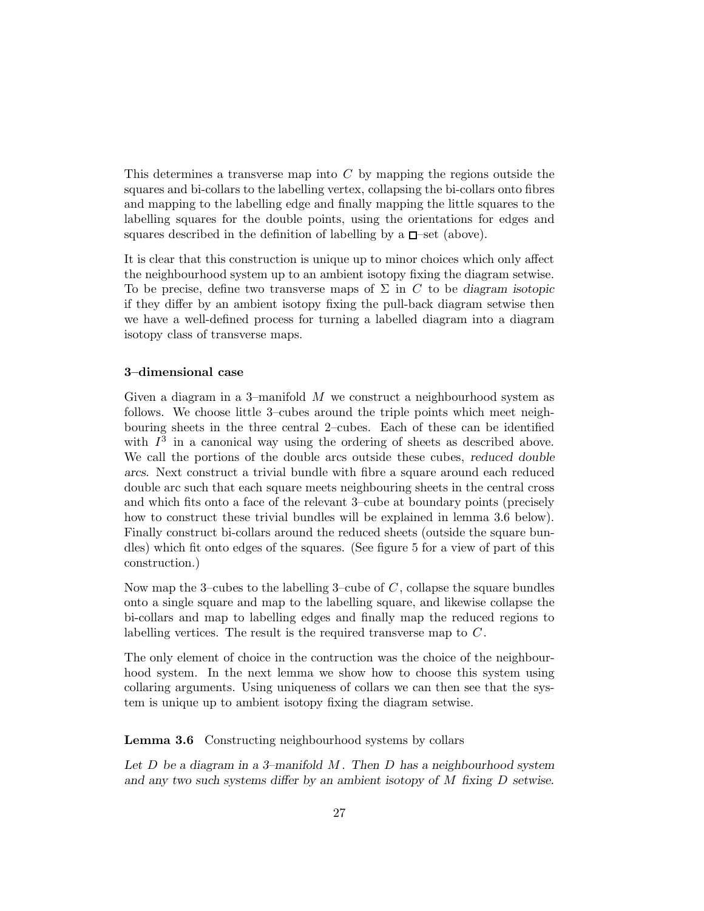This determines a transverse map into $C$ by mapping the regions outside the squares and bi-collars to the labelling vertex, collapsing the bi-collars onto fibres and mapping to the labelling edge and finally mapping the little squares to the labelling squares for the double points, using the orientations for edges and squares described in the definition of labelling by a $\square$–set (above).

It is clear that this construction is unique up to minor choices which only affect the neighbourhood system up to an ambient isotopy fixing the diagram setwise. To be precise, define two transverse maps of $\Sigma$ in $C$ to be *diagram isotopic* if they differ by an ambient isotopy fixing the pull-back diagram setwise then we have a well-defined process for turning a labelled diagram into a diagram isotopy class of transverse maps.

### 3–dimensional case

Given a diagram in a 3–manifold $M$ we construct a neighbourhood system as follows. We choose little 3–cubes around the triple points which meet neighbouring sheets in the three central 2–cubes. Each of these can be identified with $I^3$ in a canonical way using the ordering of sheets as described above. We call the portions of the double arcs outside these cubes, *reduced double arcs*. Next construct a trivial bundle with fibre a square around each reduced double arc such that each square meets neighbouring sheets in the central cross and which fits onto a face of the relevant 3–cube at boundary points (precisely how to construct these trivial bundles will be explained in lemma 3.6 below). Finally construct bi-collars around the reduced sheets (outside the square bundles) which fit onto edges of the squares. (See figure 5 for a view of part of this construction.)

Now map the 3–cubes to the labelling 3–cube of $C$, collapse the square bundles onto a single square and map to the labelling square, and likewise collapse the bi-collars and map to labelling edges and finally map the reduced regions to labelling vertices. The result is the required transverse map to $C$.

The only element of choice in the contruction was the choice of the neighbourhood system. In the next lemma we show how to choose this system using collaring arguments. Using uniqueness of collars we can then see that the system is unique up to ambient isotopy fixing the diagram setwise.

**Lemma 3.6** Constructing neighbourhood systems by collars

*Let $D$ be a diagram in a 3–manifold $M$. Then $D$ has a neighbourhood system and any two such systems differ by an ambient isotopy of $M$ fixing $D$ setwise.*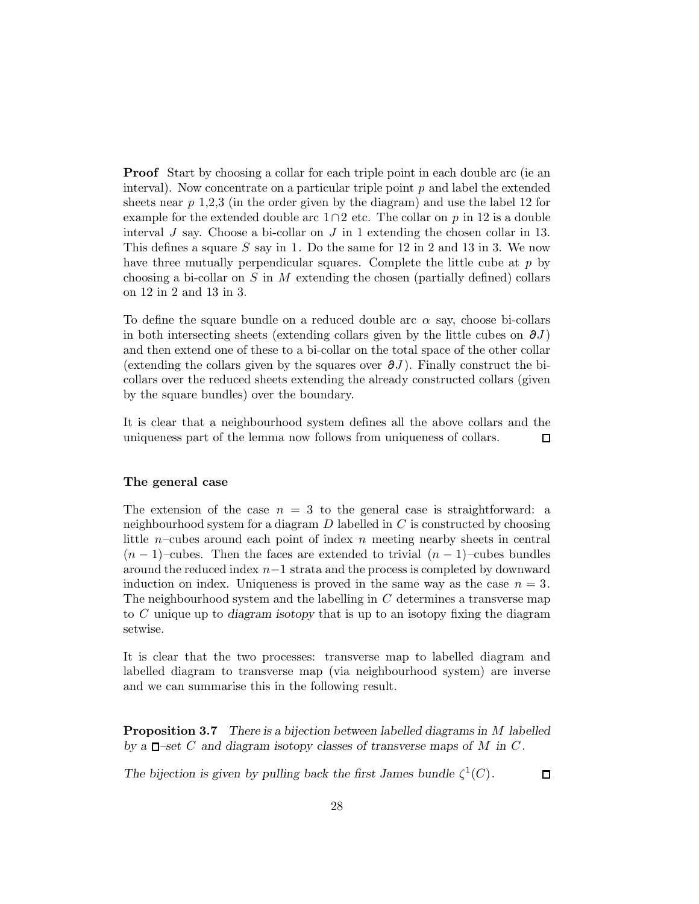**Proof** Start by choosing a collar for each triple point in each double arc (ie an interval). Now concentrate on a particular triple point $p$ and label the extended sheets near $p$ 1,2,3 (in the order given by the diagram) and use the label 12 for example for the extended double arc $1\cap 2$ etc. The collar on $p$ in 12 is a double interval $J$ say. Choose a bi-collar on $J$ in 1 extending the chosen collar in 13. This defines a square $S$ say in 1. Do the same for 12 in 2 and 13 in 3. We now have three mutually perpendicular squares. Complete the little cube at $p$ by choosing a bi-collar on $S$ in $M$ extending the chosen (partially defined) collars on 12 in 2 and 13 in 3.

To define the square bundle on a reduced double arc $\alpha$ say, choose bi-collars in both intersecting sheets (extending collars given by the little cubes on $\partial J$) and then extend one of these to a bi-collar on the total space of the other collar (extending the collars given by the squares over $\partial J$). Finally construct the bi-collars over the reduced sheets extending the already constructed collars (given by the square bundles) over the boundary.

It is clear that a neighbourhood system defines all the above collars and the uniqueness part of the lemma now follows from uniqueness of collars. □

### The general case

The extension of the case $n = 3$ to the general case is straightforward: a neighbourhood system for a diagram $D$ labelled in $C$ is constructed by choosing little $n$–cubes around each point of index $n$ meeting nearby sheets in central $(n-1)$–cubes. Then the faces are extended to trivial $(n-1)$–cubes bundles around the reduced index $n-1$ strata and the process is completed by downward induction on index. Uniqueness is proved in the same way as the case $n = 3$. The neighbourhood system and the labelling in $C$ determines a transverse map to $C$ unique up to *diagram isotopy* that is up to an isotopy fixing the diagram setwise.

It is clear that the two processes: transverse map to labelled diagram and labelled diagram to transverse map (via neighbourhood system) are inverse and we can summarise this in the following result.

**Proposition 3.7** *There is a bijection between labelled diagrams in $M$ labelled by a □–set $C$ and diagram isotopy classes of transverse maps of $M$ in $C$.*

*The bijection is given by pulling back the first James bundle $\zeta^1(C)$.* □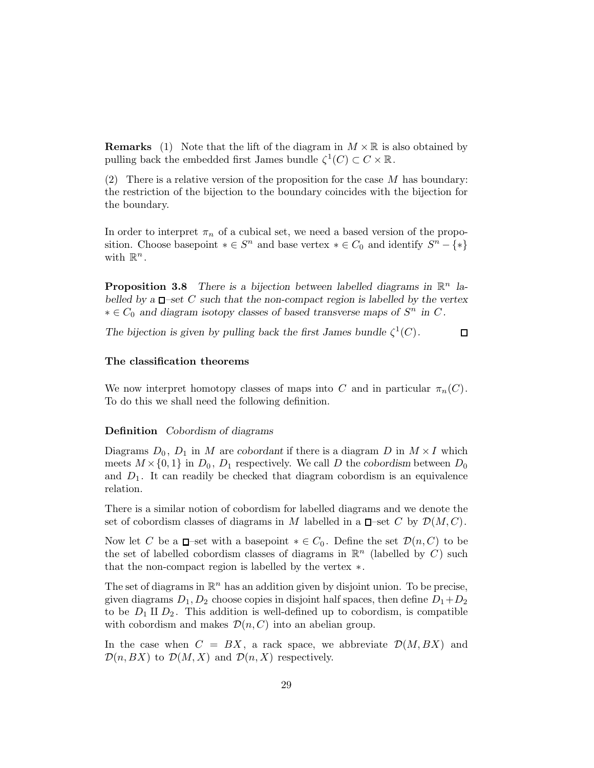**Remarks** (1) Note that the lift of the diagram in $M \times \mathbb{R}$ is also obtained by pulling back the embedded first James bundle $\zeta^1(C) \subset C \times \mathbb{R}$.

(2) There is a relative version of the proposition for the case $M$ has boundary: the restriction of the bijection to the boundary coincides with the bijection for the boundary.

In order to interpret $\pi_n$ of a cubical set, we need a based version of the proposition. Choose basepoint $* \in S^n$ and base vertex $* \in C_0$ and identify $S^n - \{*\}$ with $\mathbb{R}^n$.

**Proposition 3.8** *There is a bijection between labelled diagrams in $\mathbb{R}^n$ labelled by a $\square$–set $C$ such that the non-compact region is labelled by the vertex $* \in C_0$ and diagram isotopy classes of based transverse maps of $S^n$ in $C$.*

*The bijection is given by pulling back the first James bundle $\zeta^1(C)$.* $\square$

### The classification theorems

We now interpret homotopy classes of maps into $C$ and in particular $\pi_n(C)$. To do this we shall need the following definition.

**Definition** *Cobordism of diagrams*

Diagrams $D_0$, $D_1$ in $M$ are *cobordant* if there is a diagram $D$ in $M \times I$ which meets $M \times \{0, 1\}$ in $D_0$, $D_1$ respectively. We call $D$ the *cobordism* between $D_0$ and $D_1$. It can readily be checked that diagram cobordism is an equivalence relation.

There is a similar notion of cobordism for labelled diagrams and we denote the set of cobordism classes of diagrams in $M$ labelled in a $\square$–set $C$ by $\mathcal{D}(M, C)$.

Now let $C$ be a $\square$–set with a basepoint $* \in C_0$. Define the set $\mathcal{D}(n, C)$ to be the set of labelled cobordism classes of diagrams in $\mathbb{R}^n$ (labelled by $C$) such that the non-compact region is labelled by the vertex $*$.

The set of diagrams in $\mathbb{R}^n$ has an addition given by disjoint union. To be precise, given diagrams $D_1, D_2$ choose copies in disjoint half spaces, then define $D_1 + D_2$ to be $D_1 \amalg D_2$. This addition is well-defined up to cobordism, is compatible with cobordism and makes $\mathcal{D}(n, C)$ into an abelian group.

In the case when $C = BX$, a rack space, we abbreviate $\mathcal{D}(M, BX)$ and $\mathcal{D}(n, BX)$ to $\mathcal{D}(M, X)$ and $\mathcal{D}(n, X)$ respectively.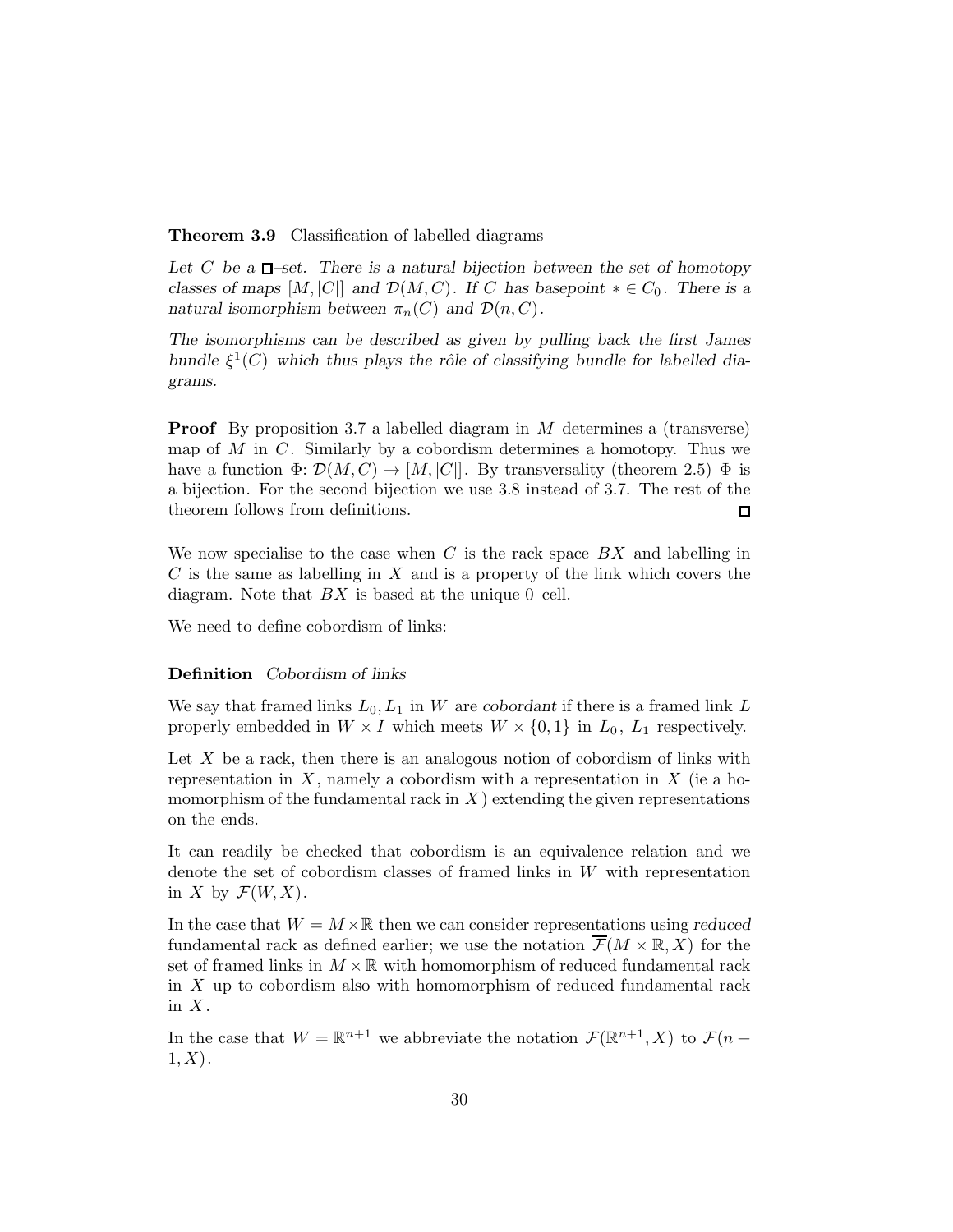**Theorem 3.9** Classification of labelled diagrams

*Let $C$ be a $\square$–set. There is a natural bijection between the set of homotopy classes of maps $[M, |C|]$ and $\mathcal{D}(M, C)$. If $C$ has basepoint $* \in C_0$. There is a natural isomorphism between $\pi_n(C)$ and $\mathcal{D}(n, C)$.*

*The isomorphisms can be described as given by pulling back the first James bundle $\xi^1(C)$ which thus plays the rôle of classifying bundle for labelled diagrams.*

**Proof** By proposition 3.7 a labelled diagram in $M$ determines a (transverse) map of $M$ in $C$. Similarly by a cobordism determines a homotopy. Thus we have a function $\Phi\colon \mathcal{D}(M, C) \to [M, |C|]$. By transversality (theorem 2.5) $\Phi$ is a bijection. For the second bijection we use 3.8 instead of 3.7. The rest of the theorem follows from definitions. $\square$

We now specialise to the case when $C$ is the rack space $BX$ and labelling in $C$ is the same as labelling in $X$ and is a property of the link which covers the diagram. Note that $BX$ is based at the unique 0–cell.

We need to define cobordism of links:

**Definition** *Cobordism of links*

We say that framed links $L_0, L_1$ in $W$ are *cobordant* if there is a framed link $L$ properly embedded in $W \times I$ which meets $W \times \{0, 1\}$ in $L_0$, $L_1$ respectively.

Let $X$ be a rack, then there is an analogous notion of cobordism of links with representation in $X$, namely a cobordism with a representation in $X$ (ie a homomorphism of the fundamental rack in $X$) extending the given representations on the ends.

It can readily be checked that cobordism is an equivalence relation and we denote the set of cobordism classes of framed links in $W$ with representation in $X$ by $\mathcal{F}(W, X)$.

In the case that $W = M \times \mathbb{R}$ then we can consider representations using *reduced* fundamental rack as defined earlier; we use the notation $\overline{\mathcal{F}}(M \times \mathbb{R}, X)$ for the set of framed links in $M \times \mathbb{R}$ with homomorphism of reduced fundamental rack in $X$ up to cobordism also with homomorphism of reduced fundamental rack in $X$.

In the case that $W = \mathbb{R}^{n+1}$ we abbreviate the notation $\mathcal{F}(\mathbb{R}^{n+1}, X)$ to $\mathcal{F}(n+1, X)$.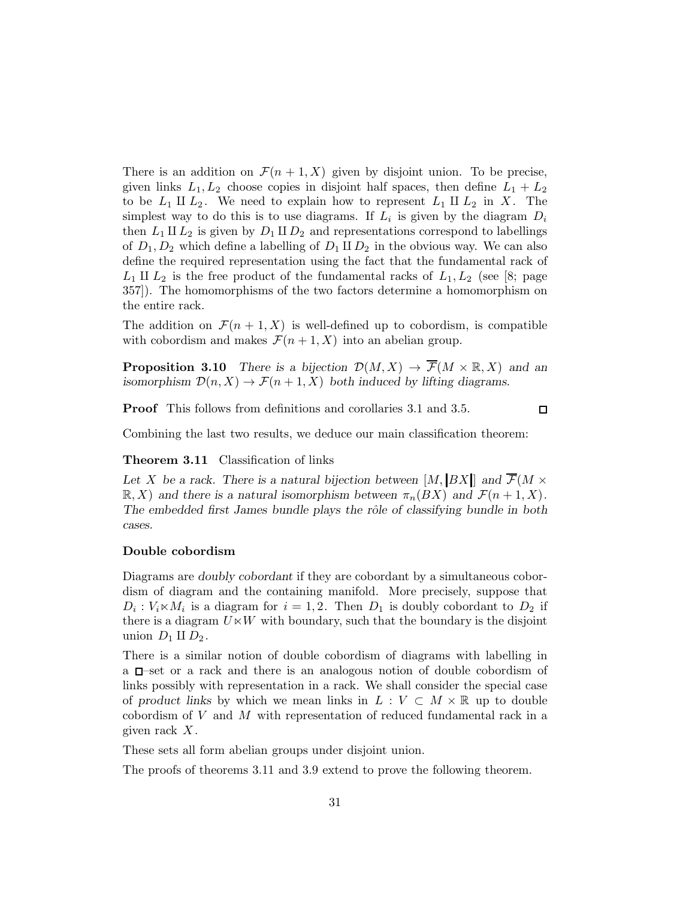There is an addition on $\mathcal{F}(n+1, X)$ given by disjoint union. To be precise, given links $L_1, L_2$ choose copies in disjoint half spaces, then define $L_1 + L_2$ to be $L_1 \amalg L_2$. We need to explain how to represent $L_1 \amalg L_2$ in $X$. The simplest way to do this is to use diagrams. If $L_i$ is given by the diagram $D_i$ then $L_1 \amalg L_2$ is given by $D_1 \amalg D_2$ and representations correspond to labellings of $D_1, D_2$ which define a labelling of $D_1 \amalg D_2$ in the obvious way. We can also define the required representation using the fact that the fundamental rack of $L_1 \amalg L_2$ is the free product of the fundamental racks of $L_1, L_2$ (see [8; page 357]). The homomorphisms of the two factors determine a homomorphism on the entire rack.

The addition on $\mathcal{F}(n+1, X)$ is well-defined up to cobordism, is compatible with cobordism and makes $\mathcal{F}(n+1, X)$ into an abelian group.

**Proposition 3.10** *There is a bijection $\mathcal{D}(M, X) \to \overline{\mathcal{F}}(M \times \mathbb{R}, X)$ and an isomorphism $\mathcal{D}(n, X) \to \mathcal{F}(n+1, X)$ both induced by lifting diagrams.*

**Proof** This follows from definitions and corollaries 3.1 and 3.5. $\square$

Combining the last two results, we deduce our main classification theorem:

**Theorem 3.11** Classification of links

*Let $X$ be a rack. There is a natural bijection between $[M, |BX|]$ and $\overline{\mathcal{F}}(M \times \mathbb{R}, X)$ and there is a natural isomorphism between $\pi_n(BX)$ and $\mathcal{F}(n+1, X)$. The embedded first James bundle plays the rôle of classifying bundle in both cases.*

### Double cobordism

Diagrams are *doubly cobordant* if they are cobordant by a simultaneous cobordism of diagram and the containing manifold. More precisely, suppose that $D_i : V_i \ltimes M_i$ is a diagram for $i = 1, 2$. Then $D_1$ is doubly cobordant to $D_2$ if there is a diagram $U \ltimes W$ with boundary, such that the boundary is the disjoint union $D_1 \amalg D_2$.

There is a similar notion of double cobordism of diagrams with labelling in a $\square$–set or a rack and there is an analogous notion of double cobordism of links possibly with representation in a rack. We shall consider the special case of *product links* by which we mean links in $L : V \subset M \times \mathbb{R}$ up to double cobordism of $V$ and $M$ with representation of reduced fundamental rack in a given rack $X$.

These sets all form abelian groups under disjoint union.

The proofs of theorems 3.11 and 3.9 extend to prove the following theorem.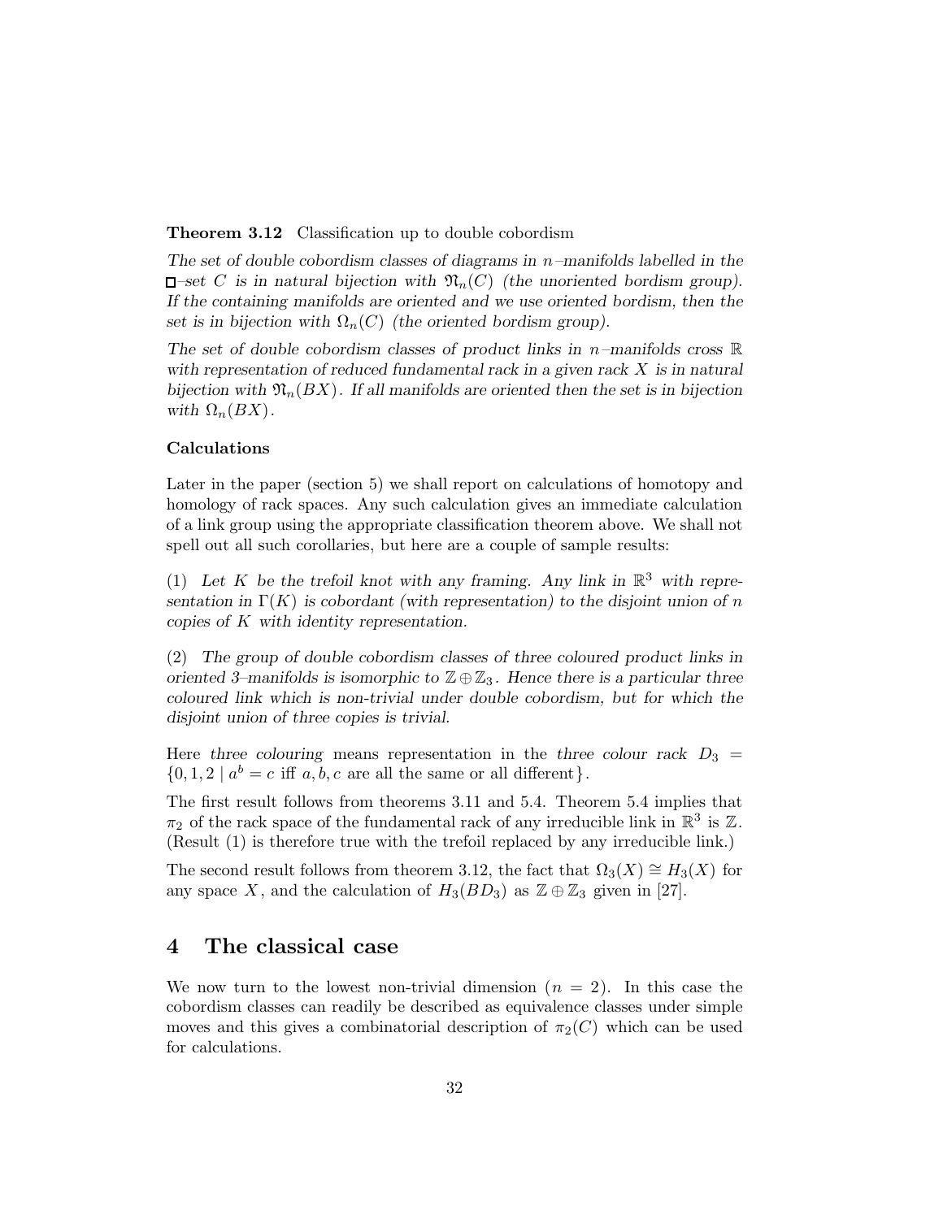**Theorem 3.12** Classification up to double cobordism

*The set of double cobordism classes of diagrams in $n$–manifolds labelled in the $\square$–set $C$ is in natural bijection with $\mathfrak{N}_n(C)$ (the unoriented bordism group). If the containing manifolds are oriented and we use oriented bordism, then the set is in bijection with $\Omega_n(C)$ (the oriented bordism group).*

*The set of double cobordism classes of product links in $n$–manifolds cross $\mathbb{R}$ with representation of reduced fundamental rack in a given rack $X$ is in natural bijection with $\mathfrak{N}_n(BX)$. If all manifolds are oriented then the set is in bijection with $\Omega_n(BX)$.*

**Calculations**

Later in the paper (section 5) we shall report on calculations of homotopy and homology of rack spaces. Any such calculation gives an immediate calculation of a link group using the appropriate classification theorem above. We shall not spell out all such corollaries, but here are a couple of sample results:

(1) *Let $K$ be the trefoil knot with any framing. Any link in $\mathbb{R}^3$ with representation in $\Gamma(K)$ is cobordant (with representation) to the disjoint union of $n$ copies of $K$ with identity representation.*

(2) *The group of double cobordism classes of three coloured product links in oriented 3–manifolds is isomorphic to $\mathbb{Z} \oplus \mathbb{Z}_3$. Hence there is a particular three coloured link which is non-trivial under double cobordism, but for which the disjoint union of three copies is trivial.*

Here *three colouring* means representation in the *three colour rack* $D_3 = \{0, 1, 2 \mid a^b = c \text{ iff } a, b, c \text{ are all the same or all different}\}$.

The first result follows from theorems 3.11 and 5.4. Theorem 5.4 implies that $\pi_2$ of the rack space of the fundamental rack of any irreducible link in $\mathbb{R}^3$ is $\mathbb{Z}$. (Result (1) is therefore true with the trefoil replaced by any irreducible link.)

The second result follows from theorem 3.12, the fact that $\Omega_3(X) \cong H_3(X)$ for any space $X$, and the calculation of $H_3(BD_3)$ as $\mathbb{Z} \oplus \mathbb{Z}_3$ given in [27].

# 4 The classical case

We now turn to the lowest non-trivial dimension ($n = 2$). In this case the cobordism classes can readily be described as equivalence classes under simple moves and this gives a combinatorial description of $\pi_2(C)$ which can be used for calculations.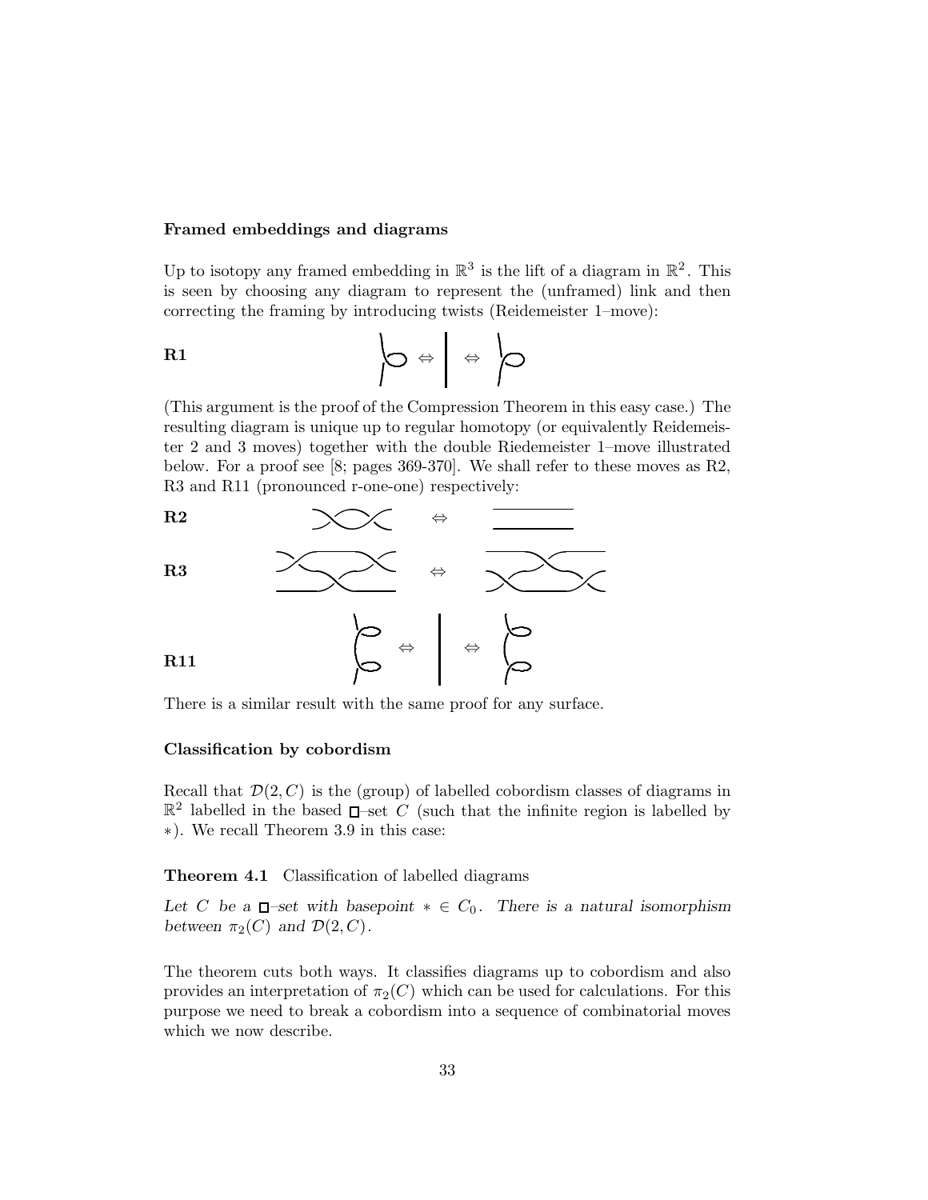### Framed embeddings and diagrams

Up to isotopy any framed embedding in $\mathbb{R}^3$ is the lift of a diagram in $\mathbb{R}^2$. This is seen by choosing any diagram to represent the (unframed) link and then correcting the framing by introducing twists (Reidemeister 1–move):

**R1**

(This argument is the proof of the Compression Theorem in this easy case.) The resulting diagram is unique up to regular homotopy (or equivalently Reidemeister 2 and 3 moves) together with the double Riedemeister 1–move illustrated below. For a proof see [8; pages 369-370]. We shall refer to these moves as R2, R3 and R11 (pronounced r-one-one) respectively:

**R2**

**R3**

**R11**

There is a similar result with the same proof for any surface.

### Classification by cobordism

Recall that $\mathcal{D}(2, C)$ is the (group) of labelled cobordism classes of diagrams in $\mathbb{R}^2$ labelled in the based $\square$–set $C$ (such that the infinite region is labelled by $*$). We recall Theorem 3.9 in this case:

**Theorem 4.1** Classification of labelled diagrams

*Let $C$ be a $\square$–set with basepoint $* \in C_0$. There is a natural isomorphism between $\pi_2(C)$ and $\mathcal{D}(2, C)$.*

The theorem cuts both ways. It classifies diagrams up to cobordism and also provides an interpretation of $\pi_2(C)$ which can be used for calculations. For this purpose we need to break a cobordism into a sequence of combinatorial moves which we now describe.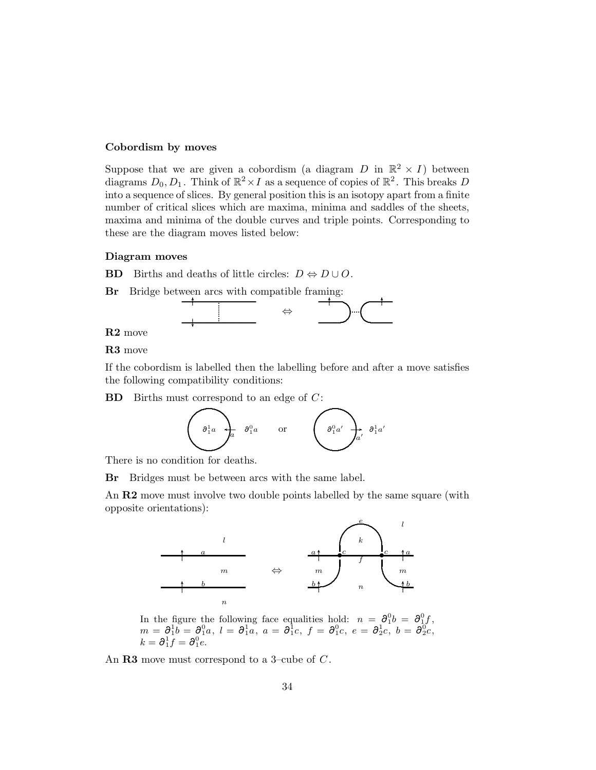**Cobordism by moves**

Suppose that we are given a cobordism (a diagram $D$ in $\mathbb{R}^2 \times I$) between diagrams $D_0, D_1$. Think of $\mathbb{R}^2 \times I$ as a sequence of copies of $\mathbb{R}^2$. This breaks $D$ into a sequence of slices. By general position this is an isotopy apart from a finite number of critical slices which are maxima, minima and saddles of the sheets, maxima and minima of the double curves and triple points. Corresponding to these are the diagram moves listed below:

**Diagram moves**

**BD** Births and deaths of little circles: $D \Leftrightarrow D \cup O$.

**Br** Bridge between arcs with compatible framing:

**R2** move

**R3** move

If the cobordism is labelled then the labelling before and after a move satisfies the following compatibility conditions:

**BD** Births must correspond to an edge of $C$:

There is no condition for deaths.

**Br** Bridges must be between arcs with the same label.

An **R2** move must involve two double points labelled by the same square (with opposite orientations):

In the figure the following face equalities hold: $n = \partial_1^0 b = \partial_1^0 f$, $m = \partial_1^1 b = \partial_1^0 a$, $l = \partial_1^1 a$, $a = \partial_1^1 c$, $f = \partial_1^0 c$, $e = \partial_2^1 c$, $b = \partial_2^0 c$, $k = \partial_1^1 f = \partial_1^0 e$.

An **R3** move must correspond to a 3–cube of $C$.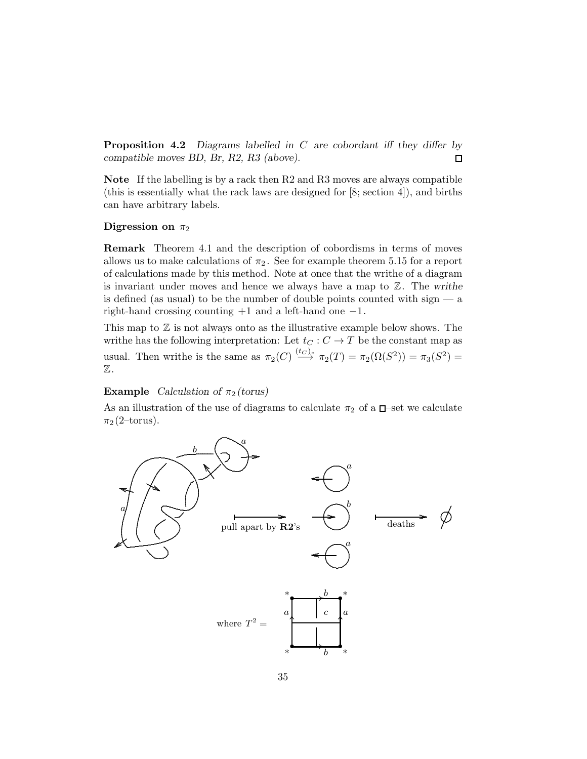**Proposition 4.2** *Diagrams labelled in $C$ are cobordant iff they differ by compatible moves BD, Br, R2, R3 (above).* □

**Note** If the labelling is by a rack then R2 and R3 moves are always compatible (this is essentially what the rack laws are designed for [8; section 4]), and births can have arbitrary labels.

**Digression on $\pi_2$**

**Remark** Theorem 4.1 and the description of cobordisms in terms of moves allows us to make calculations of $\pi_2$. See for example theorem 5.15 for a report of calculations made by this method. Note at once that the writhe of a diagram is invariant under moves and hence we always have a map to $\mathbb{Z}$. The *writhe* is defined (as usual) to be the number of double points counted with sign — a right-hand crossing counting $+1$ and a left-hand one $-1$.

This map to $\mathbb{Z}$ is not always onto as the illustrative example below shows. The writhe has the following interpretation: Let $t_C : C \to T$ be the constant map as usual. Then writhe is the same as $\pi_2(C) \xrightarrow{(t_C)_*} \pi_2(T) = \pi_2(\Omega(S^2)) = \pi_3(S^2) = \mathbb{Z}$.

**Example** *Calculation of $\pi_2$ (torus)*

As an illustration of the use of diagrams to calculate $\pi_2$ of a □–set we calculate $\pi_2$(2–torus).

pull apart by **R2**'s

deaths

where $T^2 =$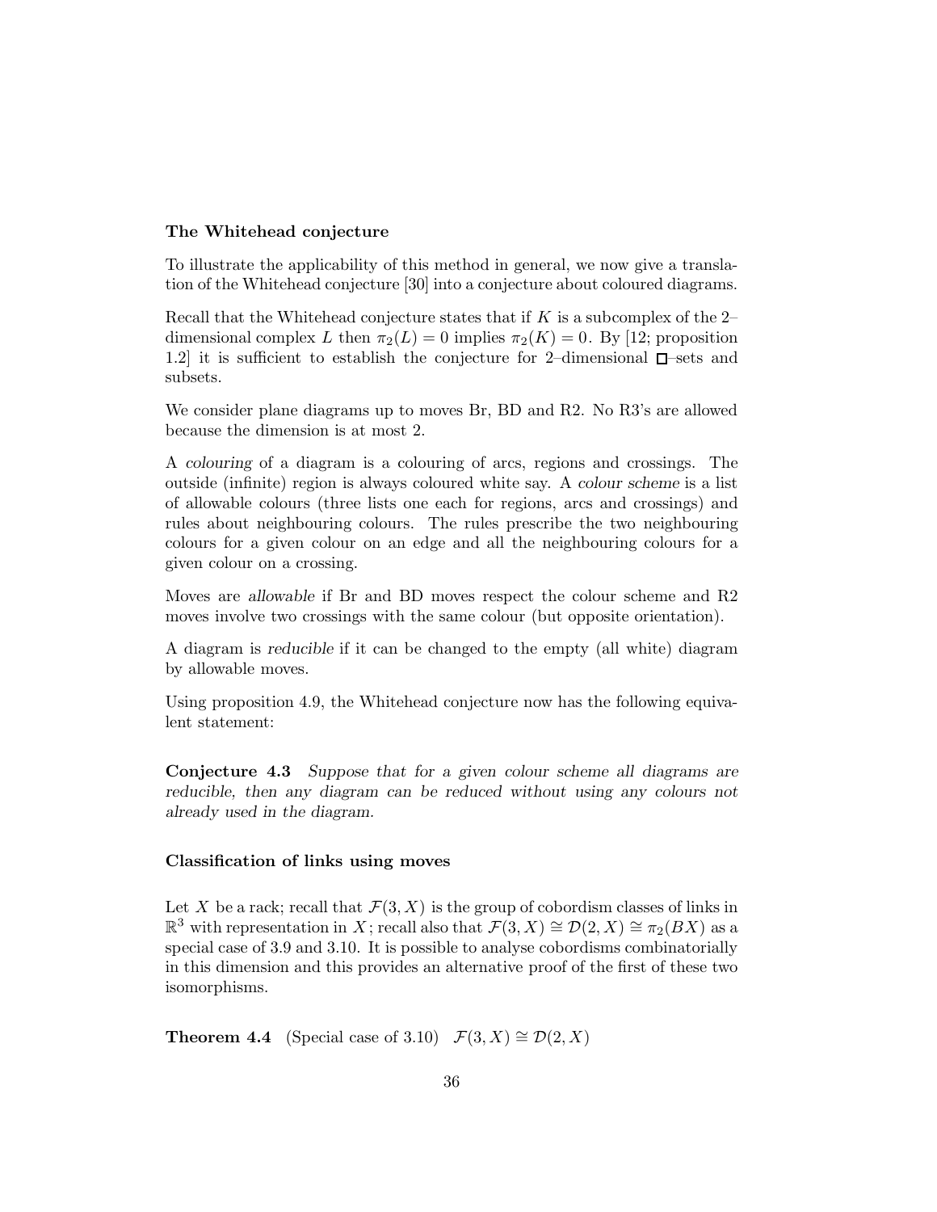**The Whitehead conjecture**

To illustrate the applicability of this method in general, we now give a translation of the Whitehead conjecture [30] into a conjecture about coloured diagrams.

Recall that the Whitehead conjecture states that if $K$ is a subcomplex of the 2–dimensional complex $L$ then $\pi_2(L) = 0$ implies $\pi_2(K) = 0$. By [12; proposition 1.2] it is sufficient to establish the conjecture for 2–dimensional $\square$–sets and subsets.

We consider plane diagrams up to moves Br, BD and R2. No R3's are allowed because the dimension is at most 2.

A *colouring* of a diagram is a colouring of arcs, regions and crossings. The outside (infinite) region is always coloured white say. A *colour scheme* is a list of allowable colours (three lists one each for regions, arcs and crossings) and rules about neighbouring colours. The rules prescribe the two neighbouring colours for a given colour on an edge and all the neighbouring colours for a given colour on a crossing.

Moves are *allowable* if Br and BD moves respect the colour scheme and R2 moves involve two crossings with the same colour (but opposite orientation).

A diagram is *reducible* if it can be changed to the empty (all white) diagram by allowable moves.

Using proposition 4.9, the Whitehead conjecture now has the following equivalent statement:

**Conjecture 4.3** *Suppose that for a given colour scheme all diagrams are reducible, then any diagram can be reduced without using any colours not already used in the diagram.*

**Classification of links using moves**

Let $X$ be a rack; recall that $\mathcal{F}(3, X)$ is the group of cobordism classes of links in $\mathbb{R}^3$ with representation in $X$; recall also that $\mathcal{F}(3, X) \cong \mathcal{D}(2, X) \cong \pi_2(BX)$ as a special case of 3.9 and 3.10. It is possible to analyse cobordisms combinatorially in this dimension and this provides an alternative proof of the first of these two isomorphisms.

**Theorem 4.4** (Special case of 3.10) $\mathcal{F}(3, X) \cong \mathcal{D}(2, X)$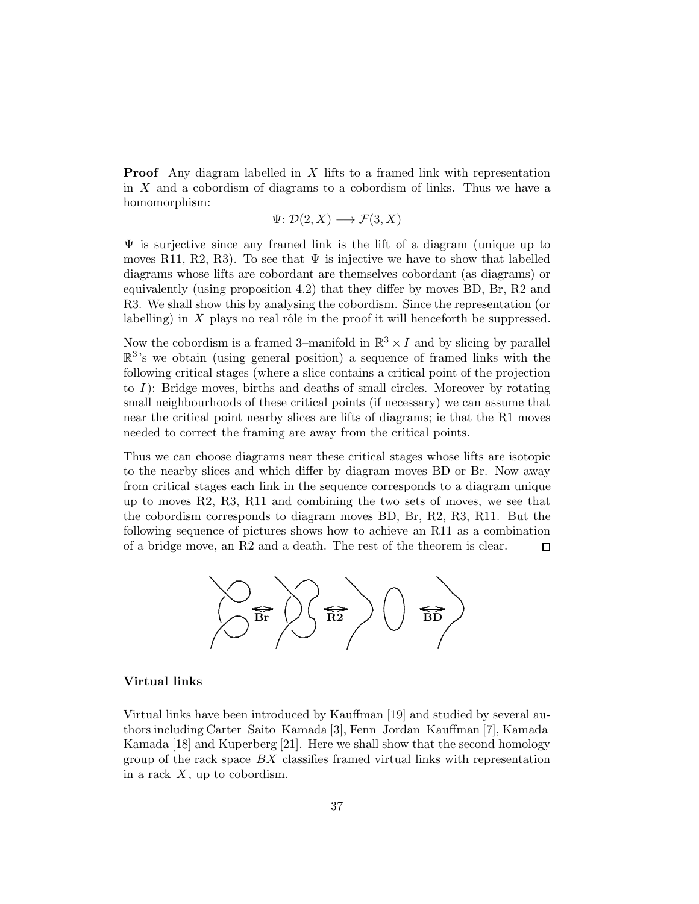**Proof** Any diagram labelled in $X$ lifts to a framed link with representation in $X$ and a cobordism of diagrams to a cobordism of links. Thus we have a homomorphism:

$$\Psi\colon \mathcal{D}(2, X) \longrightarrow \mathcal{F}(3, X)$$

$\Psi$ is surjective since any framed link is the lift of a diagram (unique up to moves R11, R2, R3). To see that $\Psi$ is injective we have to show that labelled diagrams whose lifts are cobordant are themselves cobordant (as diagrams) or equivalently (using proposition 4.2) that they differ by moves BD, Br, R2 and R3. We shall show this by analysing the cobordism. Since the representation (or labelling) in $X$ plays no real rôle in the proof it will henceforth be suppressed.

Now the cobordism is a framed 3–manifold in $\mathbb{R}^3 \times I$ and by slicing by parallel $\mathbb{R}^3$'s we obtain (using general position) a sequence of framed links with the following critical stages (where a slice contains a critical point of the projection to $I$): Bridge moves, births and deaths of small circles. Moreover by rotating small neighbourhoods of these critical points (if necessary) we can assume that near the critical point nearby slices are lifts of diagrams; ie that the R1 moves needed to correct the framing are away from the critical points.

Thus we can choose diagrams near these critical stages whose lifts are isotopic to the nearby slices and which differ by diagram moves BD or Br. Now away from critical stages each link in the sequence corresponds to a diagram unique up to moves R2, R3, R11 and combining the two sets of moves, we see that the cobordism corresponds to diagram moves BD, Br, R2, R3, R11. But the following sequence of pictures shows how to achieve an R11 as a combination of a bridge move, an R2 and a death. The rest of the theorem is clear. □

### Virtual links

Virtual links have been introduced by Kauffman [19] and studied by several authors including Carter–Saito–Kamada [3], Fenn–Jordan–Kauffman [7], Kamada–Kamada [18] and Kuperberg [21]. Here we shall show that the second homology group of the rack space $BX$ classifies framed virtual links with representation in a rack $X$, up to cobordism.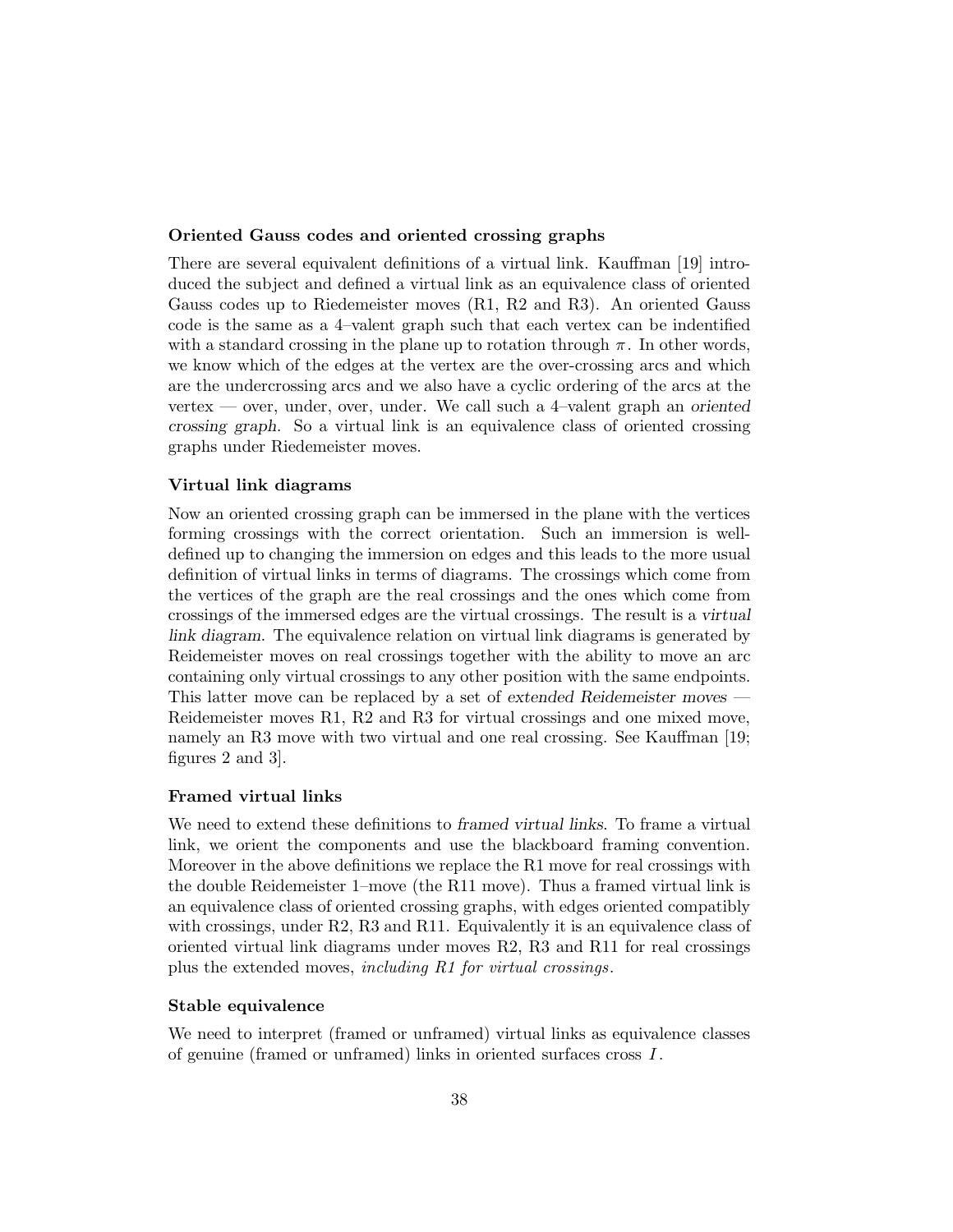**Oriented Gauss codes and oriented crossing graphs**

There are several equivalent definitions of a virtual link. Kauffman [19] introduced the subject and defined a virtual link as an equivalence class of oriented Gauss codes up to Riedemeister moves (R1, R2 and R3). An oriented Gauss code is the same as a 4–valent graph such that each vertex can be indentified with a standard crossing in the plane up to rotation through $\pi$. In other words, we know which of the edges at the vertex are the over-crossing arcs and which are the undercrossing arcs and we also have a cyclic ordering of the arcs at the vertex — over, under, over, under. We call such a 4–valent graph an *oriented crossing graph*. So a virtual link is an equivalence class of oriented crossing graphs under Riedemeister moves.

**Virtual link diagrams**

Now an oriented crossing graph can be immersed in the plane with the vertices forming crossings with the correct orientation. Such an immersion is well-defined up to changing the immersion on edges and this leads to the more usual definition of virtual links in terms of diagrams. The crossings which come from the vertices of the graph are the real crossings and the ones which come from crossings of the immersed edges are the virtual crossings. The result is a *virtual link diagram*. The equivalence relation on virtual link diagrams is generated by Reidemeister moves on real crossings together with the ability to move an arc containing only virtual crossings to any other position with the same endpoints. This latter move can be replaced by a set of *extended Reidemeister moves* — Reidemeister moves R1, R2 and R3 for virtual crossings and one mixed move, namely an R3 move with two virtual and one real crossing. See Kauffman [19; figures 2 and 3].

**Framed virtual links**

We need to extend these definitions to *framed virtual links*. To frame a virtual link, we orient the components and use the blackboard framing convention. Moreover in the above definitions we replace the R1 move for real crossings with the double Reidemeister 1–move (the R11 move). Thus a framed virtual link is an equivalence class of oriented crossing graphs, with edges oriented compatibly with crossings, under R2, R3 and R11. Equivalently it is an equivalence class of oriented virtual link diagrams under moves R2, R3 and R11 for real crossings plus the extended moves, *including R1 for virtual crossings*.

**Stable equivalence**

We need to interpret (framed or unframed) virtual links as equivalence classes of genuine (framed or unframed) links in oriented surfaces cross $I$.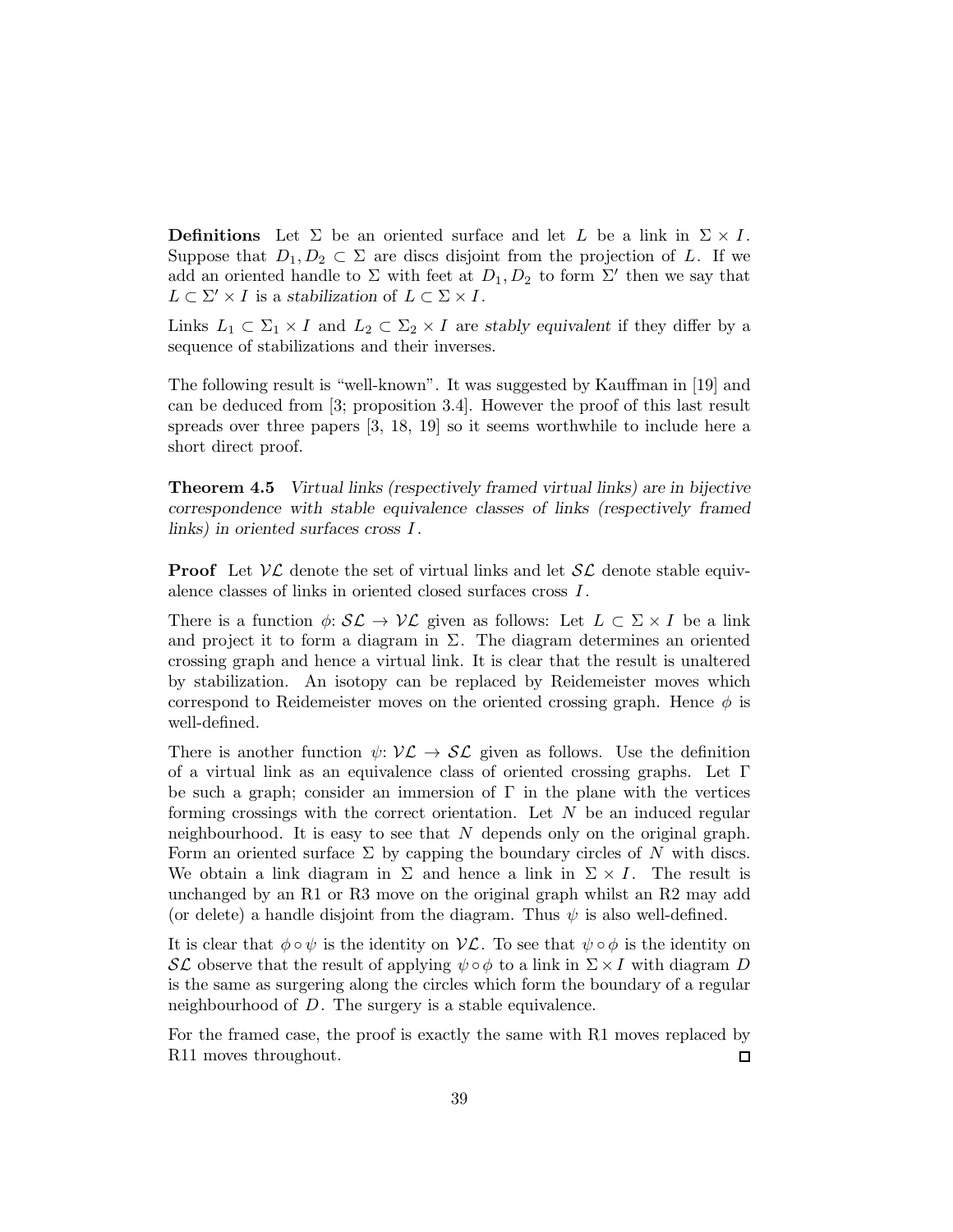**Definitions** Let $\Sigma$ be an oriented surface and let $L$ be a link in $\Sigma \times I$. Suppose that $D_1, D_2 \subset \Sigma$ are discs disjoint from the projection of $L$. If we add an oriented handle to $\Sigma$ with feet at $D_1, D_2$ to form $\Sigma'$ then we say that $L \subset \Sigma' \times I$ is a *stabilization* of $L \subset \Sigma \times I$.

Links $L_1 \subset \Sigma_1 \times I$ and $L_2 \subset \Sigma_2 \times I$ are *stably equivalent* if they differ by a sequence of stabilizations and their inverses.

The following result is "well-known". It was suggested by Kauffman in [19] and can be deduced from [3; proposition 3.4]. However the proof of this last result spreads over three papers [3, 18, 19] so it seems worthwhile to include here a short direct proof.

**Theorem 4.5** *Virtual links (respectively framed virtual links) are in bijective correspondence with stable equivalence classes of links (respectively framed links) in oriented surfaces cross $I$.*

**Proof** Let $\mathcal{VL}$ denote the set of virtual links and let $\mathcal{SL}$ denote stable equivalence classes of links in oriented closed surfaces cross $I$.

There is a function $\phi\colon \mathcal{SL} \to \mathcal{VL}$ given as follows: Let $L \subset \Sigma \times I$ be a link and project it to form a diagram in $\Sigma$. The diagram determines an oriented crossing graph and hence a virtual link. It is clear that the result is unaltered by stabilization. An isotopy can be replaced by Reidemeister moves which correspond to Reidemeister moves on the oriented crossing graph. Hence $\phi$ is well-defined.

There is another function $\psi\colon \mathcal{VL} \to \mathcal{SL}$ given as follows. Use the definition of a virtual link as an equivalence class of oriented crossing graphs. Let $\Gamma$ be such a graph; consider an immersion of $\Gamma$ in the plane with the vertices forming crossings with the correct orientation. Let $N$ be an induced regular neighbourhood. It is easy to see that $N$ depends only on the original graph. Form an oriented surface $\Sigma$ by capping the boundary circles of $N$ with discs. We obtain a link diagram in $\Sigma$ and hence a link in $\Sigma \times I$. The result is unchanged by an R1 or R3 move on the original graph whilst an R2 may add (or delete) a handle disjoint from the diagram. Thus $\psi$ is also well-defined.

It is clear that $\phi \circ \psi$ is the identity on $\mathcal{VL}$. To see that $\psi \circ \phi$ is the identity on $\mathcal{SL}$ observe that the result of applying $\psi \circ \phi$ to a link in $\Sigma \times I$ with diagram $D$ is the same as surgering along the circles which form the boundary of a regular neighbourhood of $D$. The surgery is a stable equivalence.

For the framed case, the proof is exactly the same with R1 moves replaced by R11 moves throughout. $\square$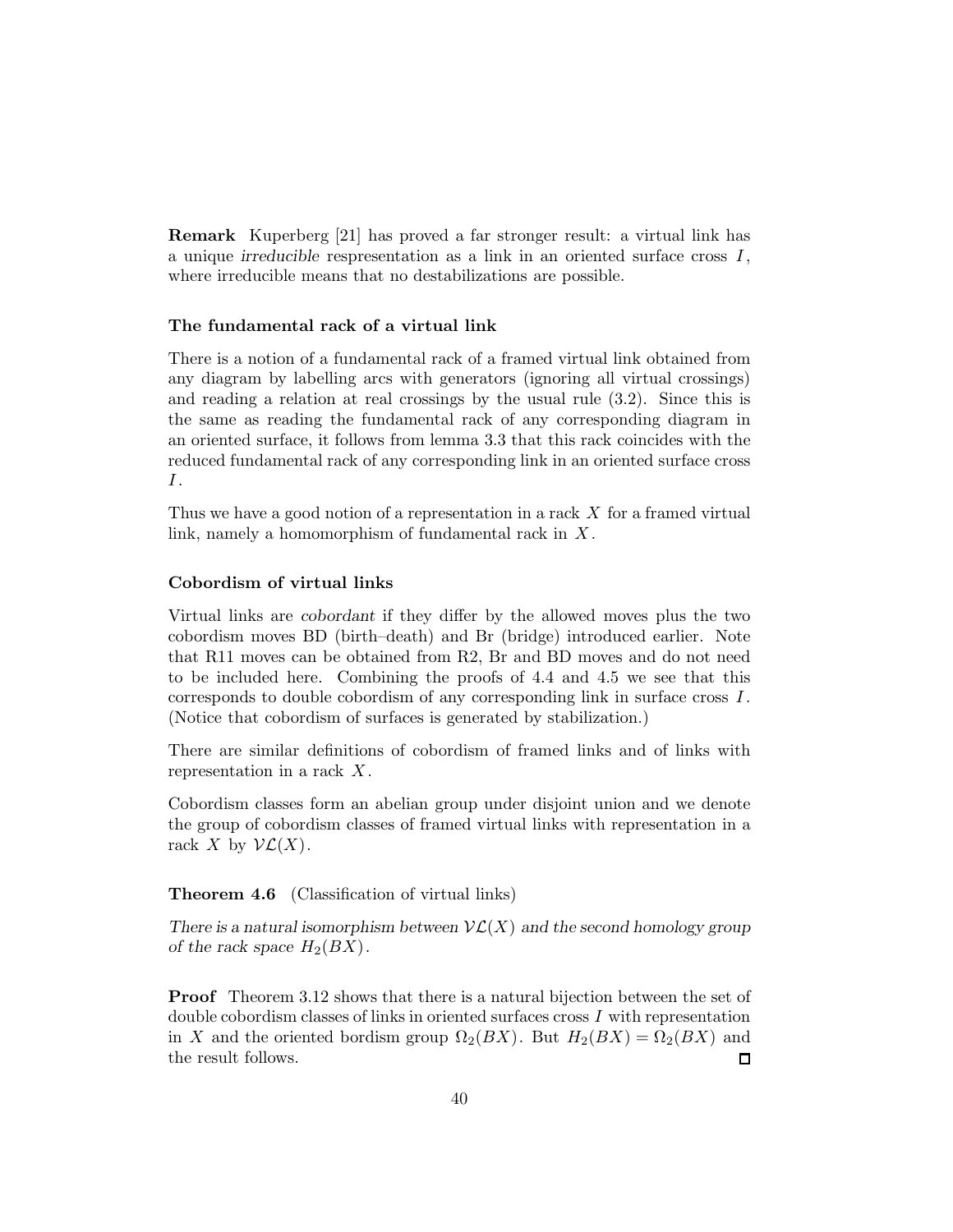**Remark** Kuperberg [21] has proved a far stronger result: a virtual link has a unique *irreducible* respresentation as a link in an oriented surface cross $I$, where irreducible means that no destabilizations are possible.

### The fundamental rack of a virtual link

There is a notion of a fundamental rack of a framed virtual link obtained from any diagram by labelling arcs with generators (ignoring all virtual crossings) and reading a relation at real crossings by the usual rule (3.2). Since this is the same as reading the fundamental rack of any corresponding diagram in an oriented surface, it follows from lemma 3.3 that this rack coincides with the reduced fundamental rack of any corresponding link in an oriented surface cross $I$.

Thus we have a good notion of a representation in a rack $X$ for a framed virtual link, namely a homomorphism of fundamental rack in $X$.

### Cobordism of virtual links

Virtual links are *cobordant* if they differ by the allowed moves plus the two cobordism moves BD (birth–death) and Br (bridge) introduced earlier. Note that R11 moves can be obtained from R2, Br and BD moves and do not need to be included here. Combining the proofs of 4.4 and 4.5 we see that this corresponds to double cobordism of any corresponding link in surface cross $I$. (Notice that cobordism of surfaces is generated by stabilization.)

There are similar definitions of cobordism of framed links and of links with representation in a rack $X$.

Cobordism classes form an abelian group under disjoint union and we denote the group of cobordism classes of framed virtual links with representation in a rack $X$ by $\mathcal{VL}(X)$.

**Theorem 4.6** (Classification of virtual links)

*There is a natural isomorphism between $\mathcal{VL}(X)$ and the second homology group of the rack space $H_2(BX)$.*

**Proof** Theorem 3.12 shows that there is a natural bijection between the set of double cobordism classes of links in oriented surfaces cross $I$ with representation in $X$ and the oriented bordism group $\Omega_2(BX)$. But $H_2(BX) = \Omega_2(BX)$ and the result follows. □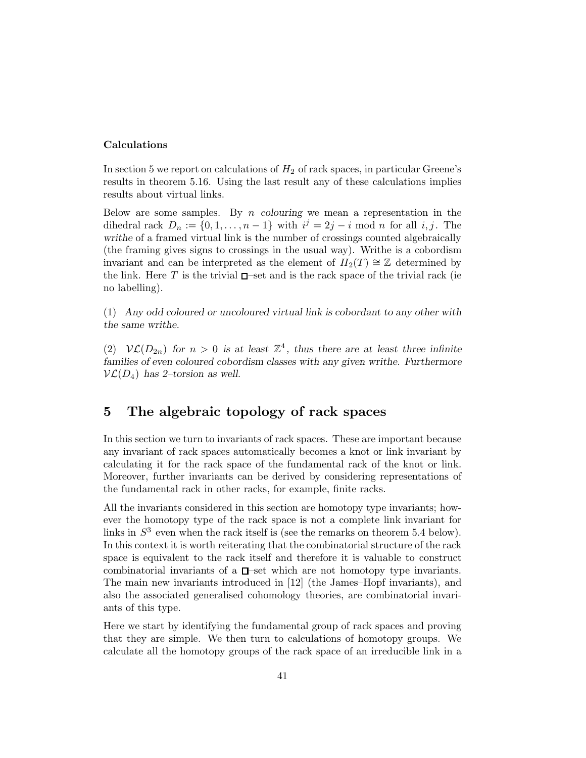**Calculations**

In section 5 we report on calculations of $H_2$ of rack spaces, in particular Greene's results in theorem 5.16. Using the last result any of these calculations implies results about virtual links.

Below are some samples. By *$n$–colouring* we mean a representation in the dihedral rack $D_n := \{0, 1, \ldots, n-1\}$ with $i^j = 2j - i \bmod n$ for all $i, j$. The *writhe* of a framed virtual link is the number of crossings counted algebraically (the framing gives signs to crossings in the usual way). Writhe is a cobordism invariant and can be interpreted as the element of $H_2(T) \cong \mathbb{Z}$ determined by the link. Here $T$ is the trivial $\square$–set and is the rack space of the trivial rack (ie no labelling).

(1) *Any odd coloured or uncoloured virtual link is cobordant to any other with the same writhe.*

(2) *$\mathcal{VL}(D_{2n})$ for $n > 0$ is at least $\mathbb{Z}^4$, thus there are at least three infinite families of even coloured cobordism classes with any given writhe. Furthermore $\mathcal{VL}(D_4)$ has 2–torsion as well.*

# 5 The algebraic topology of rack spaces

In this section we turn to invariants of rack spaces. These are important because any invariant of rack spaces automatically becomes a knot or link invariant by calculating it for the rack space of the fundamental rack of the knot or link. Moreover, further invariants can be derived by considering representations of the fundamental rack in other racks, for example, finite racks.

All the invariants considered in this section are homotopy type invariants; however the homotopy type of the rack space is not a complete link invariant for links in $S^3$ even when the rack itself is (see the remarks on theorem 5.4 below). In this context it is worth reiterating that the combinatorial structure of the rack space is equivalent to the rack itself and therefore it is valuable to construct combinatorial invariants of a $\square$–set which are not homotopy type invariants. The main new invariants introduced in [12] (the James–Hopf invariants), and also the associated generalised cohomology theories, are combinatorial invariants of this type.

Here we start by identifying the fundamental group of rack spaces and proving that they are simple. We then turn to calculations of homotopy groups. We calculate all the homotopy groups of the rack space of an irreducible link in a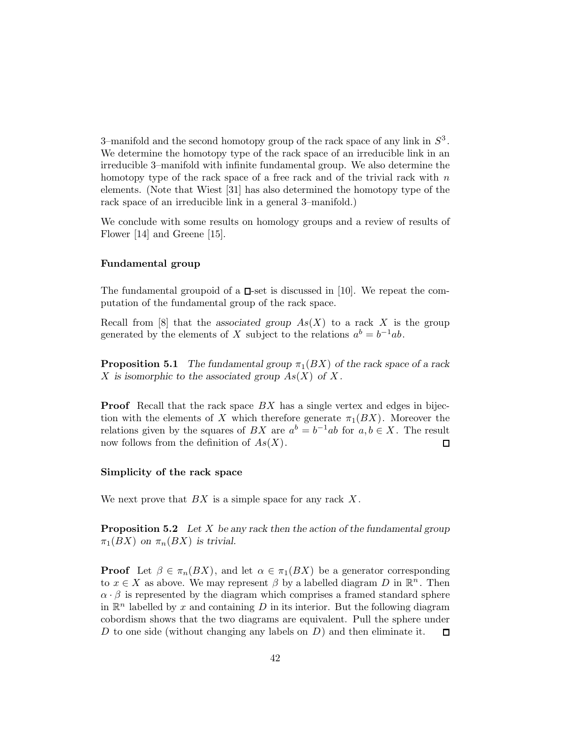3–manifold and the second homotopy group of the rack space of any link in $S^3$. We determine the homotopy type of the rack space of an irreducible link in an irreducible 3–manifold with infinite fundamental group. We also determine the homotopy type of the rack space of a free rack and of the trivial rack with $n$ elements. (Note that Wiest [31] has also determined the homotopy type of the rack space of an irreducible link in a general 3–manifold.)

We conclude with some results on homology groups and a review of results of Flower [14] and Greene [15].

### Fundamental group

The fundamental groupoid of a $\square$-set is discussed in [10]. We repeat the computation of the fundamental group of the rack space.

Recall from [8] that the *associated group* $As(X)$ to a rack $X$ is the group generated by the elements of $X$ subject to the relations $a^b = b^{-1}ab$.

**Proposition 5.1** *The fundamental group $\pi_1(BX)$ of the rack space of a rack $X$ is isomorphic to the associated group $As(X)$ of $X$.*

**Proof** Recall that the rack space $BX$ has a single vertex and edges in bijection with the elements of $X$ which therefore generate $\pi_1(BX)$. Moreover the relations given by the squares of $BX$ are $a^b = b^{-1}ab$ for $a, b \in X$. The result now follows from the definition of $As(X)$. $\square$

### Simplicity of the rack space

We next prove that $BX$ is a simple space for any rack $X$.

**Proposition 5.2** *Let $X$ be any rack then the action of the fundamental group $\pi_1(BX)$ on $\pi_n(BX)$ is trivial.*

**Proof** Let $\beta \in \pi_n(BX)$, and let $\alpha \in \pi_1(BX)$ be a generator corresponding to $x \in X$ as above. We may represent $\beta$ by a labelled diagram $D$ in $\mathbb{R}^n$. Then $\alpha \cdot \beta$ is represented by the diagram which comprises a framed standard sphere in $\mathbb{R}^n$ labelled by $x$ and containing $D$ in its interior. But the following diagram cobordism shows that the two diagrams are equivalent. Pull the sphere under $D$ to one side (without changing any labels on $D$) and then eliminate it. $\square$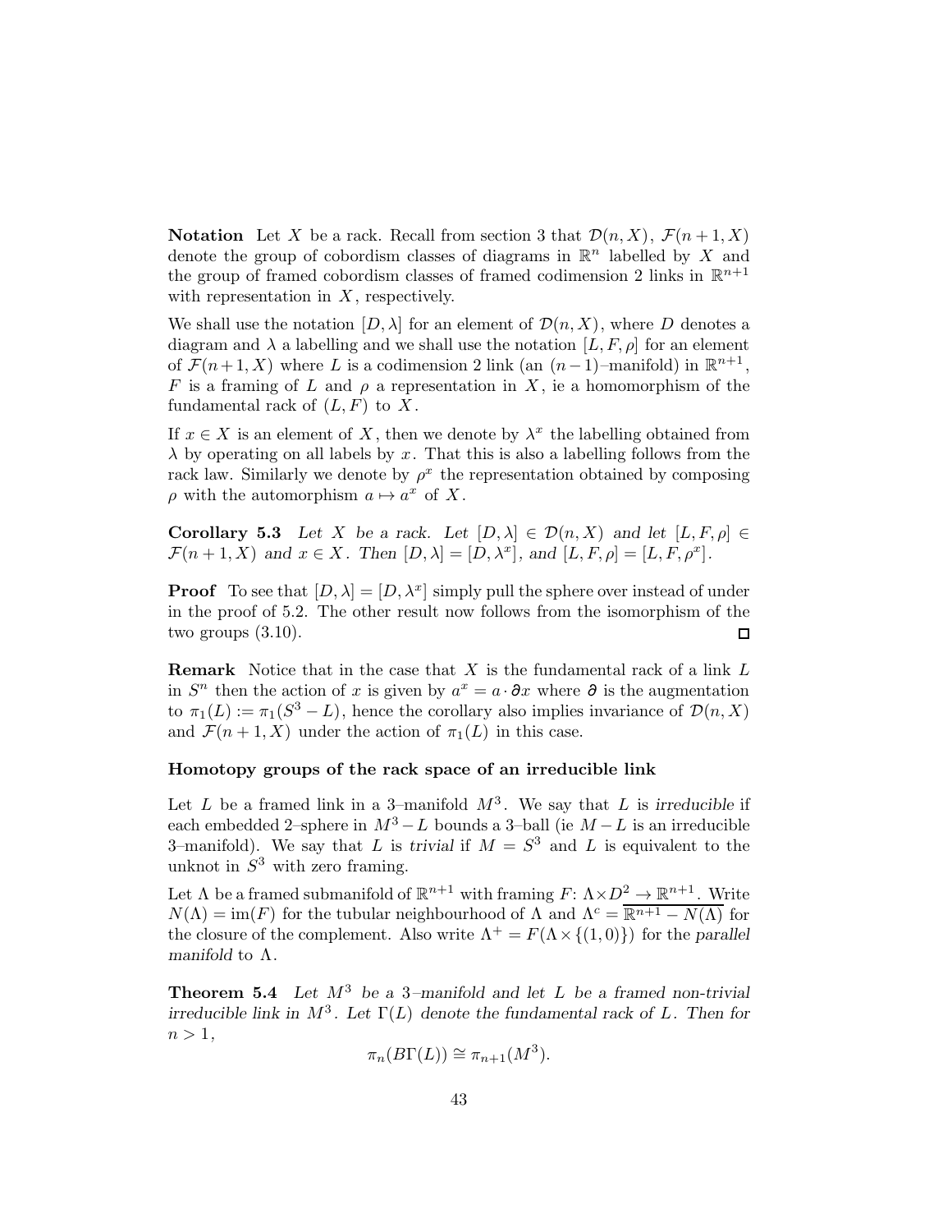**Notation** Let $X$ be a rack. Recall from section 3 that $\mathcal{D}(n, X)$, $\mathcal{F}(n+1, X)$ denote the group of cobordism classes of diagrams in $\mathbb{R}^n$ labelled by $X$ and the group of framed cobordism classes of framed codimension 2 links in $\mathbb{R}^{n+1}$ with representation in $X$, respectively.

We shall use the notation $[D, \lambda]$ for an element of $\mathcal{D}(n, X)$, where $D$ denotes a diagram and $\lambda$ a labelling and we shall use the notation $[L, F, \rho]$ for an element of $\mathcal{F}(n+1, X)$ where $L$ is a codimension 2 link (an $(n-1)$–manifold) in $\mathbb{R}^{n+1}$, $F$ is a framing of $L$ and $\rho$ a representation in $X$, ie a homomorphism of the fundamental rack of $(L, F)$ to $X$.

If $x \in X$ is an element of $X$, then we denote by $\lambda^x$ the labelling obtained from $\lambda$ by operating on all labels by $x$. That this is also a labelling follows from the rack law. Similarly we denote by $\rho^x$ the representation obtained by composing $\rho$ with the automorphism $a \mapsto a^x$ of $X$.

**Corollary 5.3** *Let $X$ be a rack. Let $[D, \lambda] \in \mathcal{D}(n, X)$ and let $[L, F, \rho] \in \mathcal{F}(n+1, X)$ and $x \in X$. Then $[D, \lambda] = [D, \lambda^x]$, and $[L, F, \rho] = [L, F, \rho^x]$.*

**Proof** To see that $[D, \lambda] = [D, \lambda^x]$ simply pull the sphere over instead of under in the proof of 5.2. The other result now follows from the isomorphism of the two groups (3.10). □

**Remark** Notice that in the case that $X$ is the fundamental rack of a link $L$ in $S^n$ then the action of $x$ is given by $a^x = a \cdot \partial x$ where $\partial$ is the augmentation to $\pi_1(L) := \pi_1(S^3 - L)$, hence the corollary also implies invariance of $\mathcal{D}(n, X)$ and $\mathcal{F}(n+1, X)$ under the action of $\pi_1(L)$ in this case.

### Homotopy groups of the rack space of an irreducible link

Let $L$ be a framed link in a 3–manifold $M^3$. We say that $L$ is *irreducible* if each embedded 2–sphere in $M^3 - L$ bounds a 3–ball (ie $M - L$ is an irreducible 3–manifold). We say that $L$ is *trivial* if $M = S^3$ and $L$ is equivalent to the unknot in $S^3$ with zero framing.

Let $\Lambda$ be a framed submanifold of $\mathbb{R}^{n+1}$ with framing $F\colon \Lambda \times D^2 \to \mathbb{R}^{n+1}$. Write $N(\Lambda) = \operatorname{im}(F)$ for the tubular neighbourhood of $\Lambda$ and $\Lambda^c = \overline{\mathbb{R}^{n+1} - N(\Lambda)}$ for the closure of the complement. Also write $\Lambda^+ = F(\Lambda \times \{(1, 0)\})$ for the *parallel manifold* to $\Lambda$.

**Theorem 5.4** *Let $M^3$ be a 3–manifold and let $L$ be a framed non-trivial irreducible link in $M^3$. Let $\Gamma(L)$ denote the fundamental rack of $L$. Then for $n > 1$,*

$$\pi_n(B\Gamma(L)) \cong \pi_{n+1}(M^3).$$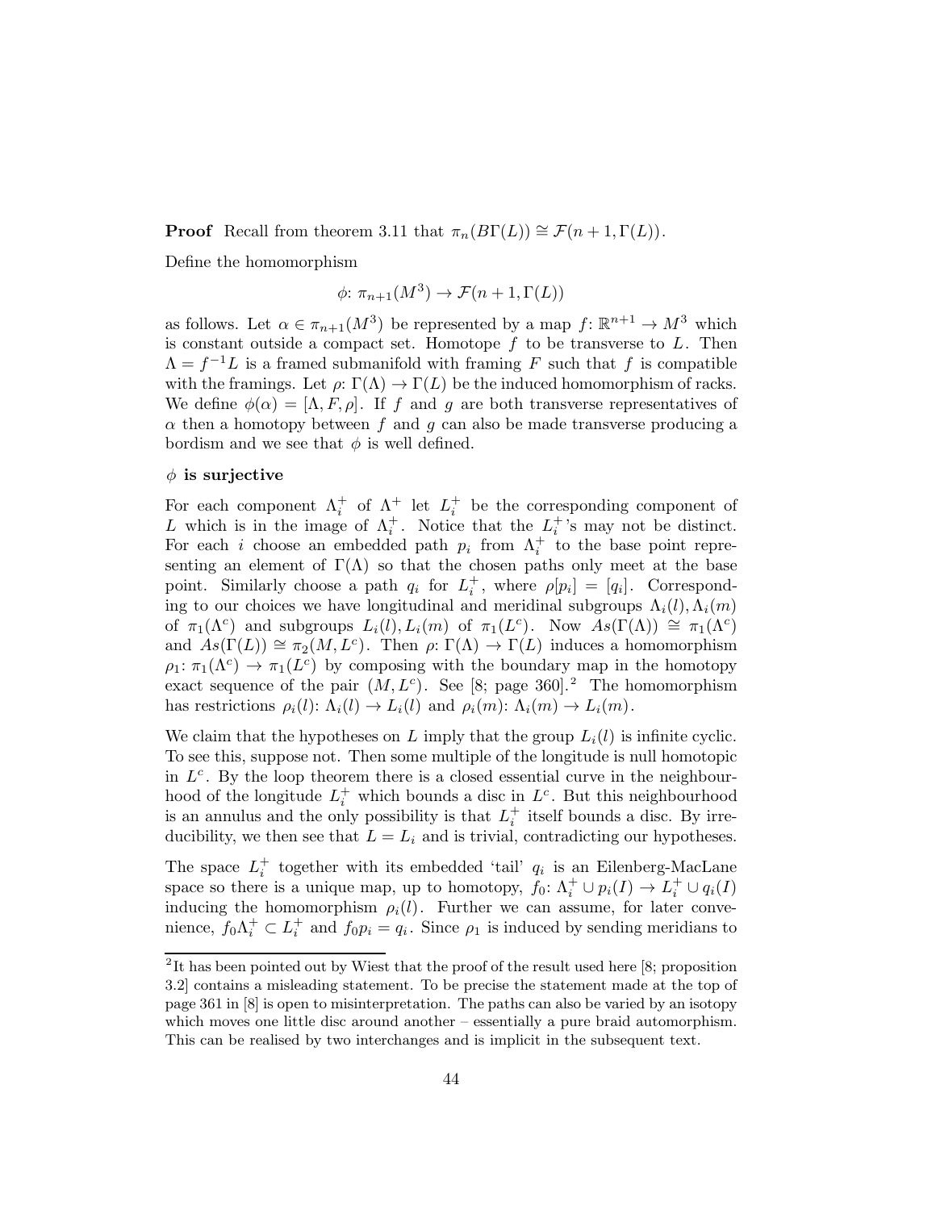**Proof** Recall from theorem 3.11 that $\pi_n(B\Gamma(L)) \cong \mathcal{F}(n+1, \Gamma(L))$.

Define the homomorphism

$$\phi\colon \pi_{n+1}(M^3) \to \mathcal{F}(n+1, \Gamma(L))$$

as follows. Let $\alpha \in \pi_{n+1}(M^3)$ be represented by a map $f\colon \mathbb{R}^{n+1} \to M^3$ which is constant outside a compact set. Homotope $f$ to be transverse to $L$. Then $\Lambda = f^{-1}L$ is a framed submanifold with framing $F$ such that $f$ is compatible with the framings. Let $\rho\colon \Gamma(\Lambda) \to \Gamma(L)$ be the induced homomorphism of racks. We define $\phi(\alpha) = [\Lambda, F, \rho]$. If $f$ and $g$ are both transverse representatives of $\alpha$ then a homotopy between $f$ and $g$ can also be made transverse producing a bordism and we see that $\phi$ is well defined.

**$\phi$ is surjective**

For each component $\Lambda_i^+$ of $\Lambda^+$ let $L_i^+$ be the corresponding component of $L$ which is in the image of $\Lambda_i^+$. Notice that the $L_i^+$'s may not be distinct. For each $i$ choose an embedded path $p_i$ from $\Lambda_i^+$ to the base point representing an element of $\Gamma(\Lambda)$ so that the chosen paths only meet at the base point. Similarly choose a path $q_i$ for $L_i^+$, where $\rho[p_i] = [q_i]$. Corresponding to our choices we have longitudinal and meridinal subgroups $\Lambda_i(l), \Lambda_i(m)$ of $\pi_1(\Lambda^c)$ and subgroups $L_i(l), L_i(m)$ of $\pi_1(L^c)$. Now $As(\Gamma(\Lambda)) \cong \pi_1(\Lambda^c)$ and $As(\Gamma(L)) \cong \pi_2(M, L^c)$. Then $\rho\colon \Gamma(\Lambda) \to \Gamma(L)$ induces a homomorphism $\rho_1\colon \pi_1(\Lambda^c) \to \pi_1(L^c)$ by composing with the boundary map in the homotopy exact sequence of the pair $(M, L^c)$. See [8; page 360].[2] The homomorphism has restrictions $\rho_i(l)\colon \Lambda_i(l) \to L_i(l)$ and $\rho_i(m)\colon \Lambda_i(m) \to L_i(m)$.

We claim that the hypotheses on $L$ imply that the group $L_i(l)$ is infinite cyclic. To see this, suppose not. Then some multiple of the longitude is null homotopic in $L^c$. By the loop theorem there is a closed essential curve in the neighbourhood of the longitude $L_i^+$ which bounds a disc in $L^c$. But this neighbourhood is an annulus and the only possibility is that $L_i^+$ itself bounds a disc. By irreducibility, we then see that $L = L_i$ and is trivial, contradicting our hypotheses.

The space $L_i^+$ together with its embedded 'tail' $q_i$ is an Eilenberg-MacLane space so there is a unique map, up to homotopy, $f_0\colon \Lambda_i^+ \cup p_i(I) \to L_i^+ \cup q_i(I)$ inducing the homomorphism $\rho_i(l)$. Further we can assume, for later convenience, $f_0\Lambda_i^+ \subset L_i^+$ and $f_0 p_i = q_i$. Since $\rho_1$ is induced by sending meridians to

---

[2] It has been pointed out by Wiest that the proof of the result used here [8; proposition 3.2] contains a misleading statement. To be precise the statement made at the top of page 361 in [8] is open to misinterpretation. The paths can also be varied by an isotopy which moves one little disc around another – essentially a pure braid automorphism. This can be realised by two interchanges and is implicit in the subsequent text.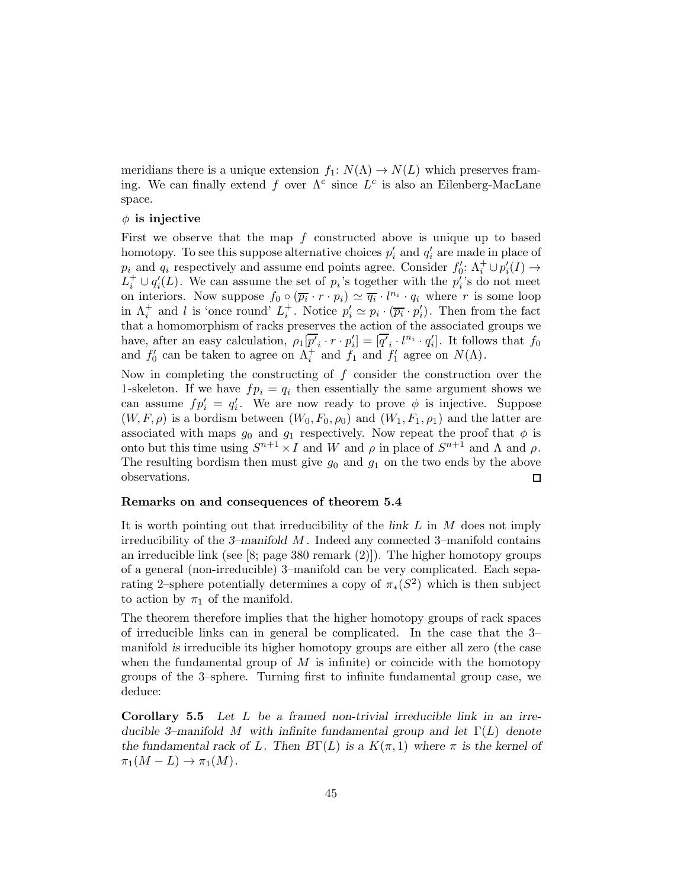meridians there is a unique extension $f_1\colon N(\Lambda) \to N(L)$ which preserves framing. We can finally extend $f$ over $\Lambda^c$ since $L^c$ is also an Eilenberg-MacLane space.

**$\phi$ is injective**

First we observe that the map $f$ constructed above is unique up to based homotopy. To see this suppose alternative choices $p_i'$ and $q_i'$ are made in place of $p_i$ and $q_i$ respectively and assume end points agree. Consider $f_0'\colon \Lambda_i^+ \cup p_i'(I) \to L_i^+ \cup q_i'(L)$. We can assume the set of $p_i$'s together with the $p_i'$'s do not meet on interiors. Now suppose $f_0 \circ (\overline{p_i} \cdot r \cdot p_i) \simeq \overline{q_i} \cdot l^{n_i} \cdot q_i$ where $r$ is some loop in $\Lambda_i^+$ and $l$ is 'once round' $L_i^+$. Notice $p_i' \simeq p_i \cdot (\overline{p_i} \cdot p_i')$. Then from the fact that a homomorphism of racks preserves the action of the associated groups we have, after an easy calculation, $\rho_1[\overline{p'}_i \cdot r \cdot p_i'] = [\overline{q'}_i \cdot l^{n_i} \cdot q_i']$. It follows that $f_0$ and $f_0'$ can be taken to agree on $\Lambda_i^+$ and $f_1$ and $f_1'$ agree on $N(\Lambda)$.

Now in completing the constructing of $f$ consider the construction over the 1-skeleton. If we have $fp_i = q_i$ then essentially the same argument shows we can assume $fp_i' = q_i'$. We are now ready to prove $\phi$ is injective. Suppose $(W, F, \rho)$ is a bordism between $(W_0, F_0, \rho_0)$ and $(W_1, F_1, \rho_1)$ and the latter are associated with maps $g_0$ and $g_1$ respectively. Now repeat the proof that $\phi$ is onto but this time using $S^{n+1} \times I$ and $W$ and $\rho$ in place of $S^{n+1}$ and $\Lambda$ and $\rho$. The resulting bordism then must give $g_0$ and $g_1$ on the two ends by the above observations. □

**Remarks on and consequences of theorem 5.4**

It is worth pointing out that irreducibility of the *link* $L$ in $M$ does not imply irreducibility of the *3–manifold* $M$. Indeed any connected 3–manifold contains an irreducible link (see [8; page 380 remark (2)]). The higher homotopy groups of a general (non-irreducible) 3–manifold can be very complicated. Each separating 2–sphere potentially determines a copy of $\pi_*(S^2)$ which is then subject to action by $\pi_1$ of the manifold.

The theorem therefore implies that the higher homotopy groups of rack spaces of irreducible links can in general be complicated. In the case that the 3–manifold *is* irreducible its higher homotopy groups are either all zero (the case when the fundamental group of $M$ is infinite) or coincide with the homotopy groups of the 3–sphere. Turning first to infinite fundamental group case, we deduce:

**Corollary 5.5** *Let $L$ be a framed non-trivial irreducible link in an irreducible 3–manifold $M$ with infinite fundamental group and let $\Gamma(L)$ denote the fundamental rack of $L$. Then $B\Gamma(L)$ is a $K(\pi, 1)$ where $\pi$ is the kernel of $\pi_1(M - L) \to \pi_1(M)$.*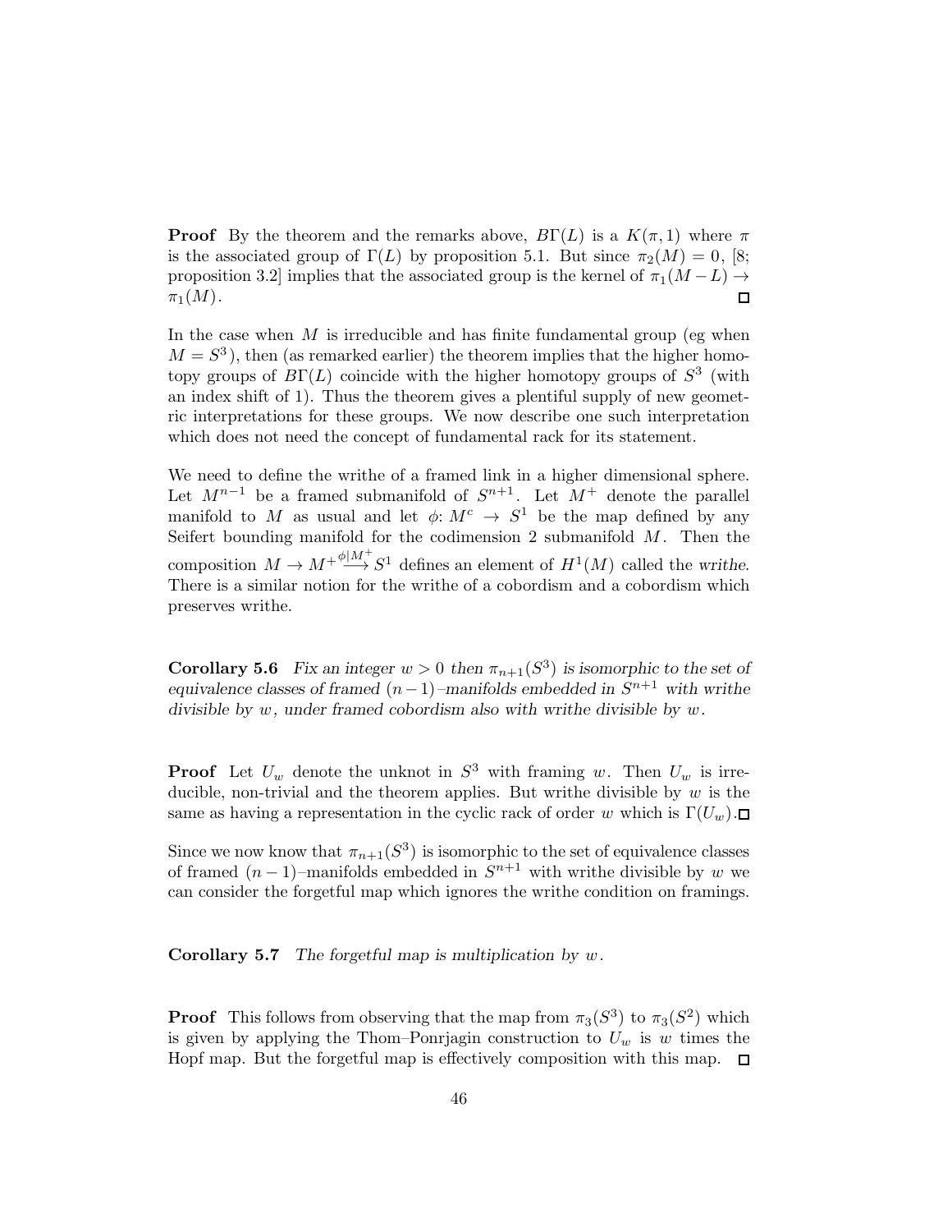**Proof** By the theorem and the remarks above, $B\Gamma(L)$ is a $K(\pi,1)$ where $\pi$ is the associated group of $\Gamma(L)$ by proposition 5.1. But since $\pi_2(M)=0$, [8; proposition 3.2] implies that the associated group is the kernel of $\pi_1(M-L)\to\pi_1(M)$. $\square$

In the case when $M$ is irreducible and has finite fundamental group (eg when $M=S^3$), then (as remarked earlier) the theorem implies that the higher homotopy groups of $B\Gamma(L)$ coincide with the higher homotopy groups of $S^3$ (with an index shift of 1). Thus the theorem gives a plentiful supply of new geometric interpretations for these groups. We now describe one such interpretation which does not need the concept of fundamental rack for its statement.

We need to define the writhe of a framed link in a higher dimensional sphere. Let $M^{n-1}$ be a framed submanifold of $S^{n+1}$. Let $M^+$ denote the parallel manifold to $M$ as usual and let $\phi\colon M^c\to S^1$ be the map defined by any Seifert bounding manifold for the codimension 2 submanifold $M$. Then the composition $M\to M^+\overset{\phi|M^+}{\longrightarrow}S^1$ defines an element of $H^1(M)$ called the *writhe*. There is a similar notion for the writhe of a cobordism and a cobordism which preserves writhe.

**Corollary 5.6** *Fix an integer $w>0$ then $\pi_{n+1}(S^3)$ is isomorphic to the set of equivalence classes of framed $(n-1)$–manifolds embedded in $S^{n+1}$ with writhe divisible by $w$, under framed cobordism also with writhe divisible by $w$.*

**Proof** Let $U_w$ denote the unknot in $S^3$ with framing $w$. Then $U_w$ is irreducible, non-trivial and the theorem applies. But writhe divisible by $w$ is the same as having a representation in the cyclic rack of order $w$ which is $\Gamma(U_w)$. $\square$

Since we now know that $\pi_{n+1}(S^3)$ is isomorphic to the set of equivalence classes of framed $(n-1)$–manifolds embedded in $S^{n+1}$ with writhe divisible by $w$ we can consider the forgetful map which ignores the writhe condition on framings.

**Corollary 5.7** *The forgetful map is multiplication by $w$.*

**Proof** This follows from observing that the map from $\pi_3(S^3)$ to $\pi_3(S^2)$ which is given by applying the Thom–Ponrjagin construction to $U_w$ is $w$ times the Hopf map. But the forgetful map is effectively composition with this map. $\square$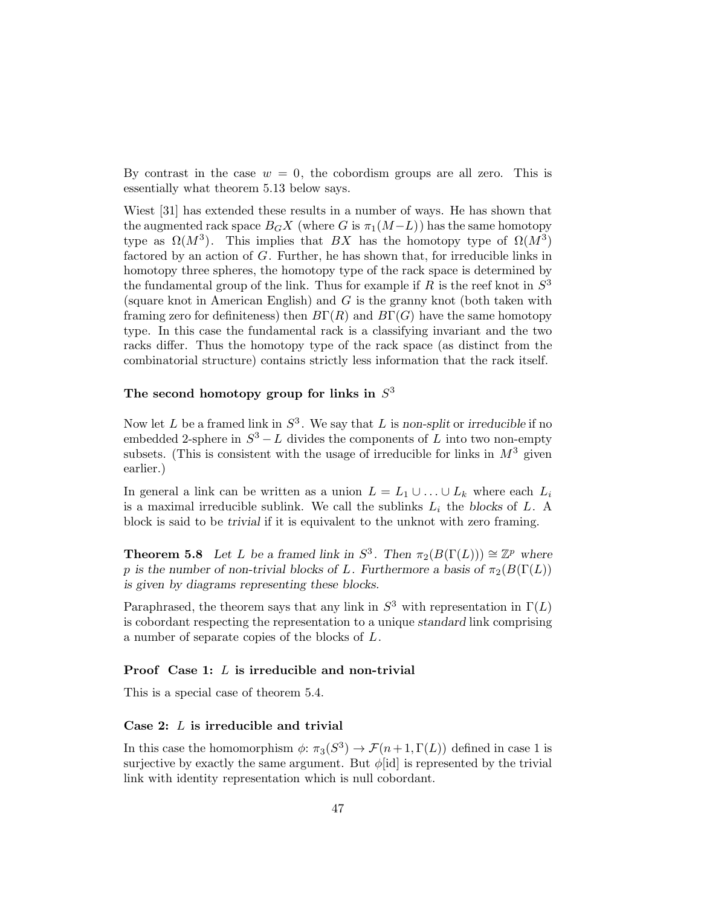By contrast in the case $w = 0$, the cobordism groups are all zero. This is essentially what theorem 5.13 below says.

Wiest [31] has extended these results in a number of ways. He has shown that the augmented rack space $B_G X$ (where $G$ is $\pi_1(M - L)$) has the same homotopy type as $\Omega(M^3)$. This implies that $BX$ has the homotopy type of $\Omega(M^3)$ factored by an action of $G$. Further, he has shown that, for irreducible links in homotopy three spheres, the homotopy type of the rack space is determined by the fundamental group of the link. Thus for example if $R$ is the reef knot in $S^3$ (square knot in American English) and $G$ is the granny knot (both taken with framing zero for definiteness) then $B\Gamma(R)$ and $B\Gamma(G)$ have the same homotopy type. In this case the fundamental rack is a classifying invariant and the two racks differ. Thus the homotopy type of the rack space (as distinct from the combinatorial structure) contains strictly less information that the rack itself.

### The second homotopy group for links in $S^3$

Now let $L$ be a framed link in $S^3$. We say that $L$ is *non-split* or *irreducible* if no embedded 2-sphere in $S^3 - L$ divides the components of $L$ into two non-empty subsets. (This is consistent with the usage of irreducible for links in $M^3$ given earlier.)

In general a link can be written as a union $L = L_1 \cup \ldots \cup L_k$ where each $L_i$ is a maximal irreducible sublink. We call the sublinks $L_i$ the *blocks* of $L$. A block is said to be *trivial* if it is equivalent to the unknot with zero framing.

**Theorem 5.8** *Let $L$ be a framed link in $S^3$. Then $\pi_2(B(\Gamma(L))) \cong \mathbb{Z}^p$ where $p$ is the number of non-trivial blocks of $L$. Furthermore a basis of $\pi_2(B(\Gamma(L))$ is given by diagrams representing these blocks.*

Paraphrased, the theorem says that any link in $S^3$ with representation in $\Gamma(L)$ is cobordant respecting the representation to a unique *standard* link comprising a number of separate copies of the blocks of $L$.

#### Proof Case 1: $L$ is irreducible and non-trivial

This is a special case of theorem 5.4.

#### Case 2: $L$ is irreducible and trivial

In this case the homomorphism $\phi\colon \pi_3(S^3) \to \mathcal{F}(n+1, \Gamma(L))$ defined in case 1 is surjective by exactly the same argument. But $\phi[\mathrm{id}]$ is represented by the trivial link with identity representation which is null cobordant.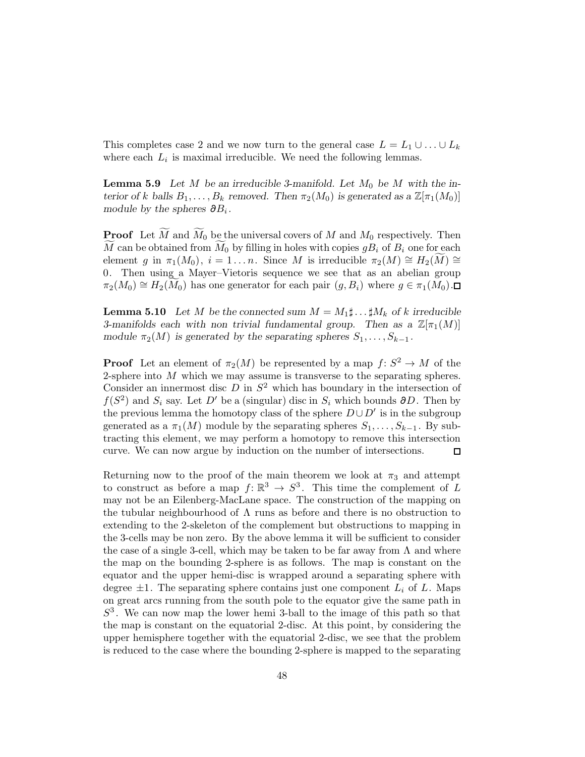This completes case 2 and we now turn to the general case $L = L_1 \cup \ldots \cup L_k$ where each $L_i$ is maximal irreducible. We need the following lemmas.

**Lemma 5.9** *Let $M$ be an irreducible 3-manifold. Let $M_0$ be $M$ with the interior of $k$ balls $B_1, \ldots, B_k$ removed. Then $\pi_2(M_0)$ is generated as a $\mathbb{Z}[\pi_1(M_0)]$ module by the spheres $\partial B_i$.*

**Proof** Let $\widetilde{M}$ and $\widetilde{M}_0$ be the universal covers of $M$ and $M_0$ respectively. Then $\widetilde{M}$ can be obtained from $\widetilde{M}_0$ by filling in holes with copies $gB_i$ of $B_i$ one for each element $g$ in $\pi_1(M_0)$, $i = 1 \ldots n$. Since $M$ is irreducible $\pi_2(M) \cong H_2(\widetilde{M}) \cong 0$. Then using a Mayer–Vietoris sequence we see that as an abelian group $\pi_2(M_0) \cong H_2(\widetilde{M}_0)$ has one generator for each pair $(g, B_i)$ where $g \in \pi_1(M_0)$. □

**Lemma 5.10** *Let $M$ be the connected sum $M = M_1 \sharp \ldots \sharp M_k$ of $k$ irreducible 3-manifolds each with non trivial fundamental group. Then as a $\mathbb{Z}[\pi_1(M)]$ module $\pi_2(M)$ is generated by the separating spheres $S_1, \ldots, S_{k-1}$.*

**Proof** Let an element of $\pi_2(M)$ be represented by a map $f\colon S^2 \to M$ of the 2-sphere into $M$ which we may assume is transverse to the separating spheres. Consider an innermost disc $D$ in $S^2$ which has boundary in the intersection of $f(S^2)$ and $S_i$ say. Let $D'$ be a (singular) disc in $S_i$ which bounds $\partial D$. Then by the previous lemma the homotopy class of the sphere $D \cup D'$ is in the subgroup generated as a $\pi_1(M)$ module by the separating spheres $S_1, \ldots, S_{k-1}$. By subtracting this element, we may perform a homotopy to remove this intersection curve. We can now argue by induction on the number of intersections. □

Returning now to the proof of the main theorem we look at $\pi_3$ and attempt to construct as before a map $f\colon \mathbb{R}^3 \to S^3$. This time the complement of $L$ may not be an Eilenberg-MacLane space. The construction of the mapping on the tubular neighbourhood of $\Lambda$ runs as before and there is no obstruction to extending to the 2-skeleton of the complement but obstructions to mapping in the 3-cells may be non zero. By the above lemma it will be sufficient to consider the case of a single 3-cell, which may be taken to be far away from $\Lambda$ and where the map on the bounding 2-sphere is as follows. The map is constant on the equator and the upper hemi-disc is wrapped around a separating sphere with degree $\pm 1$. The separating sphere contains just one component $L_i$ of $L$. Maps on great arcs running from the south pole to the equator give the same path in $S^3$. We can now map the lower hemi 3-ball to the image of this path so that the map is constant on the equatorial 2-disc. At this point, by considering the upper hemisphere together with the equatorial 2-disc, we see that the problem is reduced to the case where the bounding 2-sphere is mapped to the separating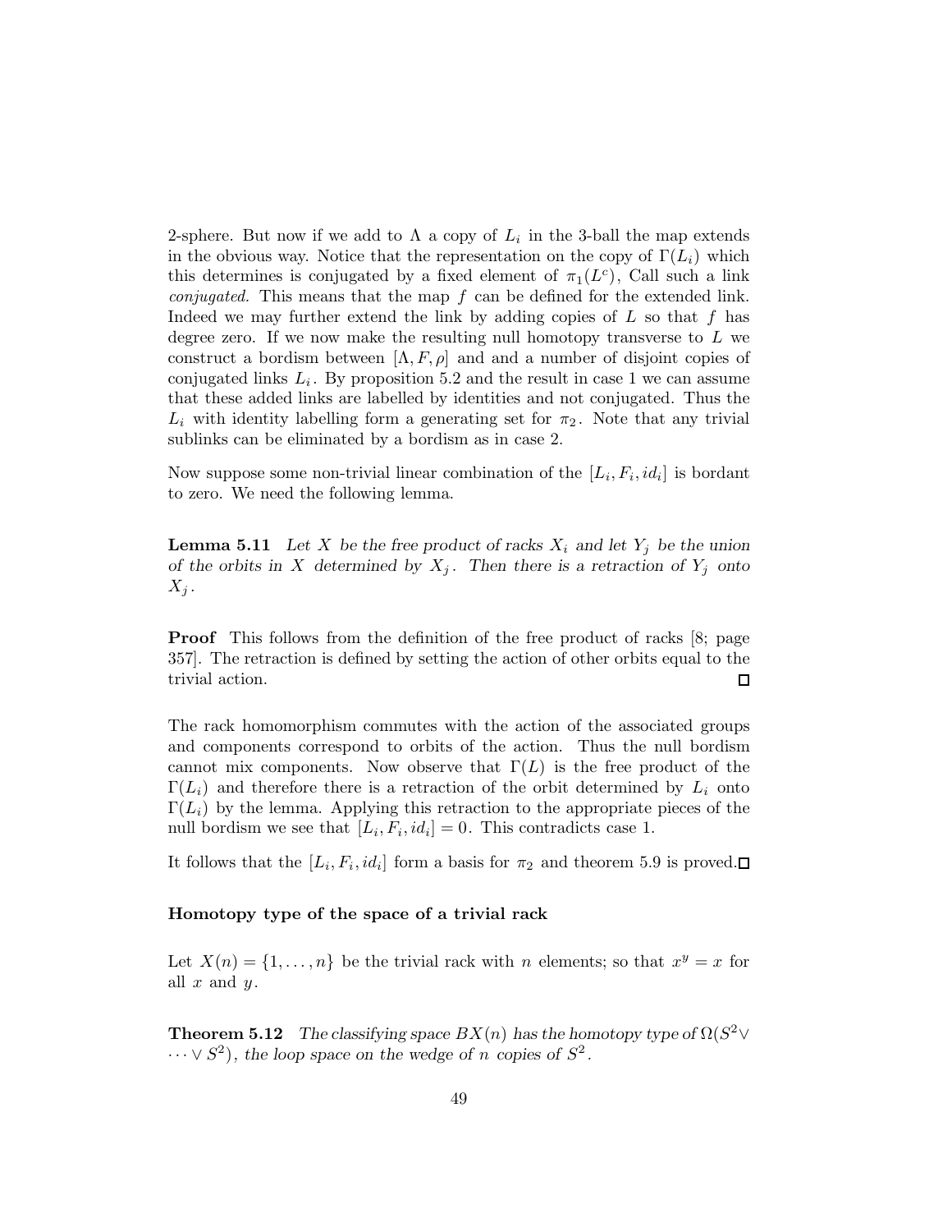2-sphere. But now if we add to $\Lambda$ a copy of $L_i$ in the 3-ball the map extends in the obvious way. Notice that the representation on the copy of $\Gamma(L_i)$ which this determines is conjugated by a fixed element of $\pi_1(L^c)$, Call such a link *conjugated.* This means that the map $f$ can be defined for the extended link. Indeed we may further extend the link by adding copies of $L$ so that $f$ has degree zero. If we now make the resulting null homotopy transverse to $L$ we construct a bordism between $[\Lambda, F, \rho]$ and and a number of disjoint copies of conjugated links $L_i$. By proposition 5.2 and the result in case 1 we can assume that these added links are labelled by identities and not conjugated. Thus the $L_i$ with identity labelling form a generating set for $\pi_2$. Note that any trivial sublinks can be eliminated by a bordism as in case 2.

Now suppose some non-trivial linear combination of the $[L_i, F_i, id_i]$ is bordant to zero. We need the following lemma.

**Lemma 5.11** *Let $X$ be the free product of racks $X_i$ and let $Y_j$ be the union of the orbits in $X$ determined by $X_j$. Then there is a retraction of $Y_j$ onto $X_j$.*

**Proof** This follows from the definition of the free product of racks [8; page 357]. The retraction is defined by setting the action of other orbits equal to the trivial action. □

The rack homomorphism commutes with the action of the associated groups and components correspond to orbits of the action. Thus the null bordism cannot mix components. Now observe that $\Gamma(L)$ is the free product of the $\Gamma(L_i)$ and therefore there is a retraction of the orbit determined by $L_i$ onto $\Gamma(L_i)$ by the lemma. Applying this retraction to the appropriate pieces of the null bordism we see that $[L_i, F_i, id_i] = 0$. This contradicts case 1.

It follows that the $[L_i, F_i, id_i]$ form a basis for $\pi_2$ and theorem 5.9 is proved. □

### Homotopy type of the space of a trivial rack

Let $X(n) = \{1, \ldots, n\}$ be the trivial rack with $n$ elements; so that $x^y = x$ for all $x$ and $y$.

**Theorem 5.12** *The classifying space $BX(n)$ has the homotopy type of $\Omega(S^2 \vee \cdots \vee S^2)$, the loop space on the wedge of $n$ copies of $S^2$.*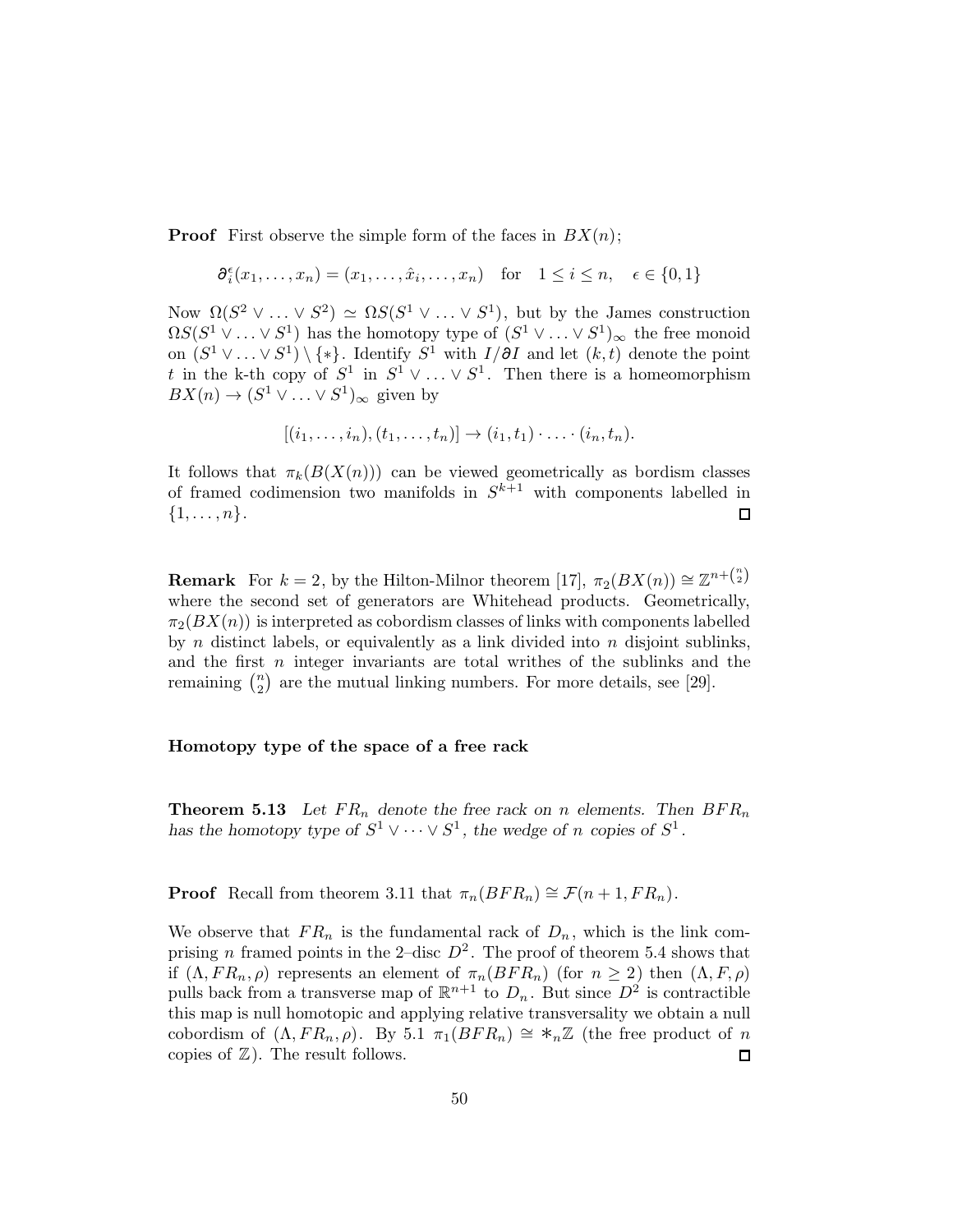**Proof** First observe the simple form of the faces in $BX(n)$;

$$\partial_i^\epsilon(x_1,\ldots,x_n) = (x_1,\ldots,\hat{x}_i,\ldots,x_n) \quad \text{for} \quad 1 \le i \le n, \quad \epsilon \in \{0,1\}$$

Now $\Omega(S^2 \vee \ldots \vee S^2) \simeq \Omega S(S^1 \vee \ldots \vee S^1)$, but by the James construction $\Omega S(S^1 \vee \ldots \vee S^1)$ has the homotopy type of $(S^1 \vee \ldots \vee S^1)_\infty$ the free monoid on $(S^1 \vee \ldots \vee S^1) \setminus \{*\}$. Identify $S^1$ with $I/\partial I$ and let $(k,t)$ denote the point $t$ in the k-th copy of $S^1$ in $S^1 \vee \ldots \vee S^1$. Then there is a homeomorphism $BX(n) \to (S^1 \vee \ldots \vee S^1)_\infty$ given by

$$[(i_1,\ldots,i_n),(t_1,\ldots,t_n)] \to (i_1,t_1)\cdot\ldots\cdot(i_n,t_n).$$

It follows that $\pi_k(B(X(n)))$ can be viewed geometrically as bordism classes of framed codimension two manifolds in $S^{k+1}$ with components labelled in $\{1,\ldots,n\}$. ◻

**Remark** For $k=2$, by the Hilton-Milnor theorem [17], $\pi_2(BX(n)) \cong \mathbb{Z}^{n+\binom{n}{2}}$ where the second set of generators are Whitehead products. Geometrically, $\pi_2(BX(n))$ is interpreted as cobordism classes of links with components labelled by $n$ distinct labels, or equivalently as a link divided into $n$ disjoint sublinks, and the first $n$ integer invariants are total writhes of the sublinks and the remaining $\binom{n}{2}$ are the mutual linking numbers. For more details, see [29].

### Homotopy type of the space of a free rack

**Theorem 5.13** *Let $FR_n$ denote the free rack on $n$ elements. Then $BFR_n$ has the homotopy type of $S^1 \vee \cdots \vee S^1$, the wedge of $n$ copies of $S^1$.*

**Proof** Recall from theorem 3.11 that $\pi_n(BFR_n) \cong \mathcal{F}(n+1, FR_n)$.

We observe that $FR_n$ is the fundamental rack of $D_n$, which is the link comprising $n$ framed points in the 2–disc $D^2$. The proof of theorem 5.4 shows that if $(\Lambda, FR_n, \rho)$ represents an element of $\pi_n(BFR_n)$ (for $n \ge 2$) then $(\Lambda, F, \rho)$ pulls back from a transverse map of $\mathbb{R}^{n+1}$ to $D_n$. But since $D^2$ is contractible this map is null homotopic and applying relative transversality we obtain a null cobordism of $(\Lambda, FR_n, \rho)$. By 5.1 $\pi_1(BFR_n) \cong *_n\mathbb{Z}$ (the free product of $n$ copies of $\mathbb{Z}$). The result follows. ◻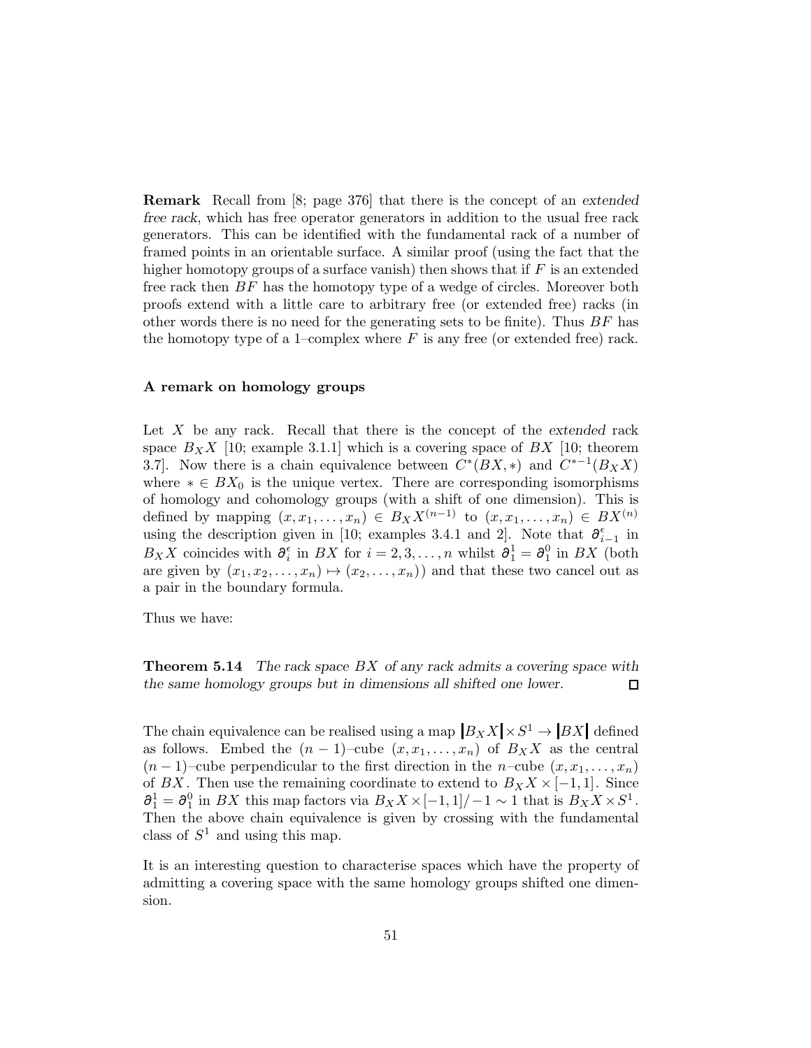**Remark** Recall from [8; page 376] that there is the concept of an *extended free rack*, which has free operator generators in addition to the usual free rack generators. This can be identified with the fundamental rack of a number of framed points in an orientable surface. A similar proof (using the fact that the higher homotopy groups of a surface vanish) then shows that if $F$ is an extended free rack then $BF$ has the homotopy type of a wedge of circles. Moreover both proofs extend with a little care to arbitrary free (or extended free) racks (in other words there is no need for the generating sets to be finite). Thus $BF$ has the homotopy type of a 1–complex where $F$ is any free (or extended free) rack.

### A remark on homology groups

Let $X$ be any rack. Recall that there is the concept of the *extended* rack space $B_X X$ [10; example 3.1.1] which is a covering space of $BX$ [10; theorem 3.7]. Now there is a chain equivalence between $C^*(BX, *)$ and $C^{*-1}(B_X X)$ where $* \in BX_0$ is the unique vertex. There are corresponding isomorphisms of homology and cohomology groups (with a shift of one dimension). This is defined by mapping $(x, x_1, \ldots, x_n) \in B_X X^{(n-1)}$ to $(x, x_1, \ldots, x_n) \in BX^{(n)}$ using the description given in [10; examples 3.4.1 and 2]. Note that $\partial^\epsilon_{i-1}$ in $B_X X$ coincides with $\partial^\epsilon_i$ in $BX$ for $i = 2, 3, \ldots, n$ whilst $\partial^1_1 = \partial^0_1$ in $BX$ (both are given by $(x_1, x_2, \ldots, x_n) \mapsto (x_2, \ldots, x_n)$) and that these two cancel out as a pair in the boundary formula.

Thus we have:

**Theorem 5.14** *The rack space $BX$ of any rack admits a covering space with the same homology groups but in dimensions all shifted one lower.* □

The chain equivalence can be realised using a map $|B_X X| \times S^1 \to |BX|$ defined as follows. Embed the $(n-1)$–cube $(x, x_1, \ldots, x_n)$ of $B_X X$ as the central $(n-1)$–cube perpendicular to the first direction in the $n$–cube $(x, x_1, \ldots, x_n)$ of $BX$. Then use the remaining coordinate to extend to $B_X X \times [-1, 1]$. Since $\partial^1_1 = \partial^0_1$ in $BX$ this map factors via $B_X X \times [-1, 1]/-1 \sim 1$ that is $B_X X \times S^1$. Then the above chain equivalence is given by crossing with the fundamental class of $S^1$ and using this map.

It is an interesting question to characterise spaces which have the property of admitting a covering space with the same homology groups shifted one dimension.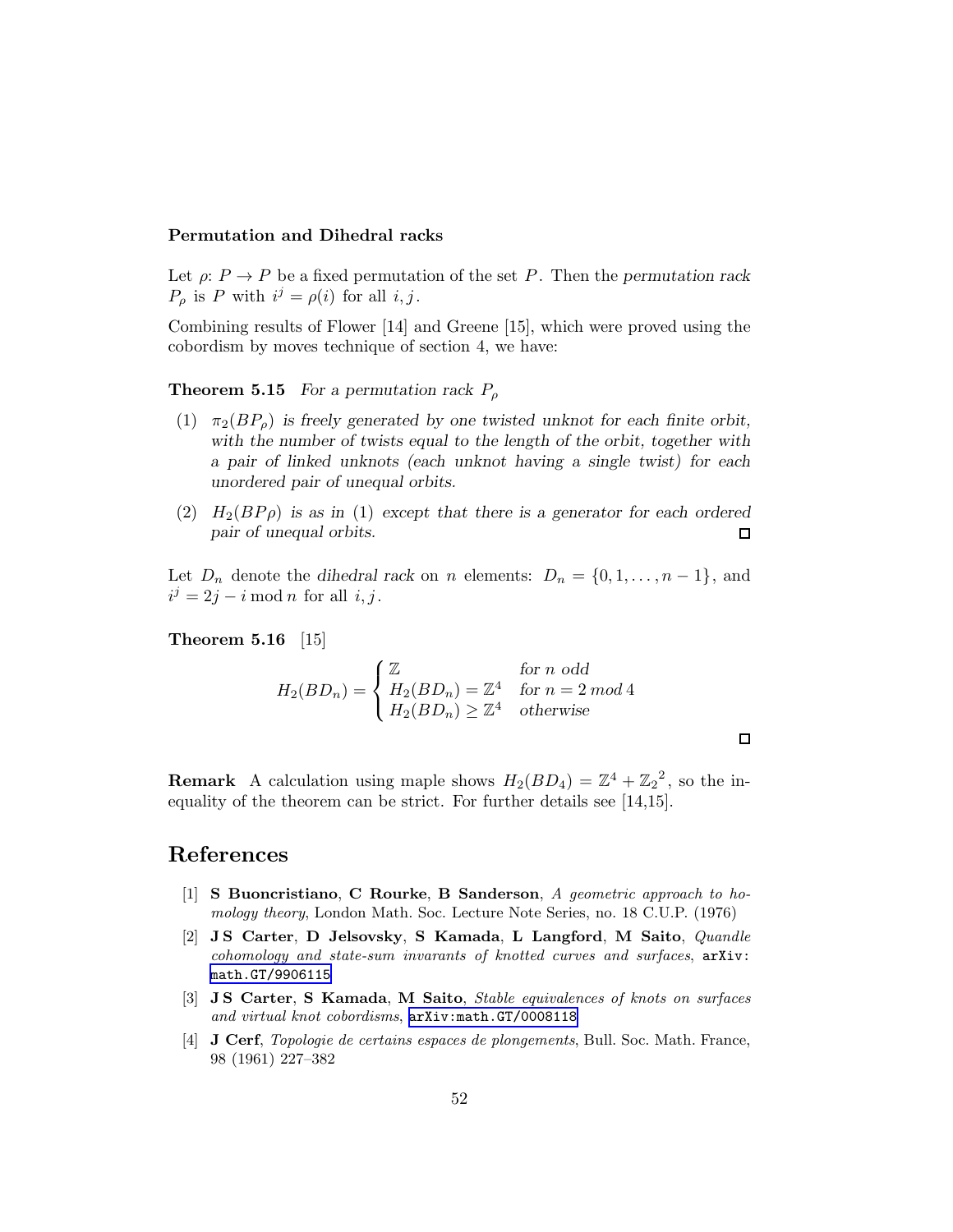### Permutation and Dihedral racks

Let $\rho\colon P \to P$ be a fixed permutation of the set $P$. Then the *permutation rack* $P_\rho$ is $P$ with $i^j = \rho(i)$ for all $i, j$.

Combining results of Flower [14] and Greene [15], which were proved using the cobordism by moves technique of section 4, we have:

**Theorem 5.15** *For a permutation rack $P_\rho$*

1. *$\pi_2(BP_\rho)$ is freely generated by one twisted unknot for each finite orbit, with the number of twists equal to the length of the orbit, together with a pair of linked unknots (each unknot having a single twist) for each unordered pair of unequal orbits.*
2. *$H_2(BP\rho)$ is as in (1) except that there is a generator for each ordered pair of unequal orbits.* □

Let $D_n$ denote the *dihedral rack* on $n$ elements: $D_n = \{0, 1, \ldots, n-1\}$, and $i^j = 2j - i \bmod n$ for all $i, j$.

**Theorem 5.16** [15]

$$H_2(BD_n) = \begin{cases} \mathbb{Z} & \text{for } n \text{ odd} \\ H_2(BD_n) = \mathbb{Z}^4 & \text{for } n = 2 \bmod 4 \\ H_2(BD_n) \geq \mathbb{Z}^4 & \text{otherwise} \end{cases}$$

□

**Remark** A calculation using maple shows $H_2(BD_4) = \mathbb{Z}^4 + {\mathbb{Z}_2}^2$, so the inequality of the theorem can be strict. For further details see [14,15].

## References

[1] **S Buoncristiano**, **C Rourke**, **B Sanderson**, *A geometric approach to homology theory*, London Math. Soc. Lecture Note Series, no. 18 C.U.P. (1976)

[2] **J S Carter**, **D Jelsovsky**, **S Kamada**, **L Langford**, **M Saito**, *Quandle cohomology and state-sum invariants of knotted curves and surfaces*, arXiv: math.GT/9906115

[3] **J S Carter**, **S Kamada**, **M Saito**, *Stable equivalences of knots on surfaces and virtual knot cobordisms*, arXiv:math.GT/0008118

[4] **J Cerf**, *Topologie de certains espaces de plongements*, Bull. Soc. Math. France, 98 (1961) 227–382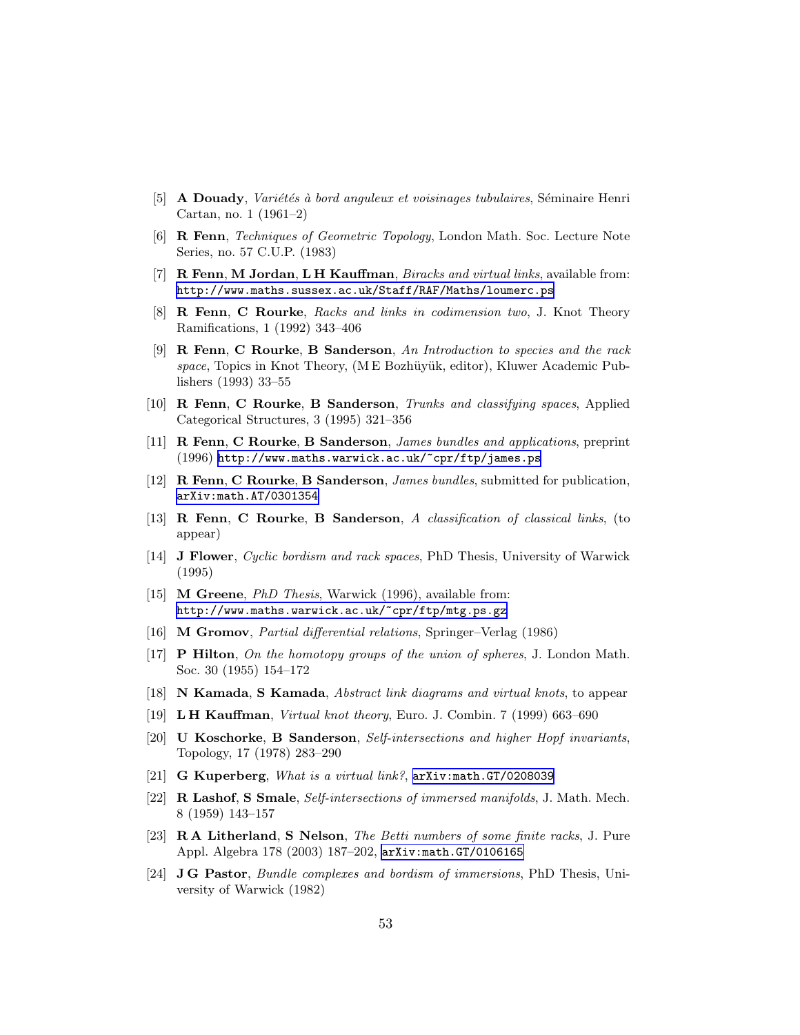[5] **A Douady**, *Variétés à bord anguleux et voisinages tubulaires*, Séminaire Henri Cartan, no. 1 (1961–2)

[6] **R Fenn**, *Techniques of Geometric Topology*, London Math. Soc. Lecture Note Series, no. 57 C.U.P. (1983)

[7] **R Fenn**, **M Jordan**, **L H Kauffman**, *Biracks and virtual links*, available from: http://www.maths.sussex.ac.uk/Staff/RAF/Maths/loumerc.ps

[8] **R Fenn**, **C Rourke**, *Racks and links in codimension two*, J. Knot Theory Ramifications, 1 (1992) 343–406

[9] **R Fenn**, **C Rourke**, **B Sanderson**, *An Introduction to species and the rack space*, Topics in Knot Theory, (M E Bozhüyük, editor), Kluwer Academic Publishers (1993) 33–55

[10] **R Fenn**, **C Rourke**, **B Sanderson**, *Trunks and classifying spaces*, Applied Categorical Structures, 3 (1995) 321–356

[11] **R Fenn**, **C Rourke**, **B Sanderson**, *James bundles and applications*, preprint (1996) http://www.maths.warwick.ac.uk/~cpr/ftp/james.ps

[12] **R Fenn**, **C Rourke**, **B Sanderson**, *James bundles*, submitted for publication, arXiv:math.AT/0301354

[13] **R Fenn**, **C Rourke**, **B Sanderson**, *A classification of classical links*, (to appear)

[14] **J Flower**, *Cyclic bordism and rack spaces*, PhD Thesis, University of Warwick (1995)

[15] **M Greene**, *PhD Thesis*, Warwick (1996), available from: http://www.maths.warwick.ac.uk/~cpr/ftp/mtg.ps.gz

[16] **M Gromov**, *Partial differential relations*, Springer–Verlag (1986)

[17] **P Hilton**, *On the homotopy groups of the union of spheres*, J. London Math. Soc. 30 (1955) 154–172

[18] **N Kamada**, **S Kamada**, *Abstract link diagrams and virtual knots*, to appear

[19] **L H Kauffman**, *Virtual knot theory*, Euro. J. Combin. 7 (1999) 663–690

[20] **U Koschorke**, **B Sanderson**, *Self-intersections and higher Hopf invariants*, Topology, 17 (1978) 283–290

[21] **G Kuperberg**, *What is a virtual link?*, arXiv:math.GT/0208039

[22] **R Lashof**, **S Smale**, *Self-intersections of immersed manifolds*, J. Math. Mech. 8 (1959) 143–157

[23] **R A Litherland**, **S Nelson**, *The Betti numbers of some finite racks*, J. Pure Appl. Algebra 178 (2003) 187–202, arXiv:math.GT/0106165

[24] **J G Pastor**, *Bundle complexes and bordism of immersions*, PhD Thesis, University of Warwick (1982)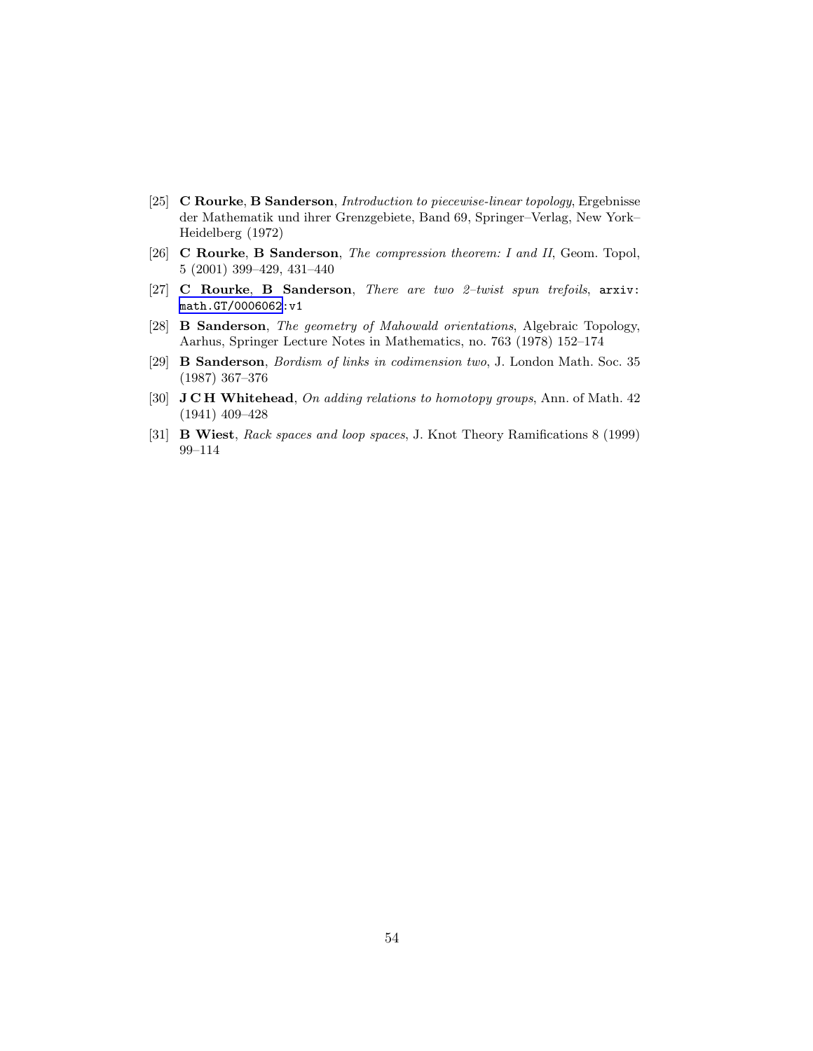[25] **C Rourke**, **B Sanderson**, *Introduction to piecewise-linear topology*, Ergebnisse der Mathematik und ihrer Grenzgebiete, Band 69, Springer–Verlag, New York–Heidelberg (1972)

[26] **C Rourke**, **B Sanderson**, *The compression theorem: I and II*, Geom. Topol, 5 (2001) 399–429, 431–440

[27] **C Rourke**, **B Sanderson**, *There are two 2–twist spun trefoils*, `arxiv: math.GT/0006062:v1`

[28] **B Sanderson**, *The geometry of Mahowald orientations*, Algebraic Topology, Aarhus, Springer Lecture Notes in Mathematics, no. 763 (1978) 152–174

[29] **B Sanderson**, *Bordism of links in codimension two*, J. London Math. Soc. 35 (1987) 367–376

[30] **J C H Whitehead**, *On adding relations to homotopy groups*, Ann. of Math. 42 (1941) 409–428

[31] **B Wiest**, *Rack spaces and loop spaces*, J. Knot Theory Ramifications 8 (1999) 99–114